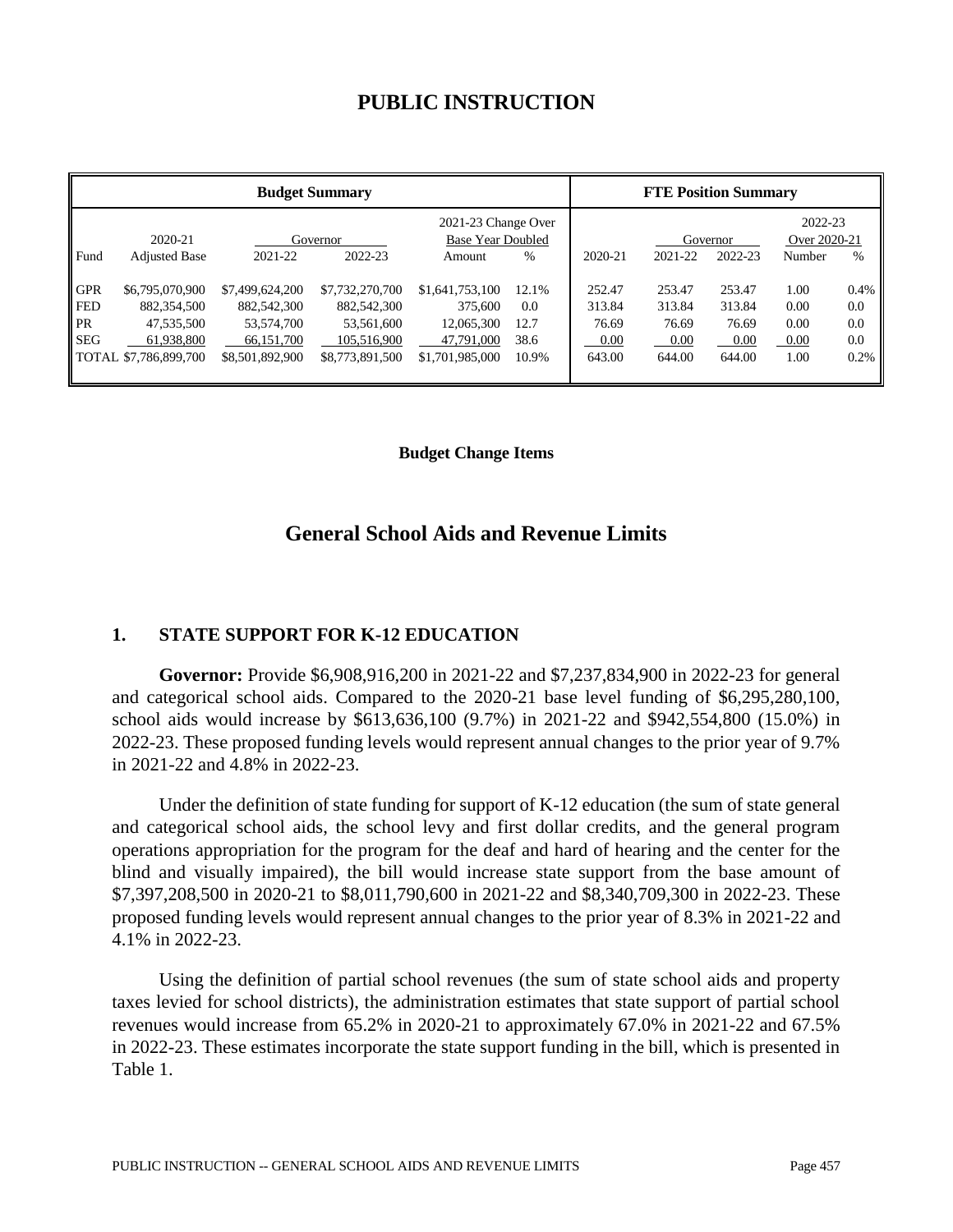# PUBLIC INSTRUCTION

| Budget Summary | | | | | | FTE Position Summary | | | | |
|---|---|---|---|---|---|---|---|---|---|---|
| | 2020-21 | Governor | | 2021-23 Change Over Base Year Doubled | | | Governor | | 2022-23 Over 2020-21 | |
| Fund | Adjusted Base | 2021-22 | 2022-23 | Amount | % | 2020-21 | 2021-22 | 2022-23 | Number | % |
| GPR | $6,795,070,900 | $7,499,624,200 | $7,732,270,700 | $1,641,753,100 | 12.1% | 252.47 | 253.47 | 253.47 | 1.00 | 0.4% |
| FED | 882,354,500 | 882,542,300 | 882,542,300 | 375,600 | 0.0 | 313.84 | 313.84 | 313.84 | 0.00 | 0.0 |
| PR | 47,535,500 | 53,574,700 | 53,561,600 | 12,065,300 | 12.7 | 76.69 | 76.69 | 76.69 | 0.00 | 0.0 |
| SEG | 61,938,800 | 66,151,700 | 105,516,900 | 47,791,000 | 38.6 | 0.00 | 0.00 | 0.00 | 0.00 | 0.0 |
| TOTAL | $7,786,899,700 | $8,501,892,900 | $8,773,891,500 | $1,701,985,000 | 10.9% | 643.00 | 644.00 | 644.00 | 1.00 | 0.2% |

**Budget Change Items**

## General School Aids and Revenue Limits

### 1. STATE SUPPORT FOR K-12 EDUCATION

**Governor:** Provide $6,908,916,200 in 2021-22 and $7,237,834,900 in 2022-23 for general and categorical school aids. Compared to the 2020-21 base level funding of $6,295,280,100, school aids would increase by $613,636,100 (9.7%) in 2021-22 and $942,554,800 (15.0%) in 2022-23. These proposed funding levels would represent annual changes to the prior year of 9.7% in 2021-22 and 4.8% in 2022-23.

Under the definition of state funding for support of K-12 education (the sum of state general and categorical school aids, the school levy and first dollar credits, and the general program operations appropriation for the program for the deaf and hard of hearing and the center for the blind and visually impaired), the bill would increase state support from the base amount of $7,397,208,500 in 2020-21 to $8,011,790,600 in 2021-22 and $8,340,709,300 in 2022-23. These proposed funding levels would represent annual changes to the prior year of 8.3% in 2021-22 and 4.1% in 2022-23.

Using the definition of partial school revenues (the sum of state school aids and property taxes levied for school districts), the administration estimates that state support of partial school revenues would increase from 65.2% in 2020-21 to approximately 67.0% in 2021-22 and 67.5% in 2022-23. These estimates incorporate the state support funding in the bill, which is presented in Table 1.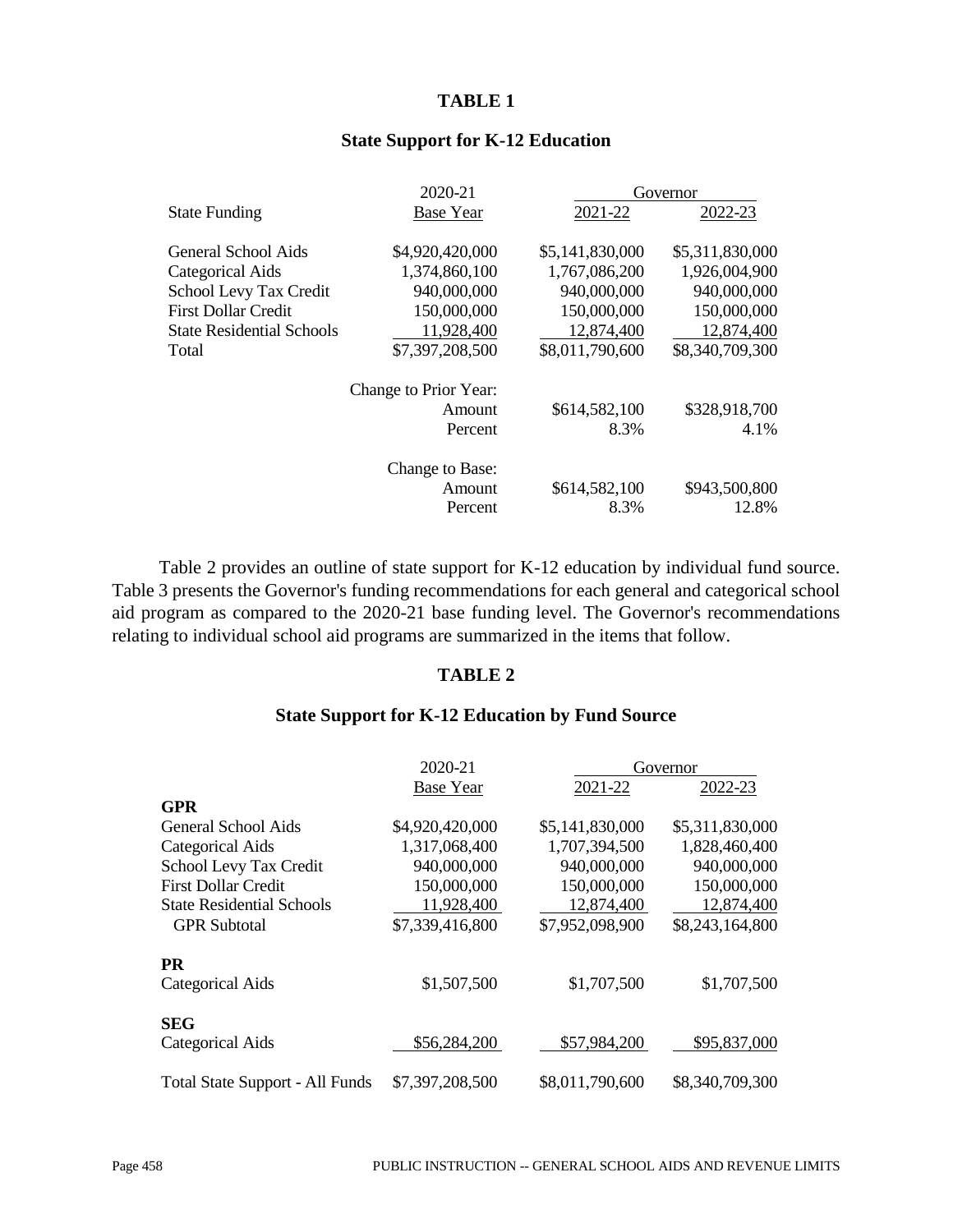**TABLE 1**

**State Support for K-12 Education**

| State Funding | 2020-21 Base Year | Governor 2021-22 | Governor 2022-23 |
|---|---|---|---|
| General School Aids | $4,920,420,000 | $5,141,830,000 | $5,311,830,000 |
| Categorical Aids | 1,374,860,100 | 1,767,086,200 | 1,926,004,900 |
| School Levy Tax Credit | 940,000,000 | 940,000,000 | 940,000,000 |
| First Dollar Credit | 150,000,000 | 150,000,000 | 150,000,000 |
| State Residential Schools | 11,928,400 | 12,874,400 | 12,874,400 |
| Total | $7,397,208,500 | $8,011,790,600 | $8,340,709,300 |
| | Change to Prior Year: | | |
| | Amount | $614,582,100 | $328,918,700 |
| | Percent | 8.3% | 4.1% |
| | Change to Base: | | |
| | Amount | $614,582,100 | $943,500,800 |
| | Percent | 8.3% | 12.8% |

Table 2 provides an outline of state support for K-12 education by individual fund source. Table 3 presents the Governor's funding recommendations for each general and categorical school aid program as compared to the 2020-21 base funding level. The Governor's recommendations relating to individual school aid programs are summarized in the items that follow.

**TABLE 2**

**State Support for K-12 Education by Fund Source**

| | 2020-21 Base Year | Governor 2021-22 | Governor 2022-23 |
|---|---|---|---|
| **GPR** | | | |
| General School Aids | $4,920,420,000 | $5,141,830,000 | $5,311,830,000 |
| Categorical Aids | 1,317,068,400 | 1,707,394,500 | 1,828,460,400 |
| School Levy Tax Credit | 940,000,000 | 940,000,000 | 940,000,000 |
| First Dollar Credit | 150,000,000 | 150,000,000 | 150,000,000 |
| State Residential Schools | 11,928,400 | 12,874,400 | 12,874,400 |
| GPR Subtotal | $7,339,416,800 | $7,952,098,900 | $8,243,164,800 |
| **PR** | | | |
| Categorical Aids | $1,507,500 | $1,707,500 | $1,707,500 |
| **SEG** | | | |
| Categorical Aids | $56,284,200 | $57,984,200 | $95,837,000 |
| Total State Support - All Funds | $7,397,208,500 | $8,011,790,600 | $8,340,709,300 |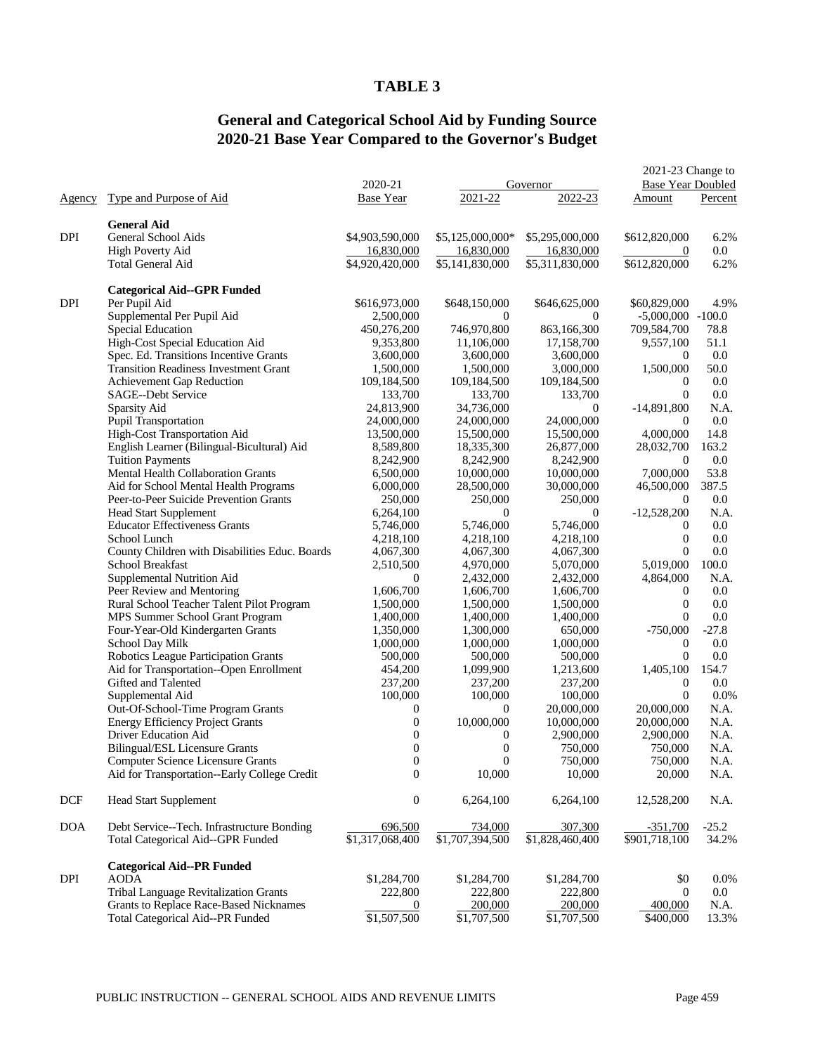# TABLE 3

## General and Categorical School Aid by Funding Source
## 2020-21 Base Year Compared to the Governor's Budget

| Agency | Type and Purpose of Aid | 2020-21 Base Year | Governor 2021-22 | Governor 2022-23 | 2021-23 Change to Base Year Doubled Amount | 2021-23 Change to Base Year Doubled Percent |
|---|---|---|---|---|---|---|
| | **General Aid** | | | | | |
| DPI | General School Aids | $4,903,590,000 | $5,125,000,000* | $5,295,000,000 | $612,820,000 | 6.2% |
| | High Poverty Aid | 16,830,000 | 16,830,000 | 16,830,000 | 0 | 0.0 |
| | Total General Aid | $4,920,420,000 | $5,141,830,000 | $5,311,830,000 | $612,820,000 | 6.2% |
| | **Categorical Aid--GPR Funded** | | | | | |
| DPI | Per Pupil Aid | $616,973,000 | $648,150,000 | $646,625,000 | $60,829,000 | 4.9% |
| | Supplemental Per Pupil Aid | 2,500,000 | 0 | 0 | -5,000,000 | -100.0 |
| | Special Education | 450,276,200 | 746,970,800 | 863,166,300 | 709,584,700 | 78.8 |
| | High-Cost Special Education Aid | 9,353,800 | 11,106,000 | 17,158,700 | 9,557,100 | 51.1 |
| | Spec. Ed. Transitions Incentive Grants | 3,600,000 | 3,600,000 | 3,600,000 | 0 | 0.0 |
| | Transition Readiness Investment Grant | 1,500,000 | 1,500,000 | 3,000,000 | 1,500,000 | 50.0 |
| | Achievement Gap Reduction | 109,184,500 | 109,184,500 | 109,184,500 | 0 | 0.0 |
| | SAGE--Debt Service | 133,700 | 133,700 | 133,700 | 0 | 0.0 |
| | Sparsity Aid | 24,813,900 | 34,736,000 | 0 | -14,891,800 | N.A. |
| | Pupil Transportation | 24,000,000 | 24,000,000 | 24,000,000 | 0 | 0.0 |
| | High-Cost Transportation Aid | 13,500,000 | 15,500,000 | 15,500,000 | 4,000,000 | 14.8 |
| | English Learner (Bilingual-Bicultural) Aid | 8,589,800 | 18,335,300 | 26,877,000 | 28,032,700 | 163.2 |
| | Tuition Payments | 8,242,900 | 8,242,900 | 8,242,900 | 0 | 0.0 |
| | Mental Health Collaboration Grants | 6,500,000 | 10,000,000 | 10,000,000 | 7,000,000 | 53.8 |
| | Aid for School Mental Health Programs | 6,000,000 | 28,500,000 | 30,000,000 | 46,500,000 | 387.5 |
| | Peer-to-Peer Suicide Prevention Grants | 250,000 | 250,000 | 250,000 | 0 | 0.0 |
| | Head Start Supplement | 6,264,100 | 0 | 0 | -12,528,200 | N.A. |
| | Educator Effectiveness Grants | 5,746,000 | 5,746,000 | 5,746,000 | 0 | 0.0 |
| | School Lunch | 4,218,100 | 4,218,100 | 4,218,100 | 0 | 0.0 |
| | County Children with Disabilities Educ. Boards | 4,067,300 | 4,067,300 | 4,067,300 | 0 | 0.0 |
| | School Breakfast | 2,510,500 | 4,970,000 | 5,070,000 | 5,019,000 | 100.0 |
| | Supplemental Nutrition Aid | 0 | 2,432,000 | 2,432,000 | 4,864,000 | N.A. |
| | Peer Review and Mentoring | 1,606,700 | 1,606,700 | 1,606,700 | 0 | 0.0 |
| | Rural School Teacher Talent Pilot Program | 1,500,000 | 1,500,000 | 1,500,000 | 0 | 0.0 |
| | MPS Summer School Grant Program | 1,400,000 | 1,400,000 | 1,400,000 | 0 | 0.0 |
| | Four-Year-Old Kindergarten Grants | 1,350,000 | 1,300,000 | 650,000 | -750,000 | -27.8 |
| | School Day Milk | 1,000,000 | 1,000,000 | 1,000,000 | 0 | 0.0 |
| | Robotics League Participation Grants | 500,000 | 500,000 | 500,000 | 0 | 0.0 |
| | Aid for Transportation--Open Enrollment | 454,200 | 1,099,900 | 1,213,600 | 1,405,100 | 154.7 |
| | Gifted and Talented | 237,200 | 237,200 | 237,200 | 0 | 0.0 |
| | Supplemental Aid | 100,000 | 100,000 | 100,000 | 0 | 0.0% |
| | Out-Of-School-Time Program Grants | 0 | 0 | 20,000,000 | 20,000,000 | N.A. |
| | Energy Efficiency Project Grants | 0 | 10,000,000 | 10,000,000 | 20,000,000 | N.A. |
| | Driver Education Aid | 0 | 0 | 2,900,000 | 2,900,000 | N.A. |
| | Bilingual/ESL Licensure Grants | 0 | 0 | 750,000 | 750,000 | N.A. |
| | Computer Science Licensure Grants | 0 | 0 | 750,000 | 750,000 | N.A. |
| | Aid for Transportation--Early College Credit | 0 | 10,000 | 10,000 | 20,000 | N.A. |
| DCF | Head Start Supplement | 0 | 6,264,100 | 6,264,100 | 12,528,200 | N.A. |
| DOA | Debt Service--Tech. Infrastructure Bonding | 696,500 | 734,000 | 307,300 | -351,700 | -25.2 |
| | Total Categorical Aid--GPR Funded | $1,317,068,400 | $1,707,394,500 | $1,828,460,400 | $901,718,100 | 34.2% |
| | **Categorical Aid--PR Funded** | | | | | |
| DPI | AODA | $1,284,700 | $1,284,700 | $1,284,700 | $0 | 0.0% |
| | Tribal Language Revitalization Grants | 222,800 | 222,800 | 222,800 | 0 | 0.0 |
| | Grants to Replace Race-Based Nicknames | 0 | 200,000 | 200,000 | 400,000 | N.A. |
| | Total Categorical Aid--PR Funded | $1,507,500 | $1,707,500 | $1,707,500 | $400,000 | 13.3% |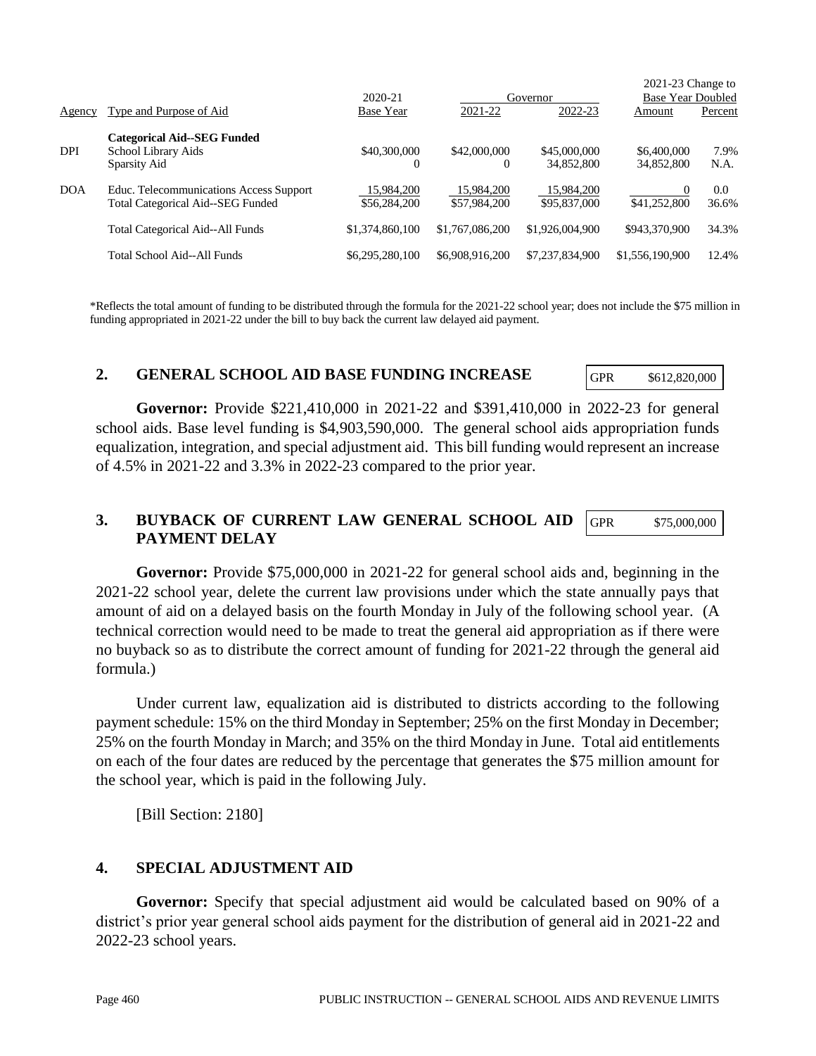| Agency | Type and Purpose of Aid | 2020-21 Base Year | Governor 2021-22 | Governor 2022-23 | 2021-23 Change to Base Year Doubled Amount | 2021-23 Change to Base Year Doubled Percent |
|---|---|---|---|---|---|---|
| | **Categorical Aid--SEG Funded** | | | | | |
| DPI | School Library Aids | $40,300,000 | $42,000,000 | $45,000,000 | $6,400,000 | 7.9% |
| | Sparsity Aid | 0 | 0 | 34,852,800 | 34,852,800 | N.A. |
| DOA | Educ. Telecommunications Access Support | 15,984,200 | 15,984,200 | 15,984,200 | 0 | 0.0 |
| | Total Categorical Aid--SEG Funded | $56,284,200 | $57,984,200 | $95,837,000 | $41,252,800 | 36.6% |
| | Total Categorical Aid--All Funds | $1,374,860,100 | $1,767,086,200 | $1,926,004,900 | $943,370,900 | 34.3% |
| | Total School Aid--All Funds | $6,295,280,100 | $6,908,916,200 | $7,237,834,900 | $1,556,190,900 | 12.4% |

*Reflects the total amount of funding to be distributed through the formula for the 2021-22 school year; does not include the $75 million in funding appropriated in 2021-22 under the bill to buy back the current law delayed aid payment.

## 2. GENERAL SCHOOL AID BASE FUNDING INCREASE

| GPR | $612,820,000 |
|---|---|

**Governor:** Provide $221,410,000 in 2021-22 and $391,410,000 in 2022-23 for general school aids. Base level funding is $4,903,590,000. The general school aids appropriation funds equalization, integration, and special adjustment aid. This bill funding would represent an increase of 4.5% in 2021-22 and 3.3% in 2022-23 compared to the prior year.

## 3. BUYBACK OF CURRENT LAW GENERAL SCHOOL AID PAYMENT DELAY

| GPR | $75,000,000 |
|---|---|

**Governor:** Provide $75,000,000 in 2021-22 for general school aids and, beginning in the 2021-22 school year, delete the current law provisions under which the state annually pays that amount of aid on a delayed basis on the fourth Monday in July of the following school year. (A technical correction would need to be made to treat the general aid appropriation as if there were no buyback so as to distribute the correct amount of funding for 2021-22 through the general aid formula.)

Under current law, equalization aid is distributed to districts according to the following payment schedule: 15% on the third Monday in September; 25% on the first Monday in December; 25% on the fourth Monday in March; and 35% on the third Monday in June. Total aid entitlements on each of the four dates are reduced by the percentage that generates the $75 million amount for the school year, which is paid in the following July.

[Bill Section: 2180]

## 4. SPECIAL ADJUSTMENT AID

**Governor:** Specify that special adjustment aid would be calculated based on 90% of a district's prior year general school aids payment for the distribution of general aid in 2021-22 and 2022-23 school years.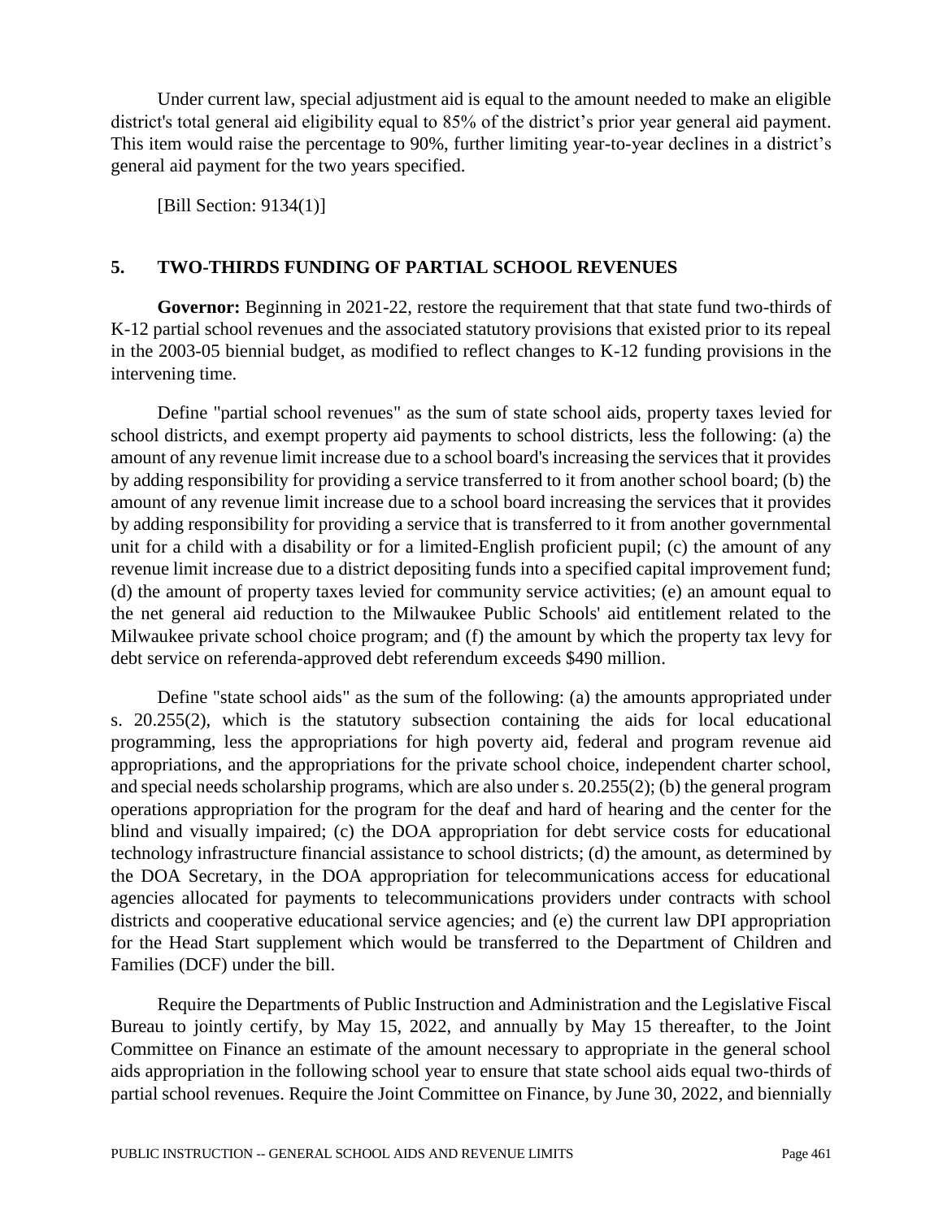Under current law, special adjustment aid is equal to the amount needed to make an eligible district's total general aid eligibility equal to 85% of the district's prior year general aid payment. This item would raise the percentage to 90%, further limiting year-to-year declines in a district's general aid payment for the two years specified.

[Bill Section: 9134(1)]

## 5. TWO-THIRDS FUNDING OF PARTIAL SCHOOL REVENUES

**Governor:** Beginning in 2021-22, restore the requirement that that state fund two-thirds of K-12 partial school revenues and the associated statutory provisions that existed prior to its repeal in the 2003-05 biennial budget, as modified to reflect changes to K-12 funding provisions in the intervening time.

Define "partial school revenues" as the sum of state school aids, property taxes levied for school districts, and exempt property aid payments to school districts, less the following: (a) the amount of any revenue limit increase due to a school board's increasing the services that it provides by adding responsibility for providing a service transferred to it from another school board; (b) the amount of any revenue limit increase due to a school board increasing the services that it provides by adding responsibility for providing a service that is transferred to it from another governmental unit for a child with a disability or for a limited-English proficient pupil; (c) the amount of any revenue limit increase due to a district depositing funds into a specified capital improvement fund; (d) the amount of property taxes levied for community service activities; (e) an amount equal to the net general aid reduction to the Milwaukee Public Schools' aid entitlement related to the Milwaukee private school choice program; and (f) the amount by which the property tax levy for debt service on referenda-approved debt referendum exceeds $490 million.

Define "state school aids" as the sum of the following: (a) the amounts appropriated under s. 20.255(2), which is the statutory subsection containing the aids for local educational programming, less the appropriations for high poverty aid, federal and program revenue aid appropriations, and the appropriations for the private school choice, independent charter school, and special needs scholarship programs, which are also under s. 20.255(2); (b) the general program operations appropriation for the program for the deaf and hard of hearing and the center for the blind and visually impaired; (c) the DOA appropriation for debt service costs for educational technology infrastructure financial assistance to school districts; (d) the amount, as determined by the DOA Secretary, in the DOA appropriation for telecommunications access for educational agencies allocated for payments to telecommunications providers under contracts with school districts and cooperative educational service agencies; and (e) the current law DPI appropriation for the Head Start supplement which would be transferred to the Department of Children and Families (DCF) under the bill.

Require the Departments of Public Instruction and Administration and the Legislative Fiscal Bureau to jointly certify, by May 15, 2022, and annually by May 15 thereafter, to the Joint Committee on Finance an estimate of the amount necessary to appropriate in the general school aids appropriation in the following school year to ensure that state school aids equal two-thirds of partial school revenues. Require the Joint Committee on Finance, by June 30, 2022, and biennially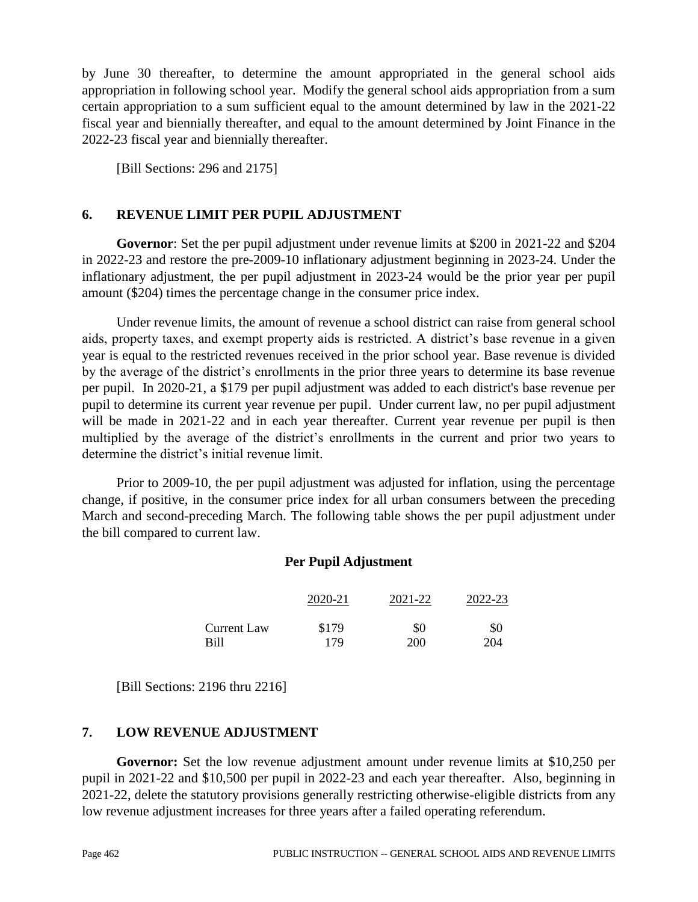by June 30 thereafter, to determine the amount appropriated in the general school aids appropriation in following school year. Modify the general school aids appropriation from a sum certain appropriation to a sum sufficient equal to the amount determined by law in the 2021-22 fiscal year and biennially thereafter, and equal to the amount determined by Joint Finance in the 2022-23 fiscal year and biennially thereafter.

[Bill Sections: 296 and 2175]

## 6. REVENUE LIMIT PER PUPIL ADJUSTMENT

**Governor**: Set the per pupil adjustment under revenue limits at $200 in 2021-22 and $204 in 2022-23 and restore the pre-2009-10 inflationary adjustment beginning in 2023-24. Under the inflationary adjustment, the per pupil adjustment in 2023-24 would be the prior year per pupil amount ($204) times the percentage change in the consumer price index.

Under revenue limits, the amount of revenue a school district can raise from general school aids, property taxes, and exempt property aids is restricted. A district's base revenue in a given year is equal to the restricted revenues received in the prior school year. Base revenue is divided by the average of the district's enrollments in the prior three years to determine its base revenue per pupil. In 2020-21, a $179 per pupil adjustment was added to each district's base revenue per pupil to determine its current year revenue per pupil. Under current law, no per pupil adjustment will be made in 2021-22 and in each year thereafter. Current year revenue per pupil is then multiplied by the average of the district's enrollments in the current and prior two years to determine the district's initial revenue limit.

Prior to 2009-10, the per pupil adjustment was adjusted for inflation, using the percentage change, if positive, in the consumer price index for all urban consumers between the preceding March and second-preceding March. The following table shows the per pupil adjustment under the bill compared to current law.

**Per Pupil Adjustment**

| | 2020-21 | 2021-22 | 2022-23 |
|---|---|---|---|
| Current Law | $179 | $0 | $0 |
| Bill | 179 | 200 | 204 |

[Bill Sections: 2196 thru 2216]

## 7. LOW REVENUE ADJUSTMENT

**Governor:** Set the low revenue adjustment amount under revenue limits at $10,250 per pupil in 2021-22 and $10,500 per pupil in 2022-23 and each year thereafter. Also, beginning in 2021-22, delete the statutory provisions generally restricting otherwise-eligible districts from any low revenue adjustment increases for three years after a failed operating referendum.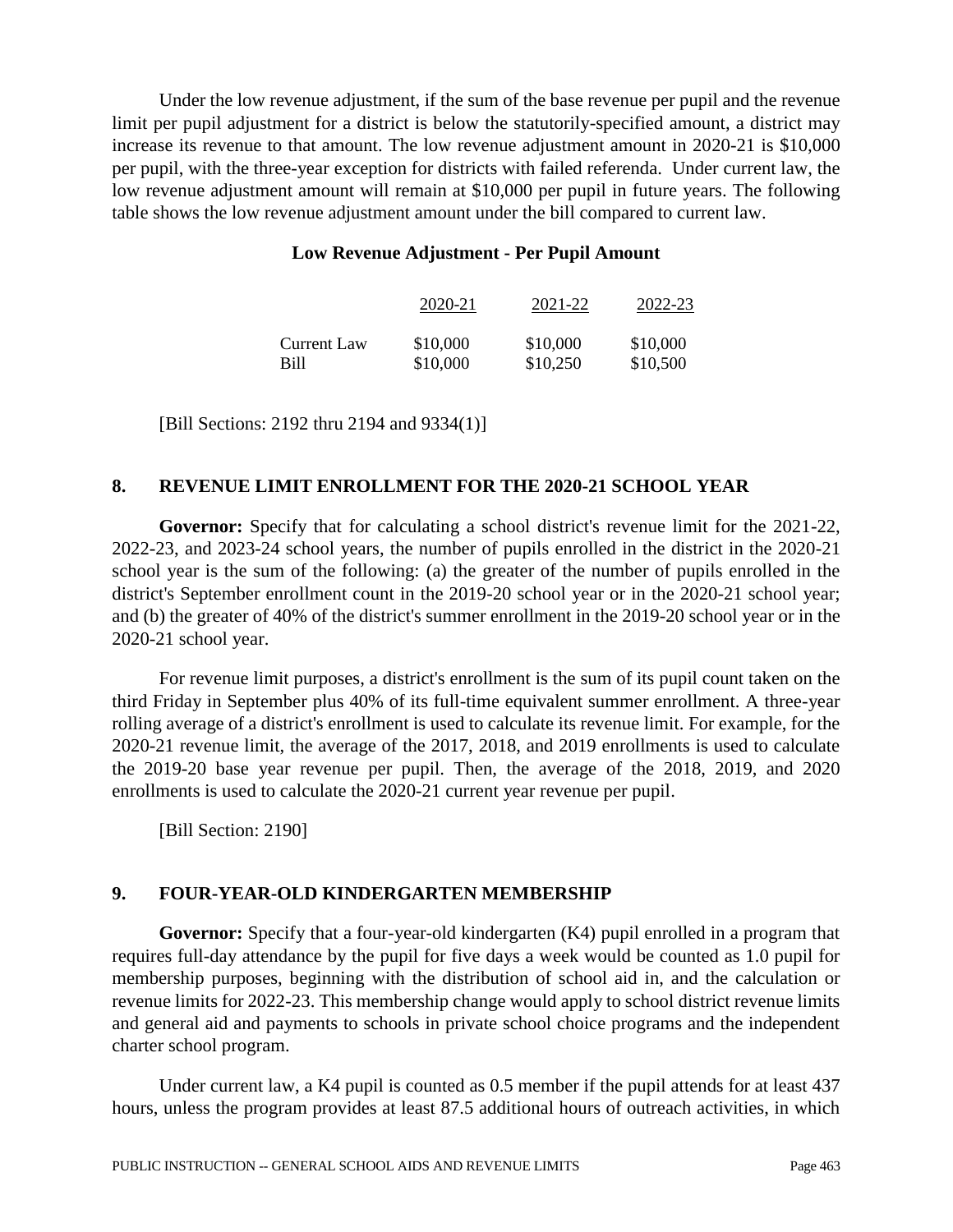Under the low revenue adjustment, if the sum of the base revenue per pupil and the revenue limit per pupil adjustment for a district is below the statutorily-specified amount, a district may increase its revenue to that amount. The low revenue adjustment amount in 2020-21 is $10,000 per pupil, with the three-year exception for districts with failed referenda. Under current law, the low revenue adjustment amount will remain at $10,000 per pupil in future years. The following table shows the low revenue adjustment amount under the bill compared to current law.

**Low Revenue Adjustment - Per Pupil Amount**

| | 2020-21 | 2021-22 | 2022-23 |
|---|---|---|---|
| Current Law | $10,000 | $10,000 | $10,000 |
| Bill | $10,000 | $10,250 | $10,500 |

[Bill Sections: 2192 thru 2194 and 9334(1)]

## 8. REVENUE LIMIT ENROLLMENT FOR THE 2020-21 SCHOOL YEAR

**Governor:** Specify that for calculating a school district's revenue limit for the 2021-22, 2022-23, and 2023-24 school years, the number of pupils enrolled in the district in the 2020-21 school year is the sum of the following: (a) the greater of the number of pupils enrolled in the district's September enrollment count in the 2019-20 school year or in the 2020-21 school year; and (b) the greater of 40% of the district's summer enrollment in the 2019-20 school year or in the 2020-21 school year.

For revenue limit purposes, a district's enrollment is the sum of its pupil count taken on the third Friday in September plus 40% of its full-time equivalent summer enrollment. A three-year rolling average of a district's enrollment is used to calculate its revenue limit. For example, for the 2020-21 revenue limit, the average of the 2017, 2018, and 2019 enrollments is used to calculate the 2019-20 base year revenue per pupil. Then, the average of the 2018, 2019, and 2020 enrollments is used to calculate the 2020-21 current year revenue per pupil.

[Bill Section: 2190]

## 9. FOUR-YEAR-OLD KINDERGARTEN MEMBERSHIP

**Governor:** Specify that a four-year-old kindergarten (K4) pupil enrolled in a program that requires full-day attendance by the pupil for five days a week would be counted as 1.0 pupil for membership purposes, beginning with the distribution of school aid in, and the calculation or revenue limits for 2022-23. This membership change would apply to school district revenue limits and general aid and payments to schools in private school choice programs and the independent charter school program.

Under current law, a K4 pupil is counted as 0.5 member if the pupil attends for at least 437 hours, unless the program provides at least 87.5 additional hours of outreach activities, in which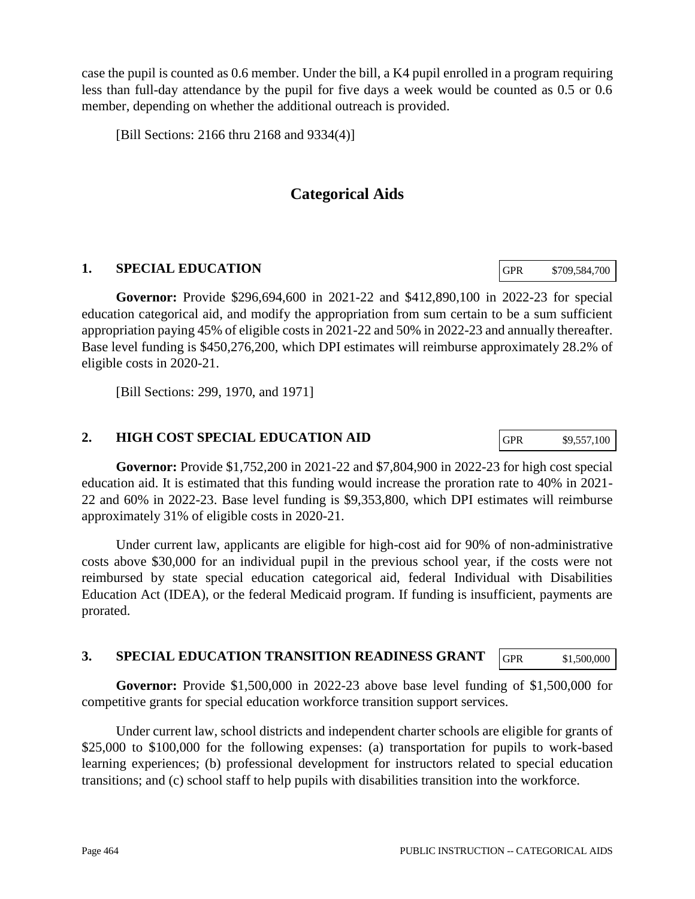case the pupil is counted as 0.6 member. Under the bill, a K4 pupil enrolled in a program requiring less than full-day attendance by the pupil for five days a week would be counted as 0.5 or 0.6 member, depending on whether the additional outreach is provided.

[Bill Sections: 2166 thru 2168 and 9334(4)]

## Categorical Aids

### 1. SPECIAL EDUCATION

| GPR | $709,584,700 |
|---|---|

**Governor:** Provide $296,694,600 in 2021-22 and $412,890,100 in 2022-23 for special education categorical aid, and modify the appropriation from sum certain to be a sum sufficient appropriation paying 45% of eligible costs in 2021-22 and 50% in 2022-23 and annually thereafter. Base level funding is $450,276,200, which DPI estimates will reimburse approximately 28.2% of eligible costs in 2020-21.

[Bill Sections: 299, 1970, and 1971]

### 2. HIGH COST SPECIAL EDUCATION AID

| GPR | $9,557,100 |
|---|---|

**Governor:** Provide $1,752,200 in 2021-22 and $7,804,900 in 2022-23 for high cost special education aid. It is estimated that this funding would increase the proration rate to 40% in 2021-22 and 60% in 2022-23. Base level funding is $9,353,800, which DPI estimates will reimburse approximately 31% of eligible costs in 2020-21.

Under current law, applicants are eligible for high-cost aid for 90% of non-administrative costs above $30,000 for an individual pupil in the previous school year, if the costs were not reimbursed by state special education categorical aid, federal Individual with Disabilities Education Act (IDEA), or the federal Medicaid program. If funding is insufficient, payments are prorated.

### 3. SPECIAL EDUCATION TRANSITION READINESS GRANT

| GPR | $1,500,000 |
|---|---|

**Governor:** Provide $1,500,000 in 2022-23 above base level funding of $1,500,000 for competitive grants for special education workforce transition support services.

Under current law, school districts and independent charter schools are eligible for grants of $25,000 to $100,000 for the following expenses: (a) transportation for pupils to work-based learning experiences; (b) professional development for instructors related to special education transitions; and (c) school staff to help pupils with disabilities transition into the workforce.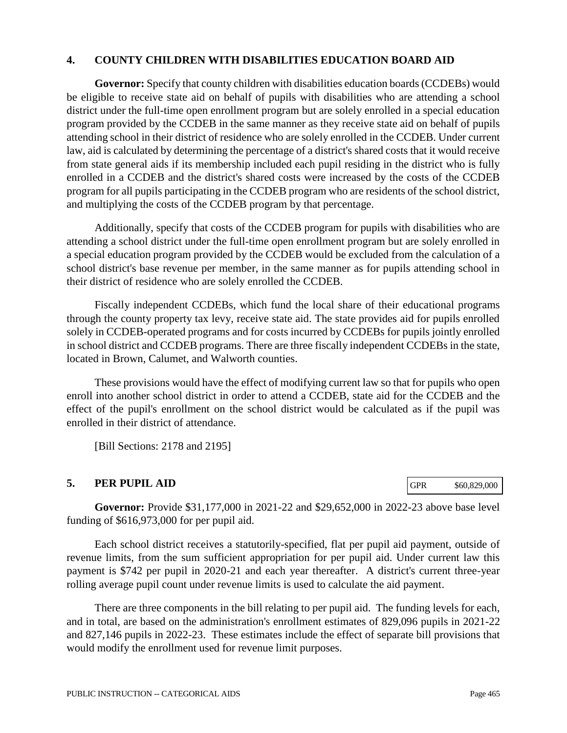## 4. COUNTY CHILDREN WITH DISABILITIES EDUCATION BOARD AID

**Governor:** Specify that county children with disabilities education boards (CCDEBs) would be eligible to receive state aid on behalf of pupils with disabilities who are attending a school district under the full-time open enrollment program but are solely enrolled in a special education program provided by the CCDEB in the same manner as they receive state aid on behalf of pupils attending school in their district of residence who are solely enrolled in the CCDEB. Under current law, aid is calculated by determining the percentage of a district's shared costs that it would receive from state general aids if its membership included each pupil residing in the district who is fully enrolled in a CCDEB and the district's shared costs were increased by the costs of the CCDEB program for all pupils participating in the CCDEB program who are residents of the school district, and multiplying the costs of the CCDEB program by that percentage.

Additionally, specify that costs of the CCDEB program for pupils with disabilities who are attending a school district under the full-time open enrollment program but are solely enrolled in a special education program provided by the CCDEB would be excluded from the calculation of a school district's base revenue per member, in the same manner as for pupils attending school in their district of residence who are solely enrolled the CCDEB.

Fiscally independent CCDEBs, which fund the local share of their educational programs through the county property tax levy, receive state aid. The state provides aid for pupils enrolled solely in CCDEB-operated programs and for costs incurred by CCDEBs for pupils jointly enrolled in school district and CCDEB programs. There are three fiscally independent CCDEBs in the state, located in Brown, Calumet, and Walworth counties.

These provisions would have the effect of modifying current law so that for pupils who open enroll into another school district in order to attend a CCDEB, state aid for the CCDEB and the effect of the pupil's enrollment on the school district would be calculated as if the pupil was enrolled in their district of attendance.

[Bill Sections: 2178 and 2195]

## 5. PER PUPIL AID

| GPR | $60,829,000 |
|---|---|

**Governor:** Provide $31,177,000 in 2021-22 and $29,652,000 in 2022-23 above base level funding of $616,973,000 for per pupil aid.

Each school district receives a statutorily-specified, flat per pupil aid payment, outside of revenue limits, from the sum sufficient appropriation for per pupil aid. Under current law this payment is $742 per pupil in 2020-21 and each year thereafter. A district's current three-year rolling average pupil count under revenue limits is used to calculate the aid payment.

There are three components in the bill relating to per pupil aid. The funding levels for each, and in total, are based on the administration's enrollment estimates of 829,096 pupils in 2021-22 and 827,146 pupils in 2022-23. These estimates include the effect of separate bill provisions that would modify the enrollment used for revenue limit purposes.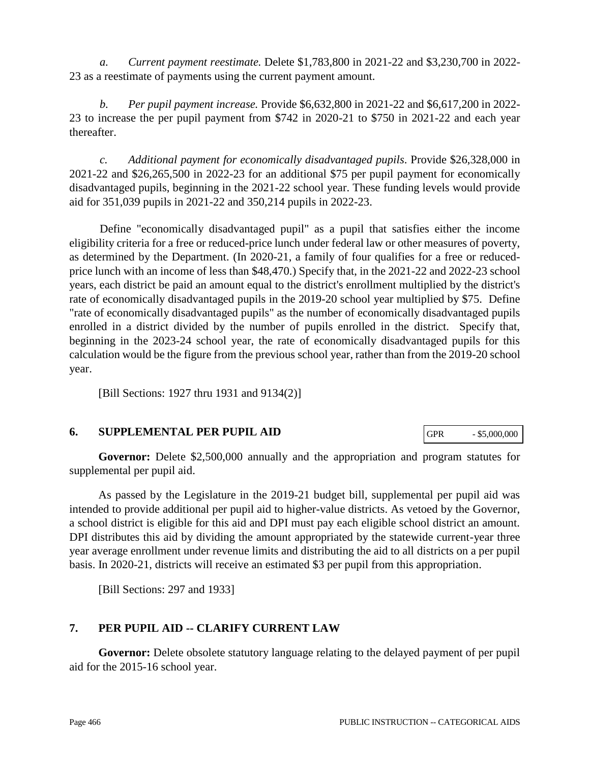*a. Current payment reestimate.* Delete $1,783,800 in 2021-22 and $3,230,700 in 2022-23 as a reestimate of payments using the current payment amount.

*b. Per pupil payment increase.* Provide $6,632,800 in 2021-22 and $6,617,200 in 2022-23 to increase the per pupil payment from $742 in 2020-21 to $750 in 2021-22 and each year thereafter.

*c. Additional payment for economically disadvantaged pupils.* Provide $26,328,000 in 2021-22 and $26,265,500 in 2022-23 for an additional $75 per pupil payment for economically disadvantaged pupils, beginning in the 2021-22 school year. These funding levels would provide aid for 351,039 pupils in 2021-22 and 350,214 pupils in 2022-23.

Define "economically disadvantaged pupil" as a pupil that satisfies either the income eligibility criteria for a free or reduced-price lunch under federal law or other measures of poverty, as determined by the Department. (In 2020-21, a family of four qualifies for a free or reduced-price lunch with an income of less than $48,470.) Specify that, in the 2021-22 and 2022-23 school years, each district be paid an amount equal to the district's enrollment multiplied by the district's rate of economically disadvantaged pupils in the 2019-20 school year multiplied by $75. Define "rate of economically disadvantaged pupils" as the number of economically disadvantaged pupils enrolled in a district divided by the number of pupils enrolled in the district. Specify that, beginning in the 2023-24 school year, the rate of economically disadvantaged pupils for this calculation would be the figure from the previous school year, rather than from the 2019-20 school year.

[Bill Sections: 1927 thru 1931 and 9134(2)]

## 6. SUPPLEMENTAL PER PUPIL AID

| GPR | - $5,000,000 |
|---|---|

**Governor:** Delete $2,500,000 annually and the appropriation and program statutes for supplemental per pupil aid.

As passed by the Legislature in the 2019-21 budget bill, supplemental per pupil aid was intended to provide additional per pupil aid to higher-value districts. As vetoed by the Governor, a school district is eligible for this aid and DPI must pay each eligible school district an amount. DPI distributes this aid by dividing the amount appropriated by the statewide current-year three year average enrollment under revenue limits and distributing the aid to all districts on a per pupil basis. In 2020-21, districts will receive an estimated $3 per pupil from this appropriation.

[Bill Sections: 297 and 1933]

## 7. PER PUPIL AID -- CLARIFY CURRENT LAW

**Governor:** Delete obsolete statutory language relating to the delayed payment of per pupil aid for the 2015-16 school year.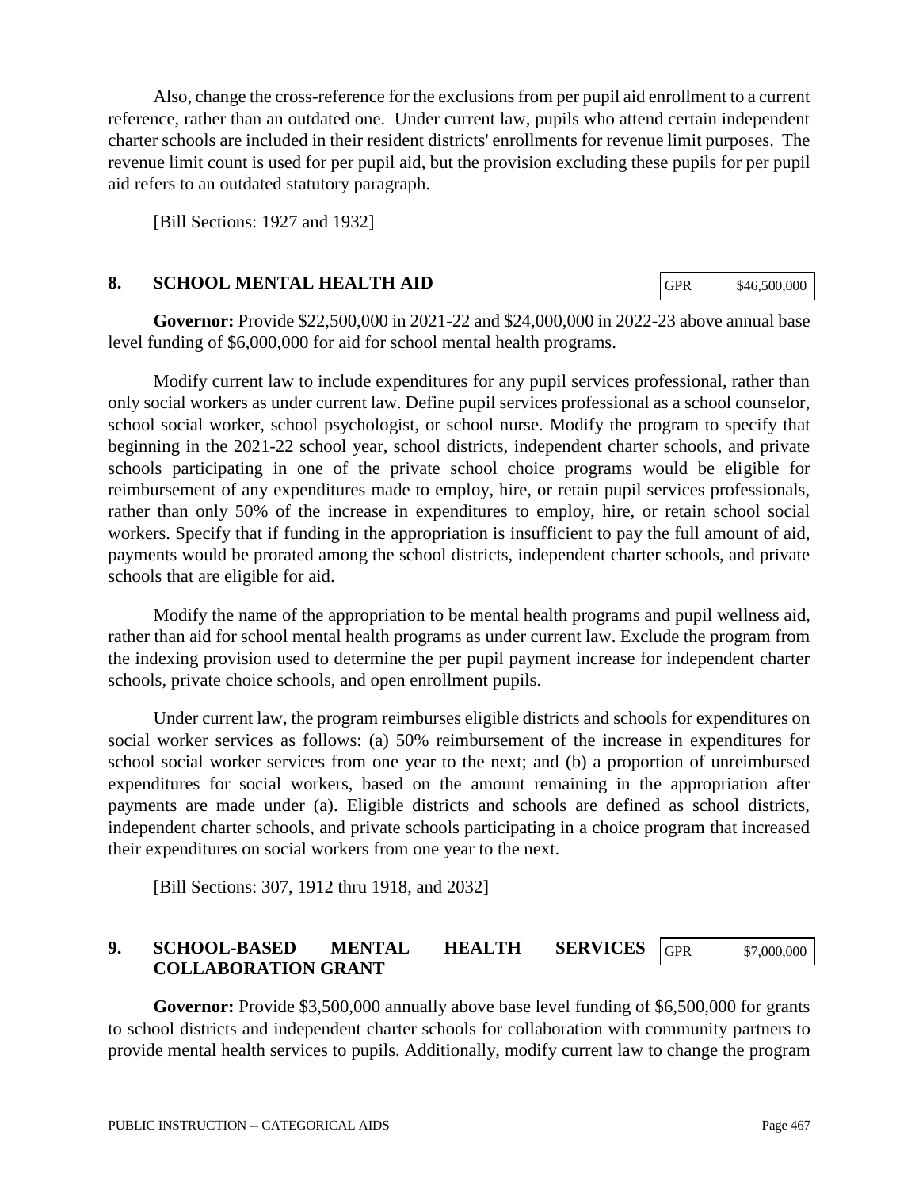Also, change the cross-reference for the exclusions from per pupil aid enrollment to a current reference, rather than an outdated one. Under current law, pupils who attend certain independent charter schools are included in their resident districts' enrollments for revenue limit purposes. The revenue limit count is used for per pupil aid, but the provision excluding these pupils for per pupil aid refers to an outdated statutory paragraph.

[Bill Sections: 1927 and 1932]

## 8. SCHOOL MENTAL HEALTH AID

| GPR | $46,500,000 |
|---|---|

**Governor:** Provide $22,500,000 in 2021-22 and $24,000,000 in 2022-23 above annual base level funding of $6,000,000 for aid for school mental health programs.

Modify current law to include expenditures for any pupil services professional, rather than only social workers as under current law. Define pupil services professional as a school counselor, school social worker, school psychologist, or school nurse. Modify the program to specify that beginning in the 2021-22 school year, school districts, independent charter schools, and private schools participating in one of the private school choice programs would be eligible for reimbursement of any expenditures made to employ, hire, or retain pupil services professionals, rather than only 50% of the increase in expenditures to employ, hire, or retain school social workers. Specify that if funding in the appropriation is insufficient to pay the full amount of aid, payments would be prorated among the school districts, independent charter schools, and private schools that are eligible for aid.

Modify the name of the appropriation to be mental health programs and pupil wellness aid, rather than aid for school mental health programs as under current law. Exclude the program from the indexing provision used to determine the per pupil payment increase for independent charter schools, private choice schools, and open enrollment pupils.

Under current law, the program reimburses eligible districts and schools for expenditures on social worker services as follows: (a) 50% reimbursement of the increase in expenditures for school social worker services from one year to the next; and (b) a proportion of unreimbursed expenditures for social workers, based on the amount remaining in the appropriation after payments are made under (a). Eligible districts and schools are defined as school districts, independent charter schools, and private schools participating in a choice program that increased their expenditures on social workers from one year to the next.

[Bill Sections: 307, 1912 thru 1918, and 2032]

## 9. SCHOOL-BASED MENTAL HEALTH SERVICES COLLABORATION GRANT

| GPR | $7,000,000 |
|---|---|

**Governor:** Provide $3,500,000 annually above base level funding of $6,500,000 for grants to school districts and independent charter schools for collaboration with community partners to provide mental health services to pupils. Additionally, modify current law to change the program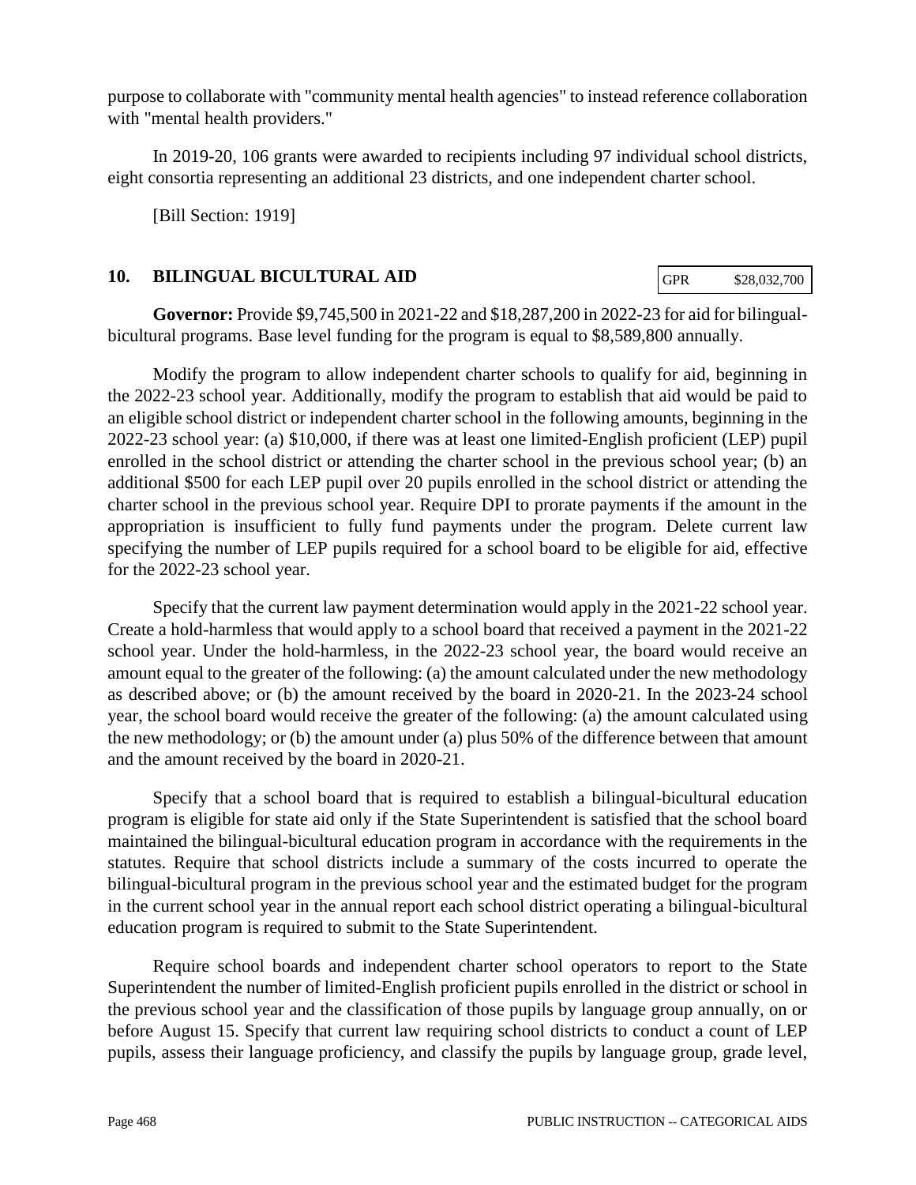purpose to collaborate with "community mental health agencies" to instead reference collaboration with "mental health providers."

In 2019-20, 106 grants were awarded to recipients including 97 individual school districts, eight consortia representing an additional 23 districts, and one independent charter school.

[Bill Section: 1919]

## 10. BILINGUAL BICULTURAL AID

| GPR | $28,032,700 |
|---|---|

**Governor:** Provide $9,745,500 in 2021-22 and $18,287,200 in 2022-23 for aid for bilingual-bicultural programs. Base level funding for the program is equal to $8,589,800 annually.

Modify the program to allow independent charter schools to qualify for aid, beginning in the 2022-23 school year. Additionally, modify the program to establish that aid would be paid to an eligible school district or independent charter school in the following amounts, beginning in the 2022-23 school year: (a) $10,000, if there was at least one limited-English proficient (LEP) pupil enrolled in the school district or attending the charter school in the previous school year; (b) an additional $500 for each LEP pupil over 20 pupils enrolled in the school district or attending the charter school in the previous school year. Require DPI to prorate payments if the amount in the appropriation is insufficient to fully fund payments under the program. Delete current law specifying the number of LEP pupils required for a school board to be eligible for aid, effective for the 2022-23 school year.

Specify that the current law payment determination would apply in the 2021-22 school year. Create a hold-harmless that would apply to a school board that received a payment in the 2021-22 school year. Under the hold-harmless, in the 2022-23 school year, the board would receive an amount equal to the greater of the following: (a) the amount calculated under the new methodology as described above; or (b) the amount received by the board in 2020-21. In the 2023-24 school year, the school board would receive the greater of the following: (a) the amount calculated using the new methodology; or (b) the amount under (a) plus 50% of the difference between that amount and the amount received by the board in 2020-21.

Specify that a school board that is required to establish a bilingual-bicultural education program is eligible for state aid only if the State Superintendent is satisfied that the school board maintained the bilingual-bicultural education program in accordance with the requirements in the statutes. Require that school districts include a summary of the costs incurred to operate the bilingual-bicultural program in the previous school year and the estimated budget for the program in the current school year in the annual report each school district operating a bilingual-bicultural education program is required to submit to the State Superintendent.

Require school boards and independent charter school operators to report to the State Superintendent the number of limited-English proficient pupils enrolled in the district or school in the previous school year and the classification of those pupils by language group annually, on or before August 15. Specify that current law requiring school districts to conduct a count of LEP pupils, assess their language proficiency, and classify the pupils by language group, grade level,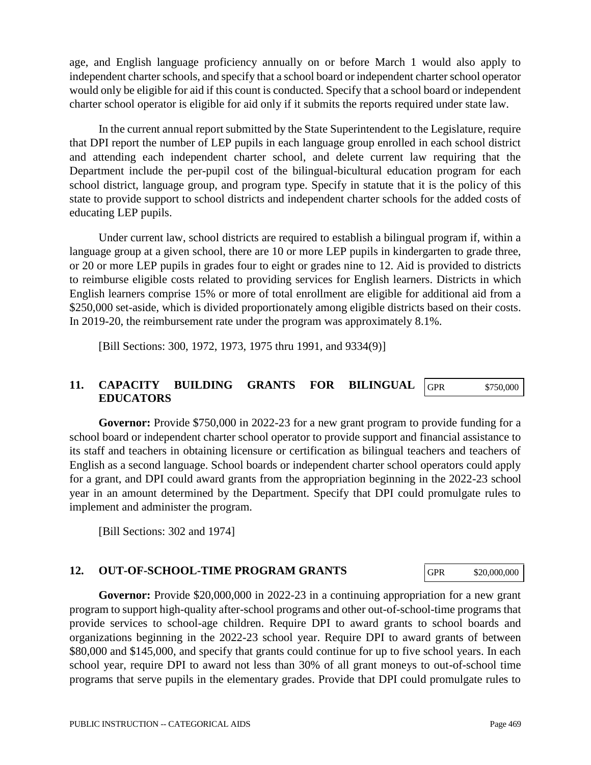age, and English language proficiency annually on or before March 1 would also apply to independent charter schools, and specify that a school board or independent charter school operator would only be eligible for aid if this count is conducted. Specify that a school board or independent charter school operator is eligible for aid only if it submits the reports required under state law.

In the current annual report submitted by the State Superintendent to the Legislature, require that DPI report the number of LEP pupils in each language group enrolled in each school district and attending each independent charter school, and delete current law requiring that the Department include the per-pupil cost of the bilingual-bicultural education program for each school district, language group, and program type. Specify in statute that it is the policy of this state to provide support to school districts and independent charter schools for the added costs of educating LEP pupils.

Under current law, school districts are required to establish a bilingual program if, within a language group at a given school, there are 10 or more LEP pupils in kindergarten to grade three, or 20 or more LEP pupils in grades four to eight or grades nine to 12. Aid is provided to districts to reimburse eligible costs related to providing services for English learners. Districts in which English learners comprise 15% or more of total enrollment are eligible for additional aid from a $250,000 set-aside, which is divided proportionately among eligible districts based on their costs. In 2019-20, the reimbursement rate under the program was approximately 8.1%.

[Bill Sections: 300, 1972, 1973, 1975 thru 1991, and 9334(9)]

## 11. CAPACITY BUILDING GRANTS FOR BILINGUAL EDUCATORS

| GPR | $750,000 |
|---|---|

**Governor:** Provide $750,000 in 2022-23 for a new grant program to provide funding for a school board or independent charter school operator to provide support and financial assistance to its staff and teachers in obtaining licensure or certification as bilingual teachers and teachers of English as a second language. School boards or independent charter school operators could apply for a grant, and DPI could award grants from the appropriation beginning in the 2022-23 school year in an amount determined by the Department. Specify that DPI could promulgate rules to implement and administer the program.

[Bill Sections: 302 and 1974]

## 12. OUT-OF-SCHOOL-TIME PROGRAM GRANTS

| GPR | $20,000,000 |
|---|---|

**Governor:** Provide $20,000,000 in 2022-23 in a continuing appropriation for a new grant program to support high-quality after-school programs and other out-of-school-time programs that provide services to school-age children. Require DPI to award grants to school boards and organizations beginning in the 2022-23 school year. Require DPI to award grants of between $80,000 and $145,000, and specify that grants could continue for up to five school years. In each school year, require DPI to award not less than 30% of all grant moneys to out-of-school time programs that serve pupils in the elementary grades. Provide that DPI could promulgate rules to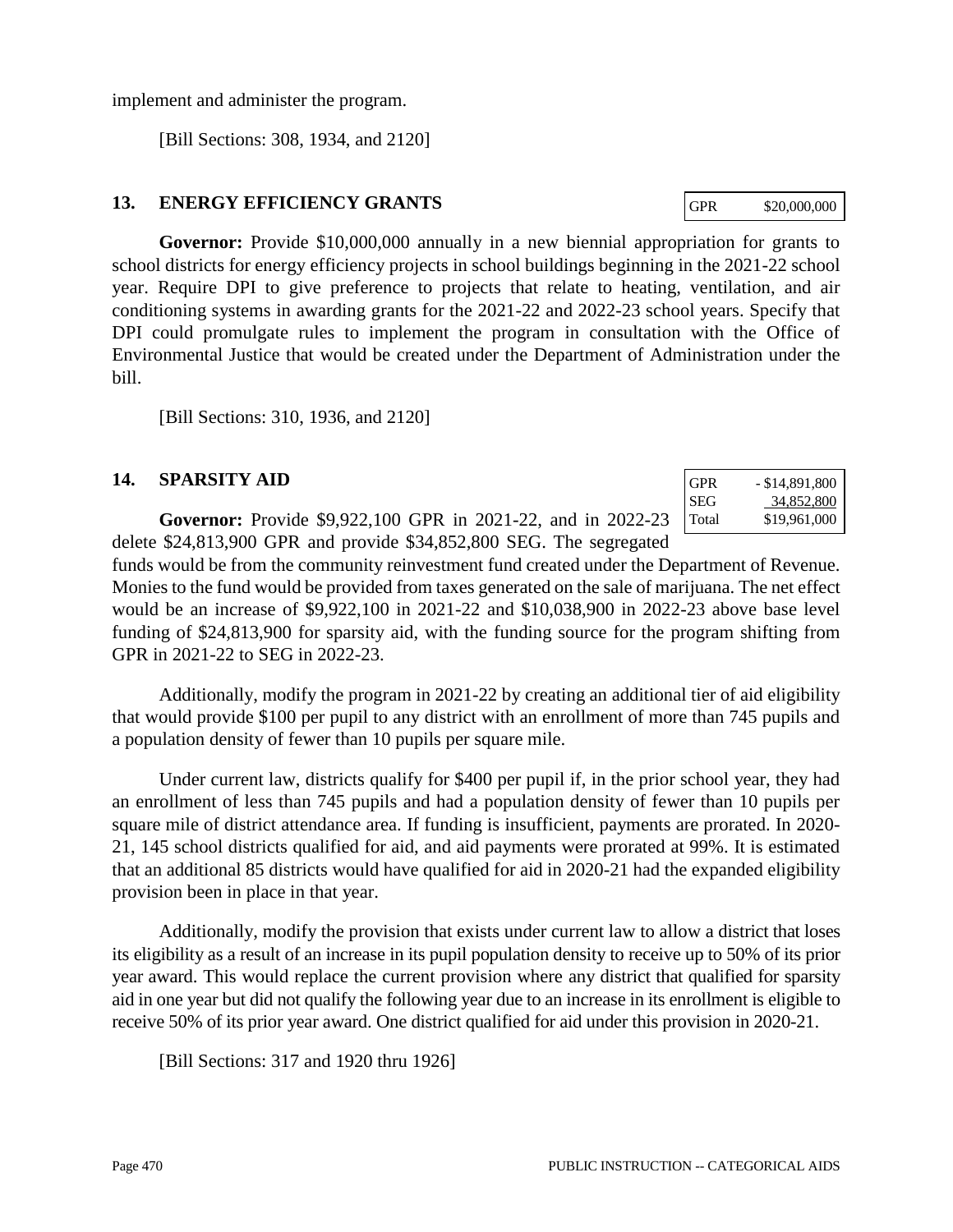implement and administer the program.

[Bill Sections: 308, 1934, and 2120]

## 13. ENERGY EFFICIENCY GRANTS

| GPR | $20,000,000 |
|---|---|

**Governor:** Provide $10,000,000 annually in a new biennial appropriation for grants to school districts for energy efficiency projects in school buildings beginning in the 2021-22 school year. Require DPI to give preference to projects that relate to heating, ventilation, and air conditioning systems in awarding grants for the 2021-22 and 2022-23 school years. Specify that DPI could promulgate rules to implement the program in consultation with the Office of Environmental Justice that would be created under the Department of Administration under the bill.

[Bill Sections: 310, 1936, and 2120]

## 14. SPARSITY AID

| GPR | - $14,891,800 |
|---|---|
| SEG | 34,852,800 |
| Total | $19,961,000 |

**Governor:** Provide $9,922,100 GPR in 2021-22, and in 2022-23 delete $24,813,900 GPR and provide $34,852,800 SEG. The segregated funds would be from the community reinvestment fund created under the Department of Revenue. Monies to the fund would be provided from taxes generated on the sale of marijuana. The net effect would be an increase of $9,922,100 in 2021-22 and $10,038,900 in 2022-23 above base level funding of $24,813,900 for sparsity aid, with the funding source for the program shifting from GPR in 2021-22 to SEG in 2022-23.

Additionally, modify the program in 2021-22 by creating an additional tier of aid eligibility that would provide $100 per pupil to any district with an enrollment of more than 745 pupils and a population density of fewer than 10 pupils per square mile.

Under current law, districts qualify for $400 per pupil if, in the prior school year, they had an enrollment of less than 745 pupils and had a population density of fewer than 10 pupils per square mile of district attendance area. If funding is insufficient, payments are prorated. In 2020-21, 145 school districts qualified for aid, and aid payments were prorated at 99%. It is estimated that an additional 85 districts would have qualified for aid in 2020-21 had the expanded eligibility provision been in place in that year.

Additionally, modify the provision that exists under current law to allow a district that loses its eligibility as a result of an increase in its pupil population density to receive up to 50% of its prior year award. This would replace the current provision where any district that qualified for sparsity aid in one year but did not qualify the following year due to an increase in its enrollment is eligible to receive 50% of its prior year award. One district qualified for aid under this provision in 2020-21.

[Bill Sections: 317 and 1920 thru 1926]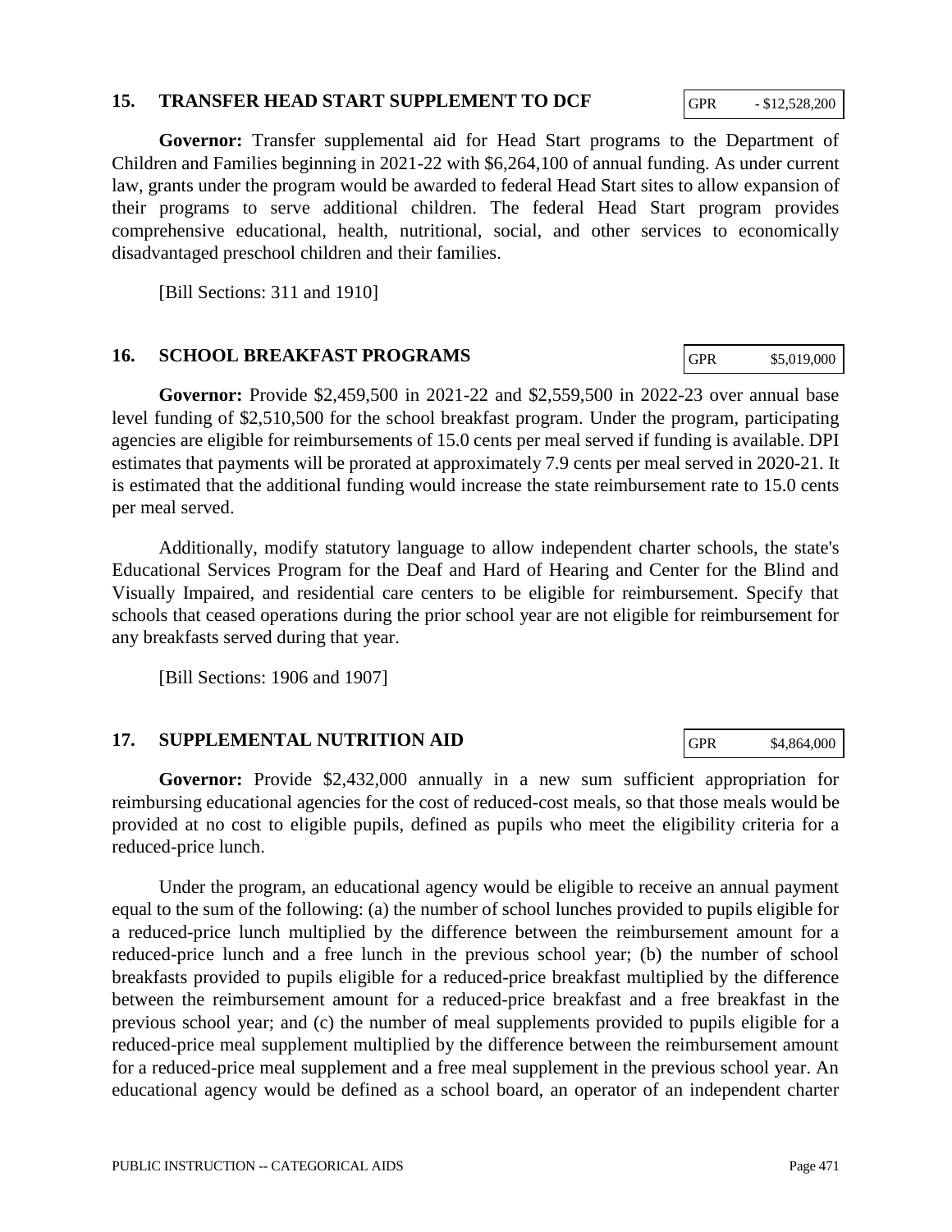## 15. TRANSFER HEAD START SUPPLEMENT TO DCF

| GPR | - $12,528,200 |
|---|---|

**Governor:** Transfer supplemental aid for Head Start programs to the Department of Children and Families beginning in 2021-22 with $6,264,100 of annual funding. As under current law, grants under the program would be awarded to federal Head Start sites to allow expansion of their programs to serve additional children. The federal Head Start program provides comprehensive educational, health, nutritional, social, and other services to economically disadvantaged preschool children and their families.

[Bill Sections: 311 and 1910]

## 16. SCHOOL BREAKFAST PROGRAMS

| GPR | $5,019,000 |
|---|---|

**Governor:** Provide $2,459,500 in 2021-22 and $2,559,500 in 2022-23 over annual base level funding of $2,510,500 for the school breakfast program. Under the program, participating agencies are eligible for reimbursements of 15.0 cents per meal served if funding is available. DPI estimates that payments will be prorated at approximately 7.9 cents per meal served in 2020-21. It is estimated that the additional funding would increase the state reimbursement rate to 15.0 cents per meal served.

Additionally, modify statutory language to allow independent charter schools, the state's Educational Services Program for the Deaf and Hard of Hearing and Center for the Blind and Visually Impaired, and residential care centers to be eligible for reimbursement. Specify that schools that ceased operations during the prior school year are not eligible for reimbursement for any breakfasts served during that year.

[Bill Sections: 1906 and 1907]

## 17. SUPPLEMENTAL NUTRITION AID

| GPR | $4,864,000 |
|---|---|

**Governor:** Provide $2,432,000 annually in a new sum sufficient appropriation for reimbursing educational agencies for the cost of reduced-cost meals, so that those meals would be provided at no cost to eligible pupils, defined as pupils who meet the eligibility criteria for a reduced-price lunch.

Under the program, an educational agency would be eligible to receive an annual payment equal to the sum of the following: (a) the number of school lunches provided to pupils eligible for a reduced-price lunch multiplied by the difference between the reimbursement amount for a reduced-price lunch and a free lunch in the previous school year; (b) the number of school breakfasts provided to pupils eligible for a reduced-price breakfast multiplied by the difference between the reimbursement amount for a reduced-price breakfast and a free breakfast in the previous school year; and (c) the number of meal supplements provided to pupils eligible for a reduced-price meal supplement multiplied by the difference between the reimbursement amount for a reduced-price meal supplement and a free meal supplement in the previous school year. An educational agency would be defined as a school board, an operator of an independent charter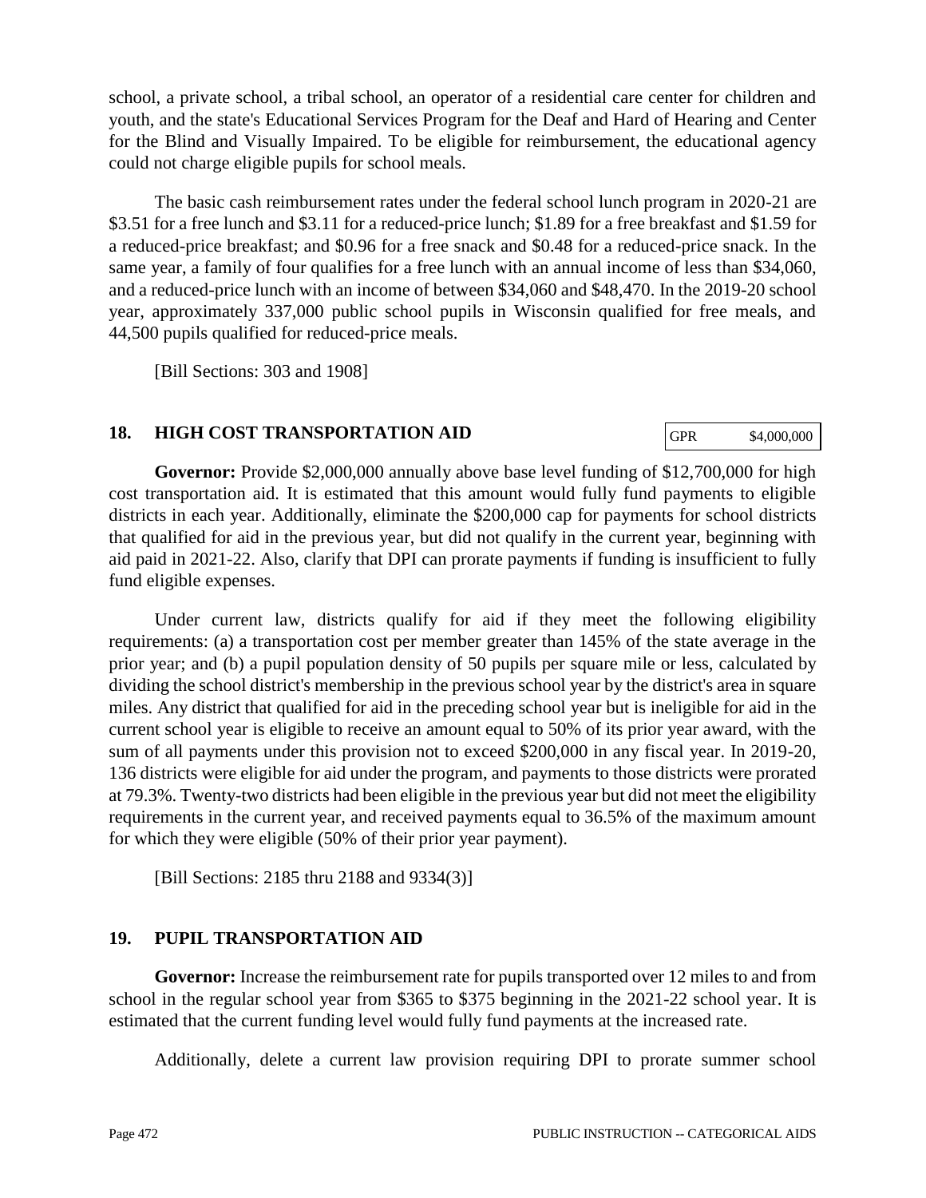school, a private school, a tribal school, an operator of a residential care center for children and youth, and the state's Educational Services Program for the Deaf and Hard of Hearing and Center for the Blind and Visually Impaired. To be eligible for reimbursement, the educational agency could not charge eligible pupils for school meals.

The basic cash reimbursement rates under the federal school lunch program in 2020-21 are $3.51 for a free lunch and $3.11 for a reduced-price lunch; $1.89 for a free breakfast and $1.59 for a reduced-price breakfast; and $0.96 for a free snack and $0.48 for a reduced-price snack. In the same year, a family of four qualifies for a free lunch with an annual income of less than $34,060, and a reduced-price lunch with an income of between $34,060 and $48,470. In the 2019-20 school year, approximately 337,000 public school pupils in Wisconsin qualified for free meals, and 44,500 pupils qualified for reduced-price meals.

[Bill Sections: 303 and 1908]

## 18. HIGH COST TRANSPORTATION AID

| GPR | $4,000,000 |
|---|---|

**Governor:** Provide $2,000,000 annually above base level funding of $12,700,000 for high cost transportation aid. It is estimated that this amount would fully fund payments to eligible districts in each year. Additionally, eliminate the $200,000 cap for payments for school districts that qualified for aid in the previous year, but did not qualify in the current year, beginning with aid paid in 2021-22. Also, clarify that DPI can prorate payments if funding is insufficient to fully fund eligible expenses.

Under current law, districts qualify for aid if they meet the following eligibility requirements: (a) a transportation cost per member greater than 145% of the state average in the prior year; and (b) a pupil population density of 50 pupils per square mile or less, calculated by dividing the school district's membership in the previous school year by the district's area in square miles. Any district that qualified for aid in the preceding school year but is ineligible for aid in the current school year is eligible to receive an amount equal to 50% of its prior year award, with the sum of all payments under this provision not to exceed $200,000 in any fiscal year. In 2019-20, 136 districts were eligible for aid under the program, and payments to those districts were prorated at 79.3%. Twenty-two districts had been eligible in the previous year but did not meet the eligibility requirements in the current year, and received payments equal to 36.5% of the maximum amount for which they were eligible (50% of their prior year payment).

[Bill Sections: 2185 thru 2188 and 9334(3)]

## 19. PUPIL TRANSPORTATION AID

**Governor:** Increase the reimbursement rate for pupils transported over 12 miles to and from school in the regular school year from $365 to $375 beginning in the 2021-22 school year. It is estimated that the current funding level would fully fund payments at the increased rate.

Additionally, delete a current law provision requiring DPI to prorate summer school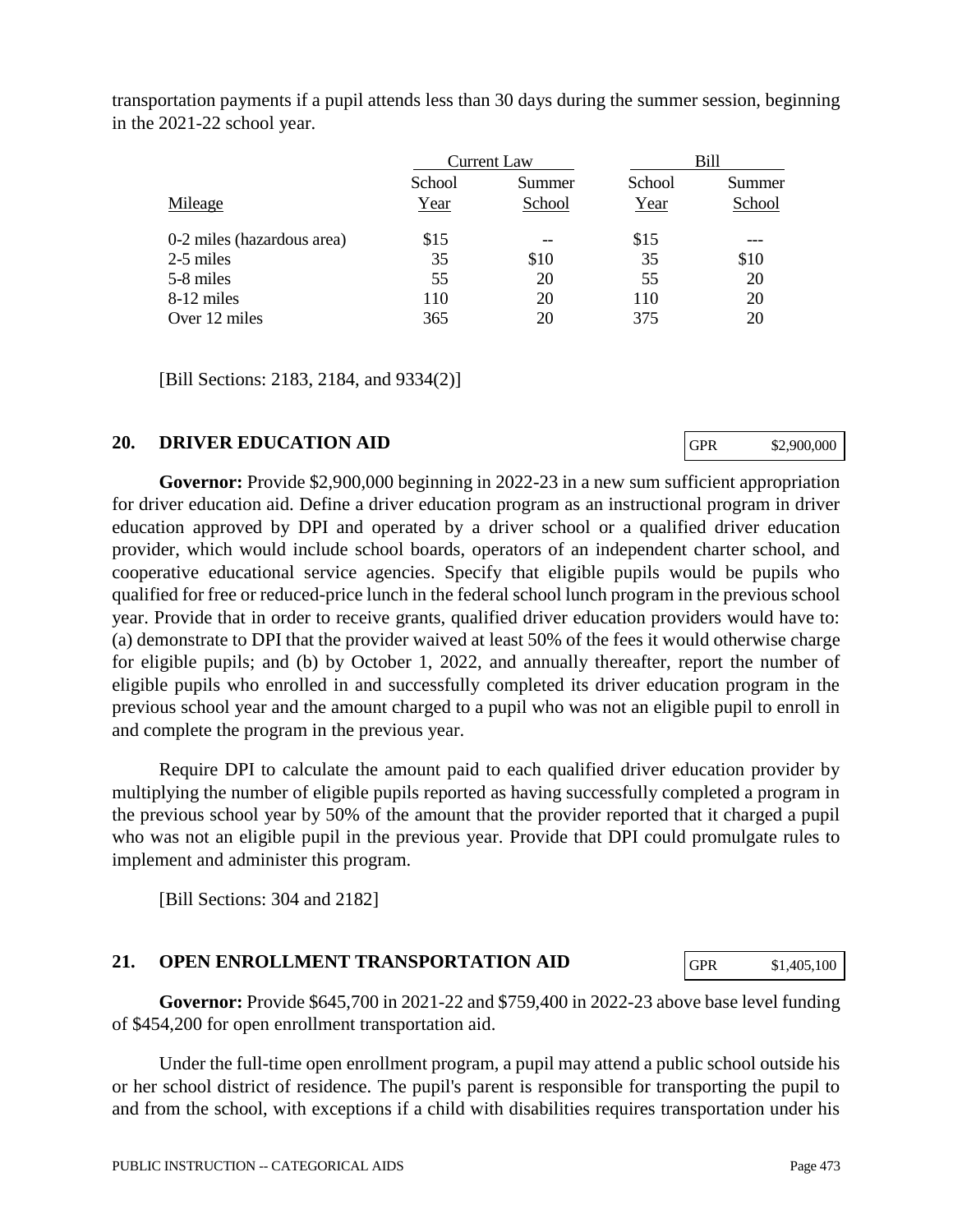transportation payments if a pupil attends less than 30 days during the summer session, beginning in the 2021-22 school year.

| | Current Law | | Bill | |
|---|---|---|---|---|
| Mileage | School Year | Summer School | School Year | Summer School |
| 0-2 miles (hazardous area) | $15 | -- | $15 | --- |
| 2-5 miles | 35 | $10 | 35 | $10 |
| 5-8 miles | 55 | 20 | 55 | 20 |
| 8-12 miles | 110 | 20 | 110 | 20 |
| Over 12 miles | 365 | 20 | 375 | 20 |

[Bill Sections: 2183, 2184, and 9334(2)]

## 20. DRIVER EDUCATION AID

| GPR | $2,900,000 |
|---|---|

**Governor:** Provide $2,900,000 beginning in 2022-23 in a new sum sufficient appropriation for driver education aid. Define a driver education program as an instructional program in driver education approved by DPI and operated by a driver school or a qualified driver education provider, which would include school boards, operators of an independent charter school, and cooperative educational service agencies. Specify that eligible pupils would be pupils who qualified for free or reduced-price lunch in the federal school lunch program in the previous school year. Provide that in order to receive grants, qualified driver education providers would have to: (a) demonstrate to DPI that the provider waived at least 50% of the fees it would otherwise charge for eligible pupils; and (b) by October 1, 2022, and annually thereafter, report the number of eligible pupils who enrolled in and successfully completed its driver education program in the previous school year and the amount charged to a pupil who was not an eligible pupil to enroll in and complete the program in the previous year.

Require DPI to calculate the amount paid to each qualified driver education provider by multiplying the number of eligible pupils reported as having successfully completed a program in the previous school year by 50% of the amount that the provider reported that it charged a pupil who was not an eligible pupil in the previous year. Provide that DPI could promulgate rules to implement and administer this program.

[Bill Sections: 304 and 2182]

## 21. OPEN ENROLLMENT TRANSPORTATION AID

| GPR | $1,405,100 |
|---|---|

**Governor:** Provide $645,700 in 2021-22 and $759,400 in 2022-23 above base level funding of $454,200 for open enrollment transportation aid.

Under the full-time open enrollment program, a pupil may attend a public school outside his or her school district of residence. The pupil's parent is responsible for transporting the pupil to and from the school, with exceptions if a child with disabilities requires transportation under his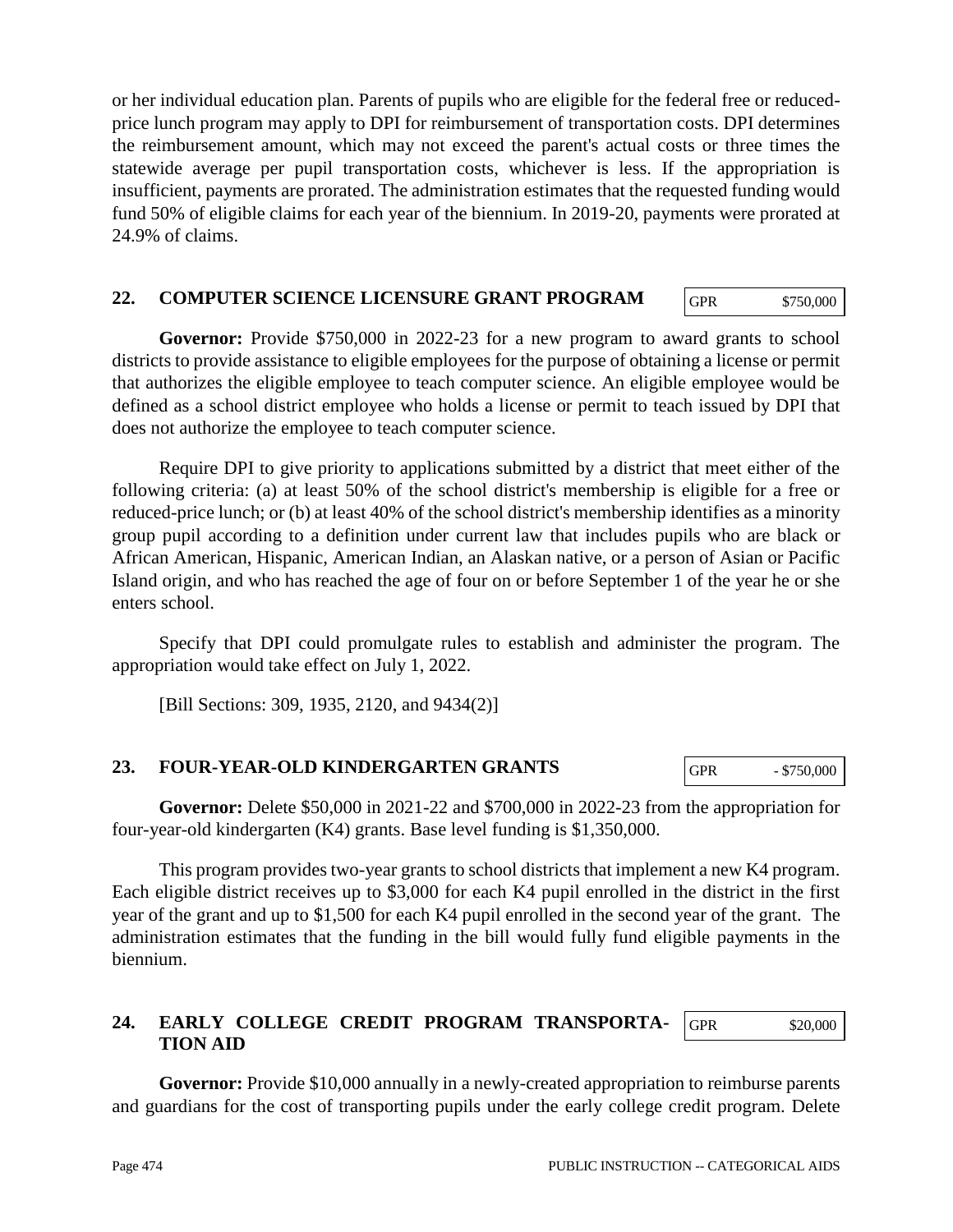or her individual education plan. Parents of pupils who are eligible for the federal free or reduced-price lunch program may apply to DPI for reimbursement of transportation costs. DPI determines the reimbursement amount, which may not exceed the parent's actual costs or three times the statewide average per pupil transportation costs, whichever is less. If the appropriation is insufficient, payments are prorated. The administration estimates that the requested funding would fund 50% of eligible claims for each year of the biennium. In 2019-20, payments were prorated at 24.9% of claims.

## 22. COMPUTER SCIENCE LICENSURE GRANT PROGRAM

| GPR | $750,000 |
|---|---|

**Governor:** Provide $750,000 in 2022-23 for a new program to award grants to school districts to provide assistance to eligible employees for the purpose of obtaining a license or permit that authorizes the eligible employee to teach computer science. An eligible employee would be defined as a school district employee who holds a license or permit to teach issued by DPI that does not authorize the employee to teach computer science.

Require DPI to give priority to applications submitted by a district that meet either of the following criteria: (a) at least 50% of the school district's membership is eligible for a free or reduced-price lunch; or (b) at least 40% of the school district's membership identifies as a minority group pupil according to a definition under current law that includes pupils who are black or African American, Hispanic, American Indian, an Alaskan native, or a person of Asian or Pacific Island origin, and who has reached the age of four on or before September 1 of the year he or she enters school.

Specify that DPI could promulgate rules to establish and administer the program. The appropriation would take effect on July 1, 2022.

[Bill Sections: 309, 1935, 2120, and 9434(2)]

## 23. FOUR-YEAR-OLD KINDERGARTEN GRANTS

| GPR | - $750,000 |
|---|---|

**Governor:** Delete $50,000 in 2021-22 and $700,000 in 2022-23 from the appropriation for four-year-old kindergarten (K4) grants. Base level funding is $1,350,000.

This program provides two-year grants to school districts that implement a new K4 program. Each eligible district receives up to $3,000 for each K4 pupil enrolled in the district in the first year of the grant and up to $1,500 for each K4 pupil enrolled in the second year of the grant. The administration estimates that the funding in the bill would fully fund eligible payments in the biennium.

## 24. EARLY COLLEGE CREDIT PROGRAM TRANSPORTATION AID

| GPR | $20,000 |
|---|---|

**Governor:** Provide $10,000 annually in a newly-created appropriation to reimburse parents and guardians for the cost of transporting pupils under the early college credit program. Delete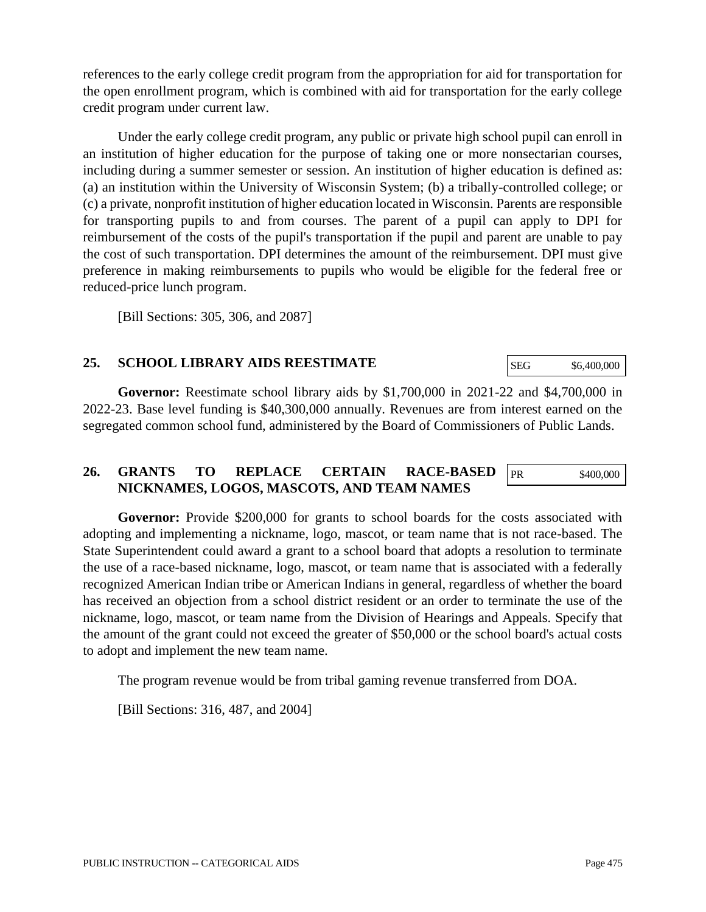references to the early college credit program from the appropriation for aid for transportation for the open enrollment program, which is combined with aid for transportation for the early college credit program under current law.

Under the early college credit program, any public or private high school pupil can enroll in an institution of higher education for the purpose of taking one or more nonsectarian courses, including during a summer semester or session. An institution of higher education is defined as: (a) an institution within the University of Wisconsin System; (b) a tribally-controlled college; or (c) a private, nonprofit institution of higher education located in Wisconsin. Parents are responsible for transporting pupils to and from courses. The parent of a pupil can apply to DPI for reimbursement of the costs of the pupil's transportation if the pupil and parent are unable to pay the cost of such transportation. DPI determines the amount of the reimbursement. DPI must give preference in making reimbursements to pupils who would be eligible for the federal free or reduced-price lunch program.

[Bill Sections: 305, 306, and 2087]

## 25. SCHOOL LIBRARY AIDS REESTIMATE

| SEG | $6,400,000 |
|---|---|

**Governor:** Reestimate school library aids by $1,700,000 in 2021-22 and $4,700,000 in 2022-23. Base level funding is $40,300,000 annually. Revenues are from interest earned on the segregated common school fund, administered by the Board of Commissioners of Public Lands.

## 26. GRANTS TO REPLACE CERTAIN RACE-BASED NICKNAMES, LOGOS, MASCOTS, AND TEAM NAMES

| PR | $400,000 |
|---|---|

**Governor:** Provide $200,000 for grants to school boards for the costs associated with adopting and implementing a nickname, logo, mascot, or team name that is not race-based. The State Superintendent could award a grant to a school board that adopts a resolution to terminate the use of a race-based nickname, logo, mascot, or team name that is associated with a federally recognized American Indian tribe or American Indians in general, regardless of whether the board has received an objection from a school district resident or an order to terminate the use of the nickname, logo, mascot, or team name from the Division of Hearings and Appeals. Specify that the amount of the grant could not exceed the greater of $50,000 or the school board's actual costs to adopt and implement the new team name.

The program revenue would be from tribal gaming revenue transferred from DOA.

[Bill Sections: 316, 487, and 2004]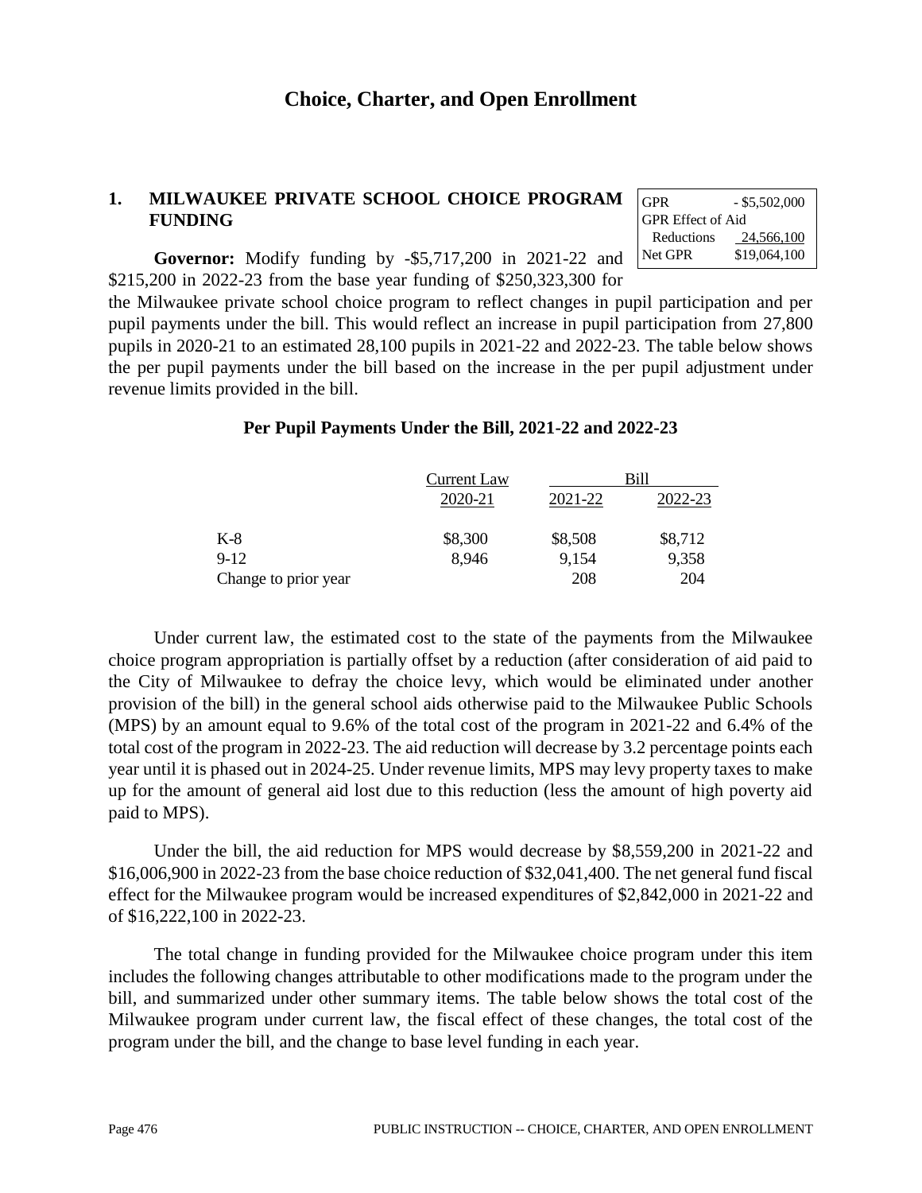# Choice, Charter, and Open Enrollment

## 1. MILWAUKEE PRIVATE SCHOOL CHOICE PROGRAM FUNDING

| GPR | - $5,502,000 |
|---|---|
| GPR Effect of Aid | |
| Reductions | 24,566,100 |
| Net GPR | $19,064,100 |

**Governor:** Modify funding by -$5,717,200 in 2021-22 and $215,200 in 2022-23 from the base year funding of $250,323,300 for the Milwaukee private school choice program to reflect changes in pupil participation and per pupil payments under the bill. This would reflect an increase in pupil participation from 27,800 pupils in 2020-21 to an estimated 28,100 pupils in 2021-22 and 2022-23. The table below shows the per pupil payments under the bill based on the increase in the per pupil adjustment under revenue limits provided in the bill.

**Per Pupil Payments Under the Bill, 2021-22 and 2022-23**

| | Current Law | Bill | |
|---|---|---|---|
| | 2020-21 | 2021-22 | 2022-23 |
| K-8 | $8,300 | $8,508 | $8,712 |
| 9-12 | 8,946 | 9,154 | 9,358 |
| Change to prior year | | 208 | 204 |

Under current law, the estimated cost to the state of the payments from the Milwaukee choice program appropriation is partially offset by a reduction (after consideration of aid paid to the City of Milwaukee to defray the choice levy, which would be eliminated under another provision of the bill) in the general school aids otherwise paid to the Milwaukee Public Schools (MPS) by an amount equal to 9.6% of the total cost of the program in 2021-22 and 6.4% of the total cost of the program in 2022-23. The aid reduction will decrease by 3.2 percentage points each year until it is phased out in 2024-25. Under revenue limits, MPS may levy property taxes to make up for the amount of general aid lost due to this reduction (less the amount of high poverty aid paid to MPS).

Under the bill, the aid reduction for MPS would decrease by $8,559,200 in 2021-22 and $16,006,900 in 2022-23 from the base choice reduction of $32,041,400. The net general fund fiscal effect for the Milwaukee program would be increased expenditures of $2,842,000 in 2021-22 and of $16,222,100 in 2022-23.

The total change in funding provided for the Milwaukee choice program under this item includes the following changes attributable to other modifications made to the program under the bill, and summarized under other summary items. The table below shows the total cost of the Milwaukee program under current law, the fiscal effect of these changes, the total cost of the program under the bill, and the change to base level funding in each year.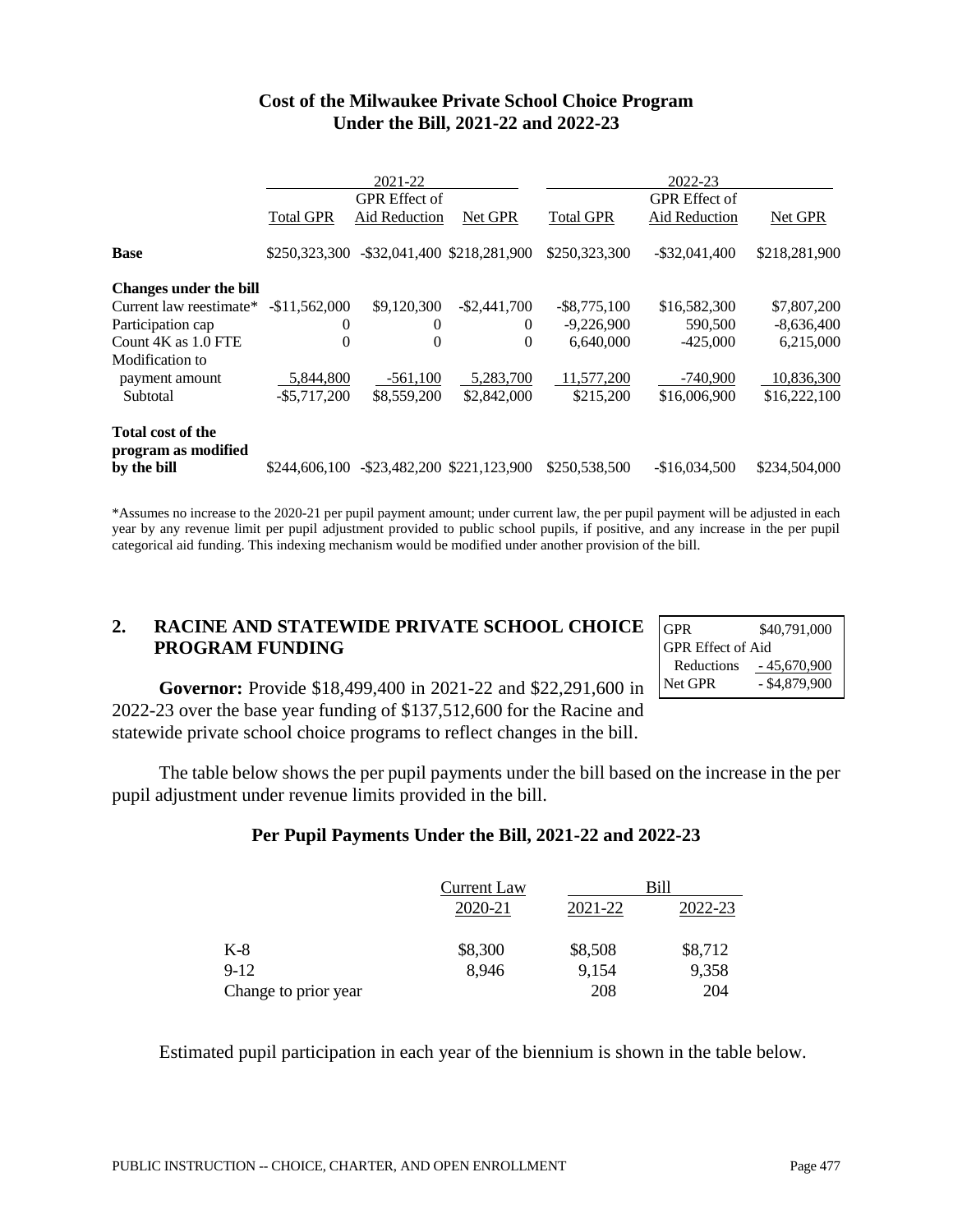**Cost of the Milwaukee Private School Choice Program Under the Bill, 2021-22 and 2022-23**

| | 2021-22 | | | 2022-23 | | |
|---|---|---|---|---|---|---|
| | Total GPR | GPR Effect of Aid Reduction | Net GPR | Total GPR | GPR Effect of Aid Reduction | Net GPR |
| **Base** | $250,323,300 | -$32,041,400 | $218,281,900 | $250,323,300 | -$32,041,400 | $218,281,900 |
| **Changes under the bill** | | | | | | |
| Current law reestimate* | -$11,562,000 | $9,120,300 | -$2,441,700 | -$8,775,100 | $16,582,300 | $7,807,200 |
| Participation cap | 0 | 0 | 0 | -9,226,900 | 590,500 | -8,636,400 |
| Count 4K as 1.0 FTE | 0 | 0 | 0 | 6,640,000 | -425,000 | 6,215,000 |
| Modification to payment amount | 5,844,800 | -561,100 | 5,283,700 | 11,577,200 | -740,900 | 10,836,300 |
| Subtotal | -$5,717,200 | $8,559,200 | $2,842,000 | $215,200 | $16,006,900 | $16,222,100 |
| **Total cost of the program as modified by the bill** | $244,606,100 | -$23,482,200 | $221,123,900 | $250,538,500 | -$16,034,500 | $234,504,000 |

*Assumes no increase to the 2020-21 per pupil payment amount; under current law, the per pupil payment will be adjusted in each year by any revenue limit per pupil adjustment provided to public school pupils, if positive, and any increase in the per pupil categorical aid funding. This indexing mechanism would be modified under another provision of the bill.

## 2. RACINE AND STATEWIDE PRIVATE SCHOOL CHOICE PROGRAM FUNDING

| | |
|---|---|
| GPR | $40,791,000 |
| GPR Effect of Aid Reductions | - 45,670,900 |
| Net GPR | - $4,879,900 |

**Governor:** Provide $18,499,400 in 2021-22 and $22,291,600 in 2022-23 over the base year funding of $137,512,600 for the Racine and statewide private school choice programs to reflect changes in the bill.

The table below shows the per pupil payments under the bill based on the increase in the per pupil adjustment under revenue limits provided in the bill.

**Per Pupil Payments Under the Bill, 2021-22 and 2022-23**

| | Current Law | Bill | |
|---|---|---|---|
| | 2020-21 | 2021-22 | 2022-23 |
| K-8 | $8,300 | $8,508 | $8,712 |
| 9-12 | 8,946 | 9,154 | 9,358 |
| Change to prior year | | 208 | 204 |

Estimated pupil participation in each year of the biennium is shown in the table below.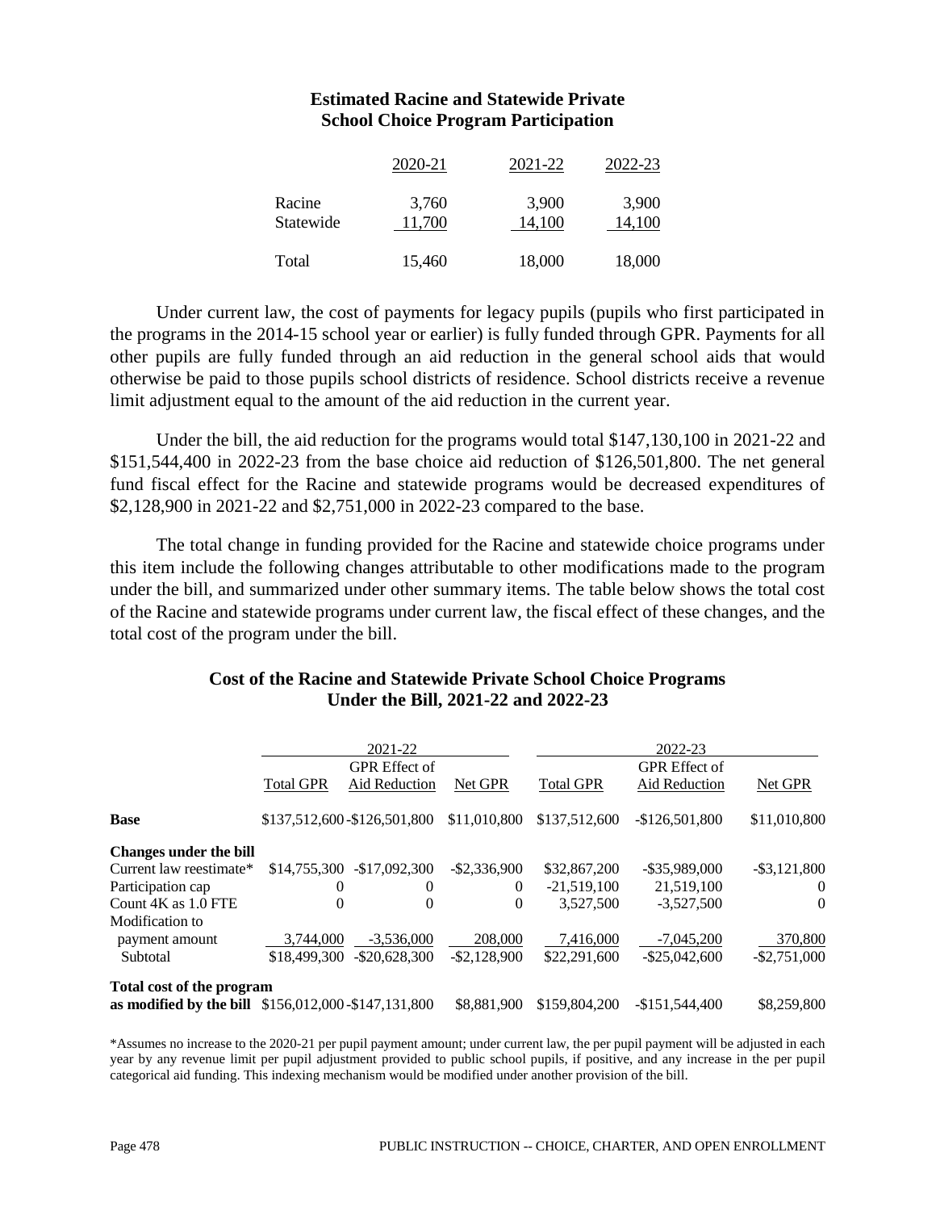**Estimated Racine and Statewide Private School Choice Program Participation**

| | 2020-21 | 2021-22 | 2022-23 |
|---|---|---|---|
| Racine | 3,760 | 3,900 | 3,900 |
| Statewide | 11,700 | 14,100 | 14,100 |
| Total | 15,460 | 18,000 | 18,000 |

Under current law, the cost of payments for legacy pupils (pupils who first participated in the programs in the 2014-15 school year or earlier) is fully funded through GPR. Payments for all other pupils are fully funded through an aid reduction in the general school aids that would otherwise be paid to those pupils school districts of residence. School districts receive a revenue limit adjustment equal to the amount of the aid reduction in the current year.

Under the bill, the aid reduction for the programs would total $147,130,100 in 2021-22 and $151,544,400 in 2022-23 from the base choice aid reduction of $126,501,800. The net general fund fiscal effect for the Racine and statewide programs would be decreased expenditures of $2,128,900 in 2021-22 and $2,751,000 in 2022-23 compared to the base.

The total change in funding provided for the Racine and statewide choice programs under this item include the following changes attributable to other modifications made to the program under the bill, and summarized under other summary items. The table below shows the total cost of the Racine and statewide programs under current law, the fiscal effect of these changes, and the total cost of the program under the bill.

**Cost of the Racine and Statewide Private School Choice Programs Under the Bill, 2021-22 and 2022-23**

| | 2021-22 | | | 2022-23 | | |
|---|---|---|---|---|---|---|
| | Total GPR | GPR Effect of Aid Reduction | Net GPR | Total GPR | GPR Effect of Aid Reduction | Net GPR |
| **Base** | $137,512,600 | -$126,501,800 | $11,010,800 | $137,512,600 | -$126,501,800 | $11,010,800 |
| **Changes under the bill** | | | | | | |
| Current law reestimate* | $14,755,300 | -$17,092,300 | -$2,336,900 | $32,867,200 | -$35,989,000 | -$3,121,800 |
| Participation cap | 0 | 0 | 0 | -21,519,100 | 21,519,100 | 0 |
| Count 4K as 1.0 FTE | 0 | 0 | 0 | 3,527,500 | -3,527,500 | 0 |
| Modification to payment amount | 3,744,000 | -3,536,000 | 208,000 | 7,416,000 | -7,045,200 | 370,800 |
| Subtotal | $18,499,300 | -$20,628,300 | -$2,128,900 | $22,291,600 | -$25,042,600 | -$2,751,000 |
| **Total cost of the program as modified by the bill** | $156,012,000 | -$147,131,800 | $8,881,900 | $159,804,200 | -$151,544,400 | $8,259,800 |

*Assumes no increase to the 2020-21 per pupil payment amount; under current law, the per pupil payment will be adjusted in each year by any revenue limit per pupil adjustment provided to public school pupils, if positive, and any increase in the per pupil categorical aid funding. This indexing mechanism would be modified under another provision of the bill.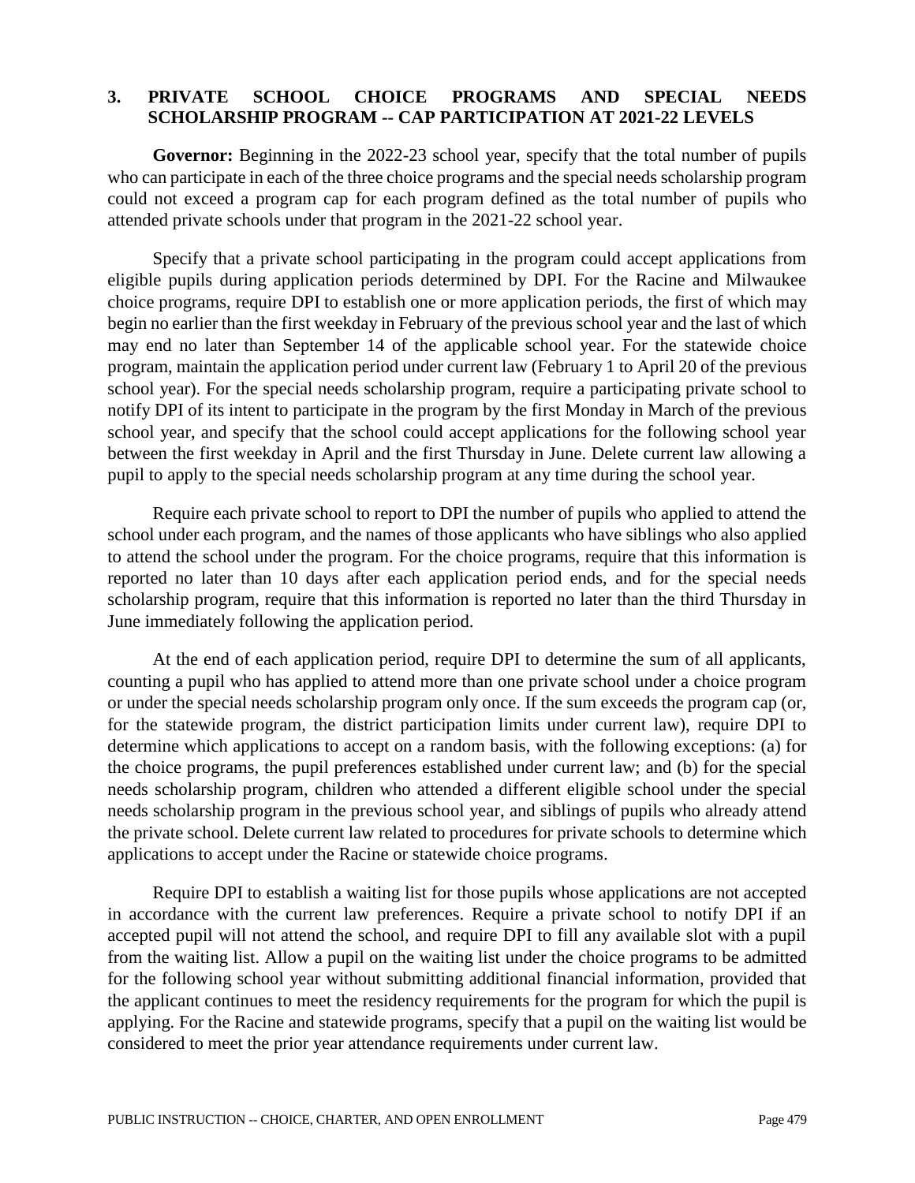## 3. PRIVATE SCHOOL CHOICE PROGRAMS AND SPECIAL NEEDS SCHOLARSHIP PROGRAM -- CAP PARTICIPATION AT 2021-22 LEVELS

**Governor:** Beginning in the 2022-23 school year, specify that the total number of pupils who can participate in each of the three choice programs and the special needs scholarship program could not exceed a program cap for each program defined as the total number of pupils who attended private schools under that program in the 2021-22 school year.

Specify that a private school participating in the program could accept applications from eligible pupils during application periods determined by DPI. For the Racine and Milwaukee choice programs, require DPI to establish one or more application periods, the first of which may begin no earlier than the first weekday in February of the previous school year and the last of which may end no later than September 14 of the applicable school year. For the statewide choice program, maintain the application period under current law (February 1 to April 20 of the previous school year). For the special needs scholarship program, require a participating private school to notify DPI of its intent to participate in the program by the first Monday in March of the previous school year, and specify that the school could accept applications for the following school year between the first weekday in April and the first Thursday in June. Delete current law allowing a pupil to apply to the special needs scholarship program at any time during the school year.

Require each private school to report to DPI the number of pupils who applied to attend the school under each program, and the names of those applicants who have siblings who also applied to attend the school under the program. For the choice programs, require that this information is reported no later than 10 days after each application period ends, and for the special needs scholarship program, require that this information is reported no later than the third Thursday in June immediately following the application period.

At the end of each application period, require DPI to determine the sum of all applicants, counting a pupil who has applied to attend more than one private school under a choice program or under the special needs scholarship program only once. If the sum exceeds the program cap (or, for the statewide program, the district participation limits under current law), require DPI to determine which applications to accept on a random basis, with the following exceptions: (a) for the choice programs, the pupil preferences established under current law; and (b) for the special needs scholarship program, children who attended a different eligible school under the special needs scholarship program in the previous school year, and siblings of pupils who already attend the private school. Delete current law related to procedures for private schools to determine which applications to accept under the Racine or statewide choice programs.

Require DPI to establish a waiting list for those pupils whose applications are not accepted in accordance with the current law preferences. Require a private school to notify DPI if an accepted pupil will not attend the school, and require DPI to fill any available slot with a pupil from the waiting list. Allow a pupil on the waiting list under the choice programs to be admitted for the following school year without submitting additional financial information, provided that the applicant continues to meet the residency requirements for the program for which the pupil is applying. For the Racine and statewide programs, specify that a pupil on the waiting list would be considered to meet the prior year attendance requirements under current law.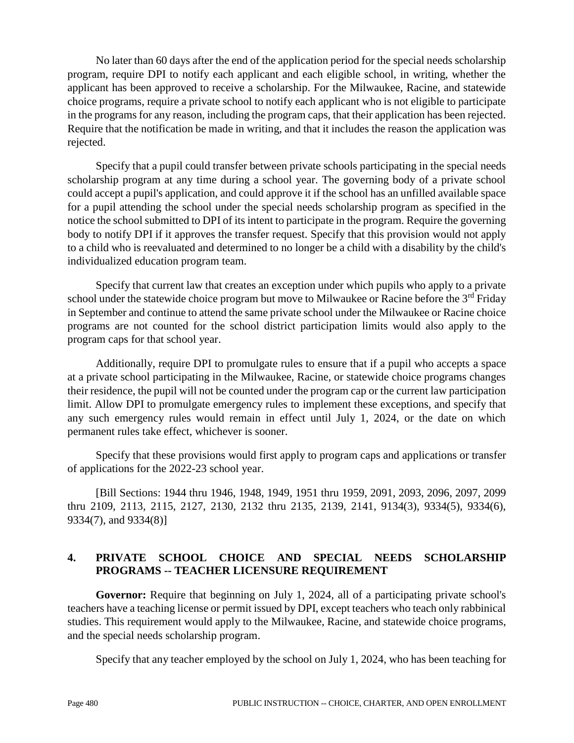No later than 60 days after the end of the application period for the special needs scholarship program, require DPI to notify each applicant and each eligible school, in writing, whether the applicant has been approved to receive a scholarship. For the Milwaukee, Racine, and statewide choice programs, require a private school to notify each applicant who is not eligible to participate in the programs for any reason, including the program caps, that their application has been rejected. Require that the notification be made in writing, and that it includes the reason the application was rejected.

Specify that a pupil could transfer between private schools participating in the special needs scholarship program at any time during a school year. The governing body of a private school could accept a pupil's application, and could approve it if the school has an unfilled available space for a pupil attending the school under the special needs scholarship program as specified in the notice the school submitted to DPI of its intent to participate in the program. Require the governing body to notify DPI if it approves the transfer request. Specify that this provision would not apply to a child who is reevaluated and determined to no longer be a child with a disability by the child's individualized education program team.

Specify that current law that creates an exception under which pupils who apply to a private school under the statewide choice program but move to Milwaukee or Racine before the 3rd Friday in September and continue to attend the same private school under the Milwaukee or Racine choice programs are not counted for the school district participation limits would also apply to the program caps for that school year.

Additionally, require DPI to promulgate rules to ensure that if a pupil who accepts a space at a private school participating in the Milwaukee, Racine, or statewide choice programs changes their residence, the pupil will not be counted under the program cap or the current law participation limit. Allow DPI to promulgate emergency rules to implement these exceptions, and specify that any such emergency rules would remain in effect until July 1, 2024, or the date on which permanent rules take effect, whichever is sooner.

Specify that these provisions would first apply to program caps and applications or transfer of applications for the 2022-23 school year.

[Bill Sections: 1944 thru 1946, 1948, 1949, 1951 thru 1959, 2091, 2093, 2096, 2097, 2099 thru 2109, 2113, 2115, 2127, 2130, 2132 thru 2135, 2139, 2141, 9134(3), 9334(5), 9334(6), 9334(7), and 9334(8)]

## 4. PRIVATE SCHOOL CHOICE AND SPECIAL NEEDS SCHOLARSHIP PROGRAMS -- TEACHER LICENSURE REQUIREMENT

**Governor:** Require that beginning on July 1, 2024, all of a participating private school's teachers have a teaching license or permit issued by DPI, except teachers who teach only rabbinical studies. This requirement would apply to the Milwaukee, Racine, and statewide choice programs, and the special needs scholarship program.

Specify that any teacher employed by the school on July 1, 2024, who has been teaching for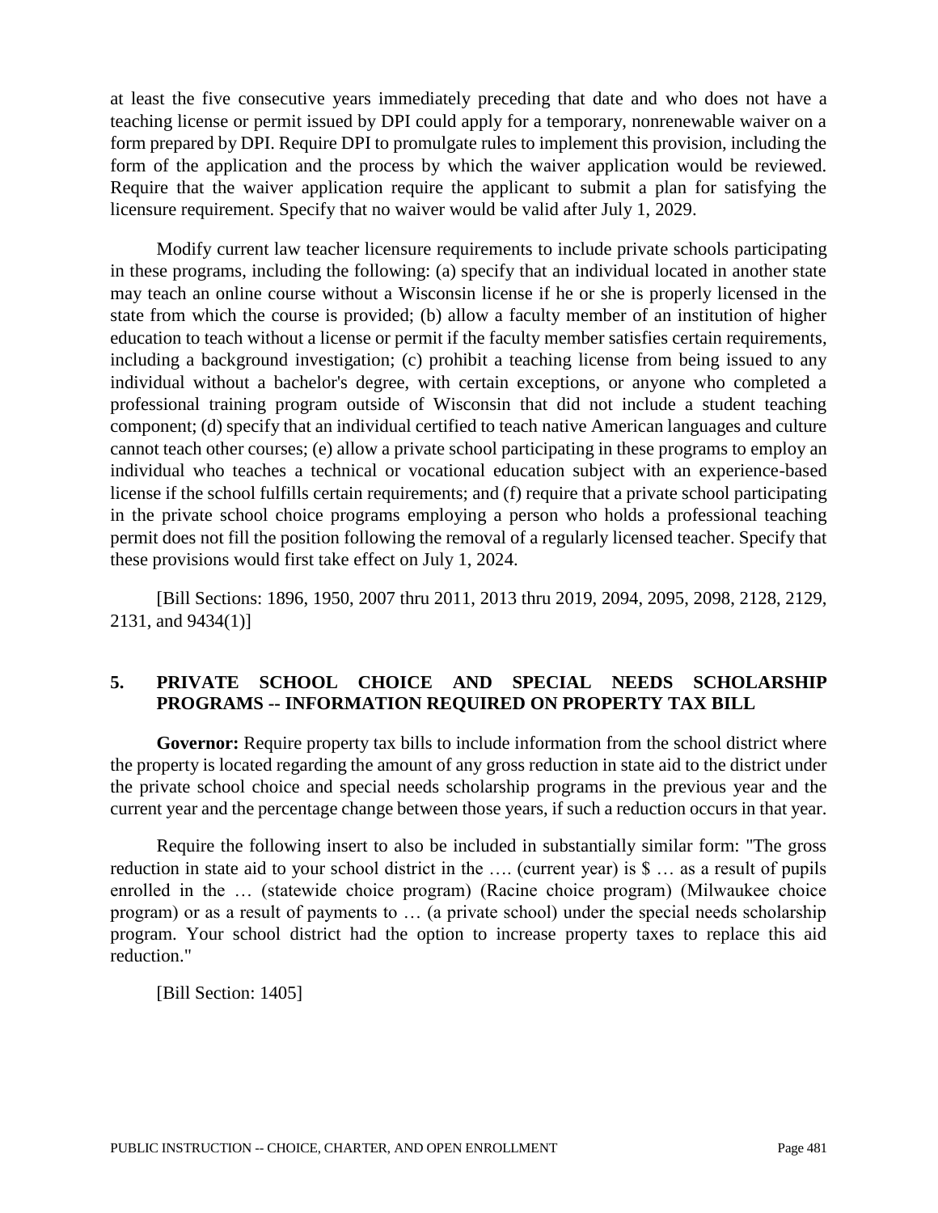at least the five consecutive years immediately preceding that date and who does not have a teaching license or permit issued by DPI could apply for a temporary, nonrenewable waiver on a form prepared by DPI. Require DPI to promulgate rules to implement this provision, including the form of the application and the process by which the waiver application would be reviewed. Require that the waiver application require the applicant to submit a plan for satisfying the licensure requirement. Specify that no waiver would be valid after July 1, 2029.

Modify current law teacher licensure requirements to include private schools participating in these programs, including the following: (a) specify that an individual located in another state may teach an online course without a Wisconsin license if he or she is properly licensed in the state from which the course is provided; (b) allow a faculty member of an institution of higher education to teach without a license or permit if the faculty member satisfies certain requirements, including a background investigation; (c) prohibit a teaching license from being issued to any individual without a bachelor's degree, with certain exceptions, or anyone who completed a professional training program outside of Wisconsin that did not include a student teaching component; (d) specify that an individual certified to teach native American languages and culture cannot teach other courses; (e) allow a private school participating in these programs to employ an individual who teaches a technical or vocational education subject with an experience-based license if the school fulfills certain requirements; and (f) require that a private school participating in the private school choice programs employing a person who holds a professional teaching permit does not fill the position following the removal of a regularly licensed teacher. Specify that these provisions would first take effect on July 1, 2024.

[Bill Sections: 1896, 1950, 2007 thru 2011, 2013 thru 2019, 2094, 2095, 2098, 2128, 2129, 2131, and 9434(1)]

## 5. PRIVATE SCHOOL CHOICE AND SPECIAL NEEDS SCHOLARSHIP PROGRAMS -- INFORMATION REQUIRED ON PROPERTY TAX BILL

**Governor:** Require property tax bills to include information from the school district where the property is located regarding the amount of any gross reduction in state aid to the district under the private school choice and special needs scholarship programs in the previous year and the current year and the percentage change between those years, if such a reduction occurs in that year.

Require the following insert to also be included in substantially similar form: "The gross reduction in state aid to your school district in the …. (current year) is $ … as a result of pupils enrolled in the … (statewide choice program) (Racine choice program) (Milwaukee choice program) or as a result of payments to … (a private school) under the special needs scholarship program. Your school district had the option to increase property taxes to replace this aid reduction."

[Bill Section: 1405]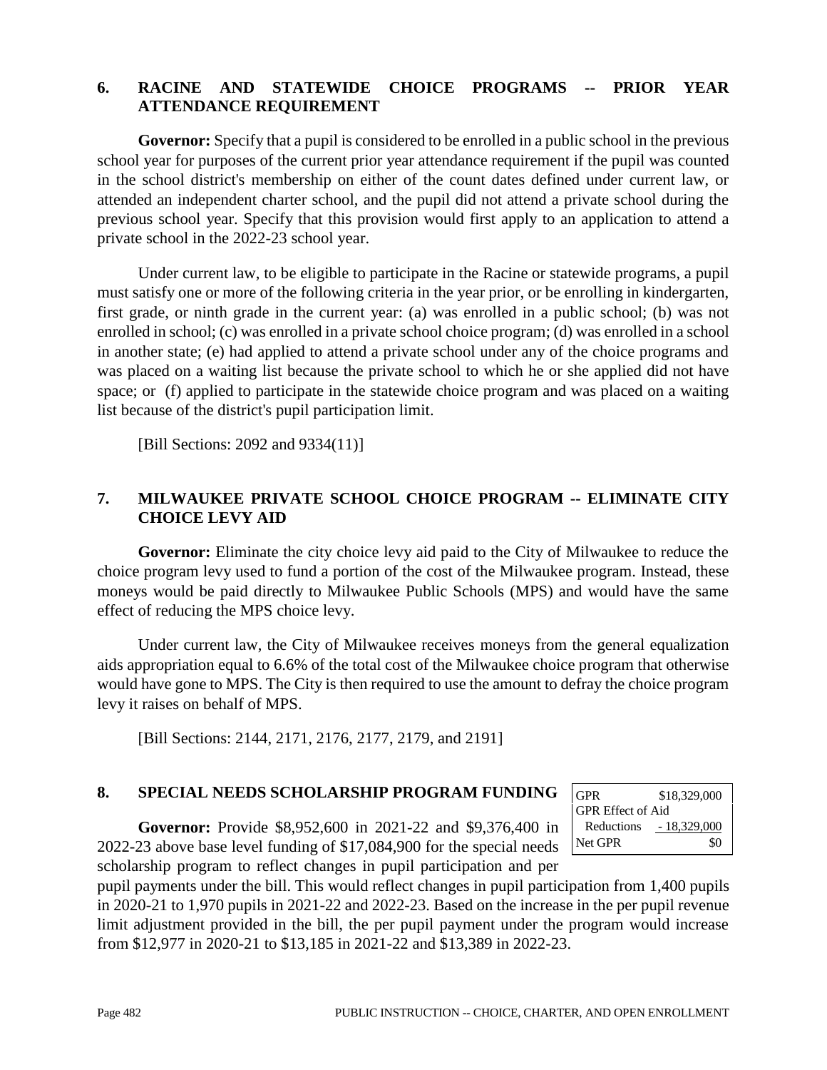## 6. RACINE AND STATEWIDE CHOICE PROGRAMS -- PRIOR YEAR ATTENDANCE REQUIREMENT

**Governor:** Specify that a pupil is considered to be enrolled in a public school in the previous school year for purposes of the current prior year attendance requirement if the pupil was counted in the school district's membership on either of the count dates defined under current law, or attended an independent charter school, and the pupil did not attend a private school during the previous school year. Specify that this provision would first apply to an application to attend a private school in the 2022-23 school year.

Under current law, to be eligible to participate in the Racine or statewide programs, a pupil must satisfy one or more of the following criteria in the year prior, or be enrolling in kindergarten, first grade, or ninth grade in the current year: (a) was enrolled in a public school; (b) was not enrolled in school; (c) was enrolled in a private school choice program; (d) was enrolled in a school in another state; (e) had applied to attend a private school under any of the choice programs and was placed on a waiting list because the private school to which he or she applied did not have space; or (f) applied to participate in the statewide choice program and was placed on a waiting list because of the district's pupil participation limit.

[Bill Sections: 2092 and 9334(11)]

## 7. MILWAUKEE PRIVATE SCHOOL CHOICE PROGRAM -- ELIMINATE CITY CHOICE LEVY AID

**Governor:** Eliminate the city choice levy aid paid to the City of Milwaukee to reduce the choice program levy used to fund a portion of the cost of the Milwaukee program. Instead, these moneys would be paid directly to Milwaukee Public Schools (MPS) and would have the same effect of reducing the MPS choice levy.

Under current law, the City of Milwaukee receives moneys from the general equalization aids appropriation equal to 6.6% of the total cost of the Milwaukee choice program that otherwise would have gone to MPS. The City is then required to use the amount to defray the choice program levy it raises on behalf of MPS.

[Bill Sections: 2144, 2171, 2176, 2177, 2179, and 2191]

## 8. SPECIAL NEEDS SCHOLARSHIP PROGRAM FUNDING

| | |
|---|---|
| GPR | $18,329,000 |
| GPR Effect of Aid Reductions | - 18,329,000 |
| Net GPR | $0 |

**Governor:** Provide $8,952,600 in 2021-22 and $9,376,400 in 2022-23 above base level funding of $17,084,900 for the special needs scholarship program to reflect changes in pupil participation and per pupil payments under the bill. This would reflect changes in pupil participation from 1,400 pupils in 2020-21 to 1,970 pupils in 2021-22 and 2022-23. Based on the increase in the per pupil revenue limit adjustment provided in the bill, the per pupil payment under the program would increase from $12,977 in 2020-21 to $13,185 in 2021-22 and $13,389 in 2022-23.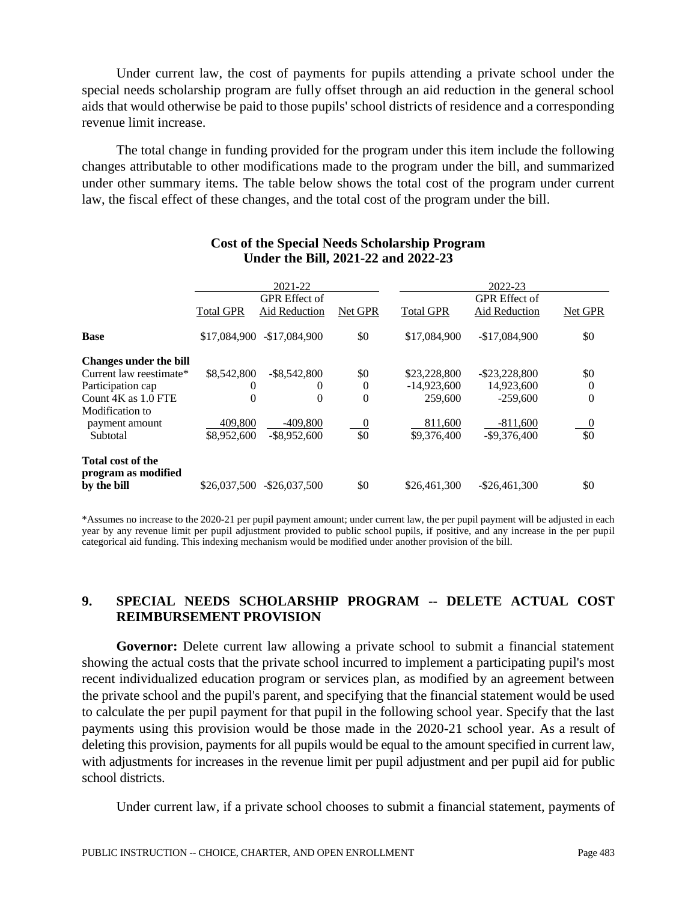Under current law, the cost of payments for pupils attending a private school under the special needs scholarship program are fully offset through an aid reduction in the general school aids that would otherwise be paid to those pupils' school districts of residence and a corresponding revenue limit increase.

The total change in funding provided for the program under this item include the following changes attributable to other modifications made to the program under the bill, and summarized under other summary items. The table below shows the total cost of the program under current law, the fiscal effect of these changes, and the total cost of the program under the bill.

**Cost of the Special Needs Scholarship Program Under the Bill, 2021-22 and 2022-23**

| | 2021-22 | | | 2022-23 | | |
|---|---|---|---|---|---|---|
| | Total GPR | GPR Effect of Aid Reduction | Net GPR | Total GPR | GPR Effect of Aid Reduction | Net GPR |
| **Base** | $17,084,900 | -$17,084,900 | $0 | $17,084,900 | -$17,084,900 | $0 |
| **Changes under the bill** | | | | | | |
| Current law reestimate* | $8,542,800 | -$8,542,800 | $0 | $23,228,800 | -$23,228,800 | $0 |
| Participation cap | 0 | 0 | 0 | -14,923,600 | 14,923,600 | 0 |
| Count 4K as 1.0 FTE | 0 | 0 | 0 | 259,600 | -259,600 | 0 |
| Modification to payment amount | 409,800 | -409,800 | 0 | 811,600 | -811,600 | 0 |
| Subtotal | $8,952,600 | -$8,952,600 | $0 | $9,376,400 | -$9,376,400 | $0 |
| **Total cost of the program as modified by the bill** | $26,037,500 | -$26,037,500 | $0 | $26,461,300 | -$26,461,300 | $0 |

*Assumes no increase to the 2020-21 per pupil payment amount; under current law, the per pupil payment will be adjusted in each year by any revenue limit per pupil adjustment provided to public school pupils, if positive, and any increase in the per pupil categorical aid funding. This indexing mechanism would be modified under another provision of the bill.

## 9. SPECIAL NEEDS SCHOLARSHIP PROGRAM -- DELETE ACTUAL COST REIMBURSEMENT PROVISION

**Governor:** Delete current law allowing a private school to submit a financial statement showing the actual costs that the private school incurred to implement a participating pupil's most recent individualized education program or services plan, as modified by an agreement between the private school and the pupil's parent, and specifying that the financial statement would be used to calculate the per pupil payment for that pupil in the following school year. Specify that the last payments using this provision would be those made in the 2020-21 school year. As a result of deleting this provision, payments for all pupils would be equal to the amount specified in current law, with adjustments for increases in the revenue limit per pupil adjustment and per pupil aid for public school districts.

Under current law, if a private school chooses to submit a financial statement, payments of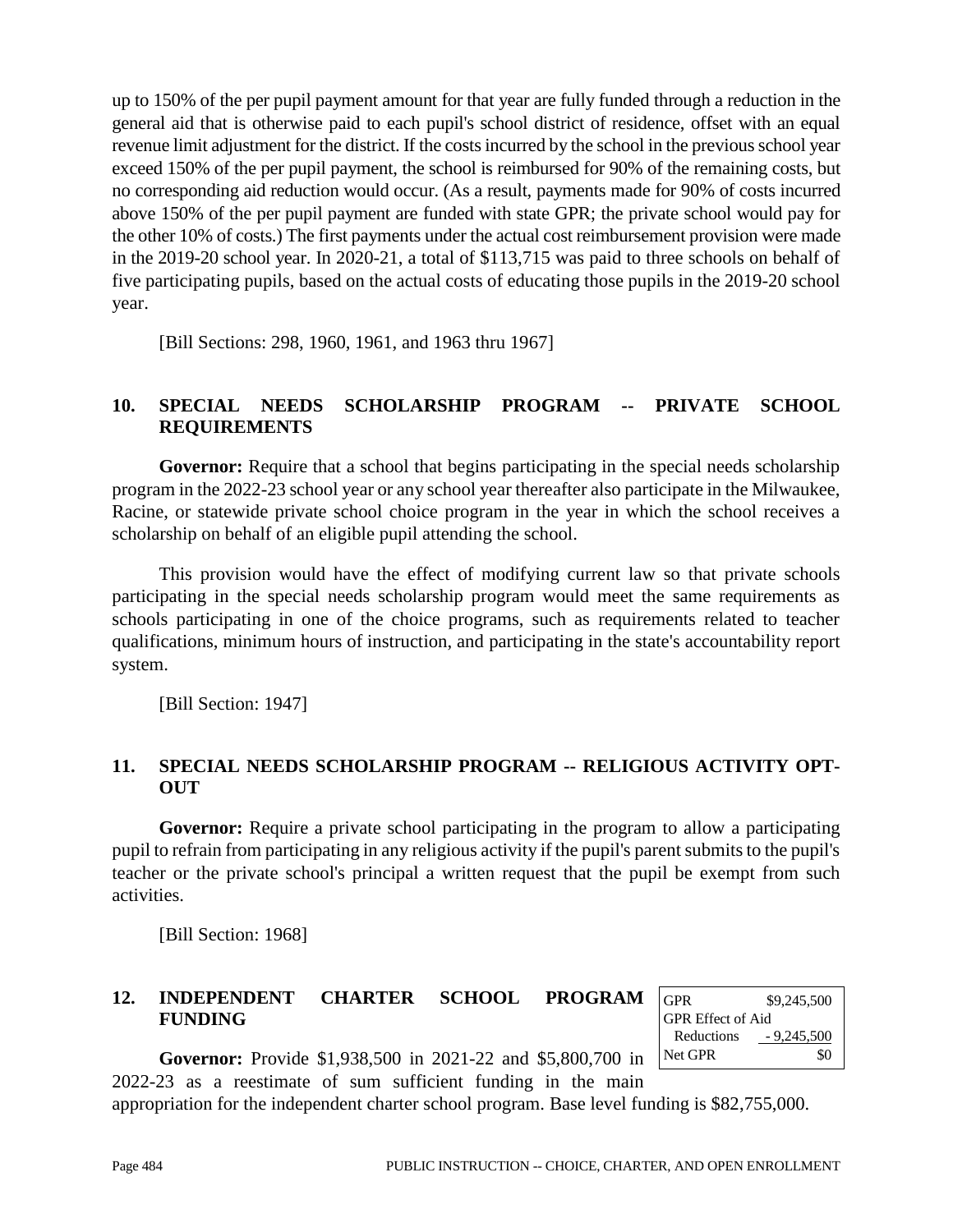up to 150% of the per pupil payment amount for that year are fully funded through a reduction in the general aid that is otherwise paid to each pupil's school district of residence, offset with an equal revenue limit adjustment for the district. If the costs incurred by the school in the previous school year exceed 150% of the per pupil payment, the school is reimbursed for 90% of the remaining costs, but no corresponding aid reduction would occur. (As a result, payments made for 90% of costs incurred above 150% of the per pupil payment are funded with state GPR; the private school would pay for the other 10% of costs.) The first payments under the actual cost reimbursement provision were made in the 2019-20 school year. In 2020-21, a total of $113,715 was paid to three schools on behalf of five participating pupils, based on the actual costs of educating those pupils in the 2019-20 school year.

[Bill Sections: 298, 1960, 1961, and 1963 thru 1967]

## 10. SPECIAL NEEDS SCHOLARSHIP PROGRAM -- PRIVATE SCHOOL REQUIREMENTS

**Governor:** Require that a school that begins participating in the special needs scholarship program in the 2022-23 school year or any school year thereafter also participate in the Milwaukee, Racine, or statewide private school choice program in the year in which the school receives a scholarship on behalf of an eligible pupil attending the school.

This provision would have the effect of modifying current law so that private schools participating in the special needs scholarship program would meet the same requirements as schools participating in one of the choice programs, such as requirements related to teacher qualifications, minimum hours of instruction, and participating in the state's accountability report system.

[Bill Section: 1947]

## 11. SPECIAL NEEDS SCHOLARSHIP PROGRAM -- RELIGIOUS ACTIVITY OPT-OUT

**Governor:** Require a private school participating in the program to allow a participating pupil to refrain from participating in any religious activity if the pupil's parent submits to the pupil's teacher or the private school's principal a written request that the pupil be exempt from such activities.

[Bill Section: 1968]

## 12. INDEPENDENT CHARTER SCHOOL PROGRAM FUNDING

| | |
|---|---|
| GPR | $9,245,500 |
| GPR Effect of Aid Reductions | - 9,245,500 |
| Net GPR | $0 |

**Governor:** Provide $1,938,500 in 2021-22 and $5,800,700 in 2022-23 as a reestimate of sum sufficient funding in the main appropriation for the independent charter school program. Base level funding is $82,755,000.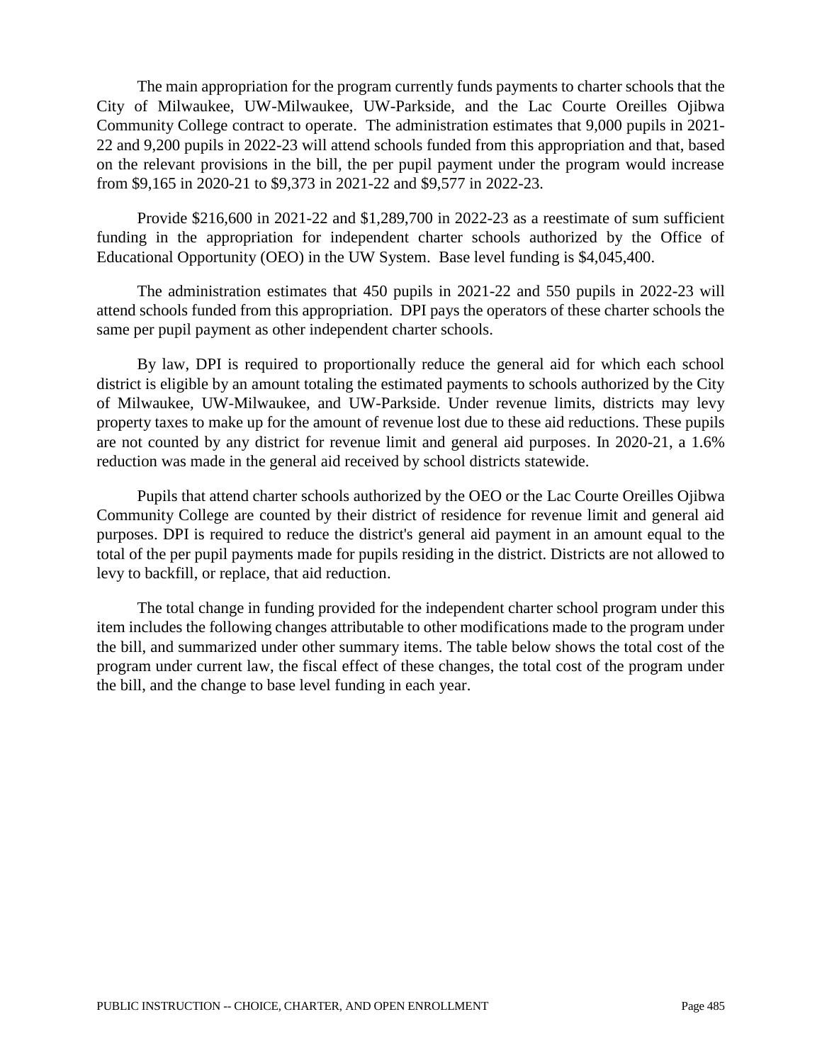The main appropriation for the program currently funds payments to charter schools that the City of Milwaukee, UW-Milwaukee, UW-Parkside, and the Lac Courte Oreilles Ojibwa Community College contract to operate. The administration estimates that 9,000 pupils in 2021-22 and 9,200 pupils in 2022-23 will attend schools funded from this appropriation and that, based on the relevant provisions in the bill, the per pupil payment under the program would increase from $9,165 in 2020-21 to $9,373 in 2021-22 and $9,577 in 2022-23.

Provide $216,600 in 2021-22 and $1,289,700 in 2022-23 as a reestimate of sum sufficient funding in the appropriation for independent charter schools authorized by the Office of Educational Opportunity (OEO) in the UW System. Base level funding is $4,045,400.

The administration estimates that 450 pupils in 2021-22 and 550 pupils in 2022-23 will attend schools funded from this appropriation. DPI pays the operators of these charter schools the same per pupil payment as other independent charter schools.

By law, DPI is required to proportionally reduce the general aid for which each school district is eligible by an amount totaling the estimated payments to schools authorized by the City of Milwaukee, UW-Milwaukee, and UW-Parkside. Under revenue limits, districts may levy property taxes to make up for the amount of revenue lost due to these aid reductions. These pupils are not counted by any district for revenue limit and general aid purposes. In 2020-21, a 1.6% reduction was made in the general aid received by school districts statewide.

Pupils that attend charter schools authorized by the OEO or the Lac Courte Oreilles Ojibwa Community College are counted by their district of residence for revenue limit and general aid purposes. DPI is required to reduce the district's general aid payment in an amount equal to the total of the per pupil payments made for pupils residing in the district. Districts are not allowed to levy to backfill, or replace, that aid reduction.

The total change in funding provided for the independent charter school program under this item includes the following changes attributable to other modifications made to the program under the bill, and summarized under other summary items. The table below shows the total cost of the program under current law, the fiscal effect of these changes, the total cost of the program under the bill, and the change to base level funding in each year.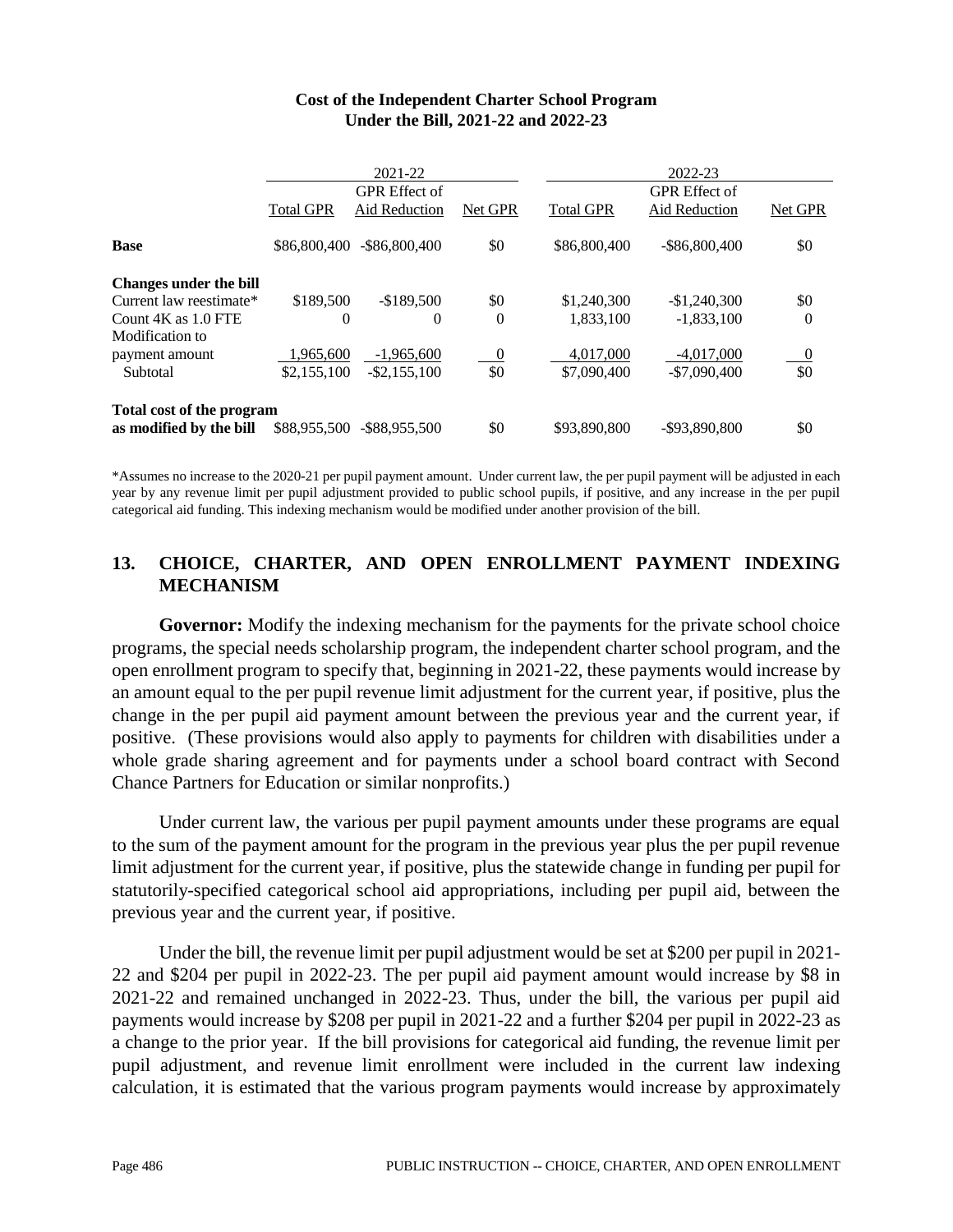**Cost of the Independent Charter School Program Under the Bill, 2021-22 and 2022-23**

| | 2021-22 | | | 2022-23 | | |
|---|---|---|---|---|---|---|
| | Total GPR | GPR Effect of Aid Reduction | Net GPR | Total GPR | GPR Effect of Aid Reduction | Net GPR |
| **Base** | $86,800,400 | -$86,800,400 | $0 | $86,800,400 | -$86,800,400 | $0 |
| **Changes under the bill** | | | | | | |
| Current law reestimate* | $189,500 | -$189,500 | $0 | $1,240,300 | -$1,240,300 | $0 |
| Count 4K as 1.0 FTE | 0 | 0 | 0 | 1,833,100 | -1,833,100 | 0 |
| Modification to payment amount | 1,965,600 | -1,965,600 | 0 | 4,017,000 | -4,017,000 | 0 |
| Subtotal | $2,155,100 | -$2,155,100 | $0 | $7,090,400 | -$7,090,400 | $0 |
| **Total cost of the program as modified by the bill** | $88,955,500 | -$88,955,500 | $0 | $93,890,800 | -$93,890,800 | $0 |

*Assumes no increase to the 2020-21 per pupil payment amount. Under current law, the per pupil payment will be adjusted in each year by any revenue limit per pupil adjustment provided to public school pupils, if positive, and any increase in the per pupil categorical aid funding. This indexing mechanism would be modified under another provision of the bill.

## 13. CHOICE, CHARTER, AND OPEN ENROLLMENT PAYMENT INDEXING MECHANISM

**Governor:** Modify the indexing mechanism for the payments for the private school choice programs, the special needs scholarship program, the independent charter school program, and the open enrollment program to specify that, beginning in 2021-22, these payments would increase by an amount equal to the per pupil revenue limit adjustment for the current year, if positive, plus the change in the per pupil aid payment amount between the previous year and the current year, if positive. (These provisions would also apply to payments for children with disabilities under a whole grade sharing agreement and for payments under a school board contract with Second Chance Partners for Education or similar nonprofits.)

Under current law, the various per pupil payment amounts under these programs are equal to the sum of the payment amount for the program in the previous year plus the per pupil revenue limit adjustment for the current year, if positive, plus the statewide change in funding per pupil for statutorily-specified categorical school aid appropriations, including per pupil aid, between the previous year and the current year, if positive.

Under the bill, the revenue limit per pupil adjustment would be set at $200 per pupil in 2021-22 and $204 per pupil in 2022-23. The per pupil aid payment amount would increase by $8 in 2021-22 and remained unchanged in 2022-23. Thus, under the bill, the various per pupil aid payments would increase by $208 per pupil in 2021-22 and a further $204 per pupil in 2022-23 as a change to the prior year. If the bill provisions for categorical aid funding, the revenue limit per pupil adjustment, and revenue limit enrollment were included in the current law indexing calculation, it is estimated that the various program payments would increase by approximately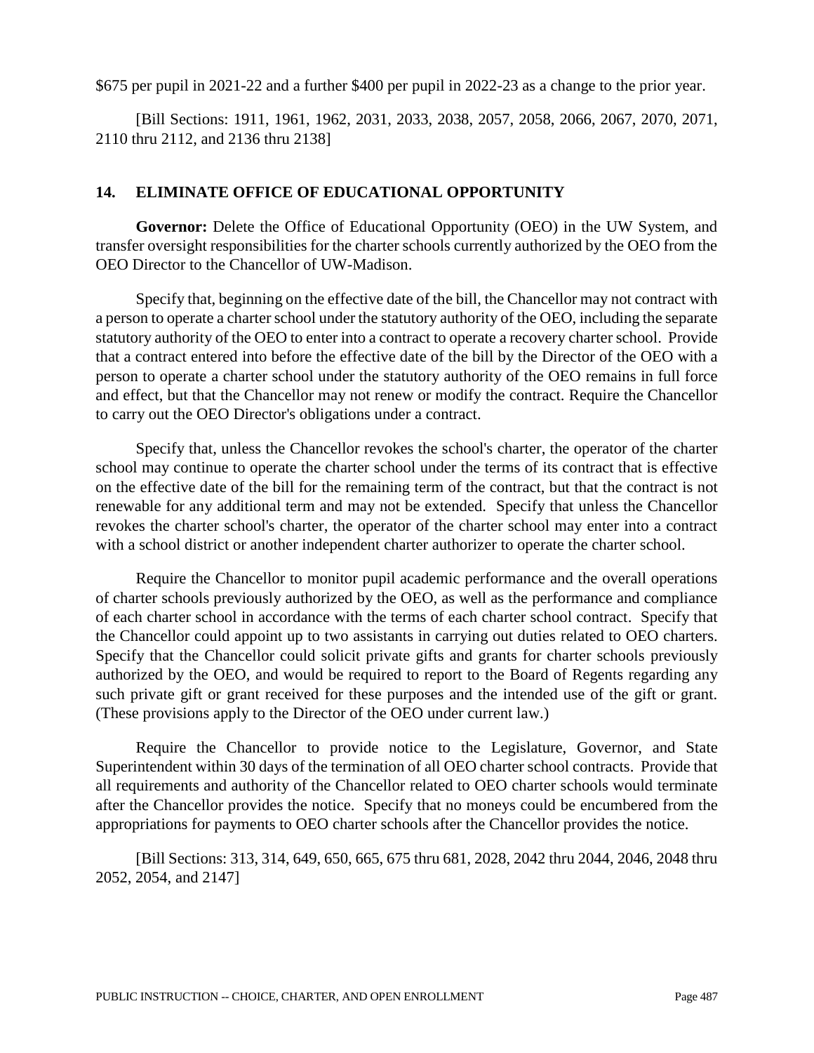$675 per pupil in 2021-22 and a further $400 per pupil in 2022-23 as a change to the prior year.

[Bill Sections: 1911, 1961, 1962, 2031, 2033, 2038, 2057, 2058, 2066, 2067, 2070, 2071, 2110 thru 2112, and 2136 thru 2138]

## 14. ELIMINATE OFFICE OF EDUCATIONAL OPPORTUNITY

**Governor:** Delete the Office of Educational Opportunity (OEO) in the UW System, and transfer oversight responsibilities for the charter schools currently authorized by the OEO from the OEO Director to the Chancellor of UW-Madison.

Specify that, beginning on the effective date of the bill, the Chancellor may not contract with a person to operate a charter school under the statutory authority of the OEO, including the separate statutory authority of the OEO to enter into a contract to operate a recovery charter school. Provide that a contract entered into before the effective date of the bill by the Director of the OEO with a person to operate a charter school under the statutory authority of the OEO remains in full force and effect, but that the Chancellor may not renew or modify the contract. Require the Chancellor to carry out the OEO Director's obligations under a contract.

Specify that, unless the Chancellor revokes the school's charter, the operator of the charter school may continue to operate the charter school under the terms of its contract that is effective on the effective date of the bill for the remaining term of the contract, but that the contract is not renewable for any additional term and may not be extended. Specify that unless the Chancellor revokes the charter school's charter, the operator of the charter school may enter into a contract with a school district or another independent charter authorizer to operate the charter school.

Require the Chancellor to monitor pupil academic performance and the overall operations of charter schools previously authorized by the OEO, as well as the performance and compliance of each charter school in accordance with the terms of each charter school contract. Specify that the Chancellor could appoint up to two assistants in carrying out duties related to OEO charters. Specify that the Chancellor could solicit private gifts and grants for charter schools previously authorized by the OEO, and would be required to report to the Board of Regents regarding any such private gift or grant received for these purposes and the intended use of the gift or grant. (These provisions apply to the Director of the OEO under current law.)

Require the Chancellor to provide notice to the Legislature, Governor, and State Superintendent within 30 days of the termination of all OEO charter school contracts. Provide that all requirements and authority of the Chancellor related to OEO charter schools would terminate after the Chancellor provides the notice. Specify that no moneys could be encumbered from the appropriations for payments to OEO charter schools after the Chancellor provides the notice.

[Bill Sections: 313, 314, 649, 650, 665, 675 thru 681, 2028, 2042 thru 2044, 2046, 2048 thru 2052, 2054, and 2147]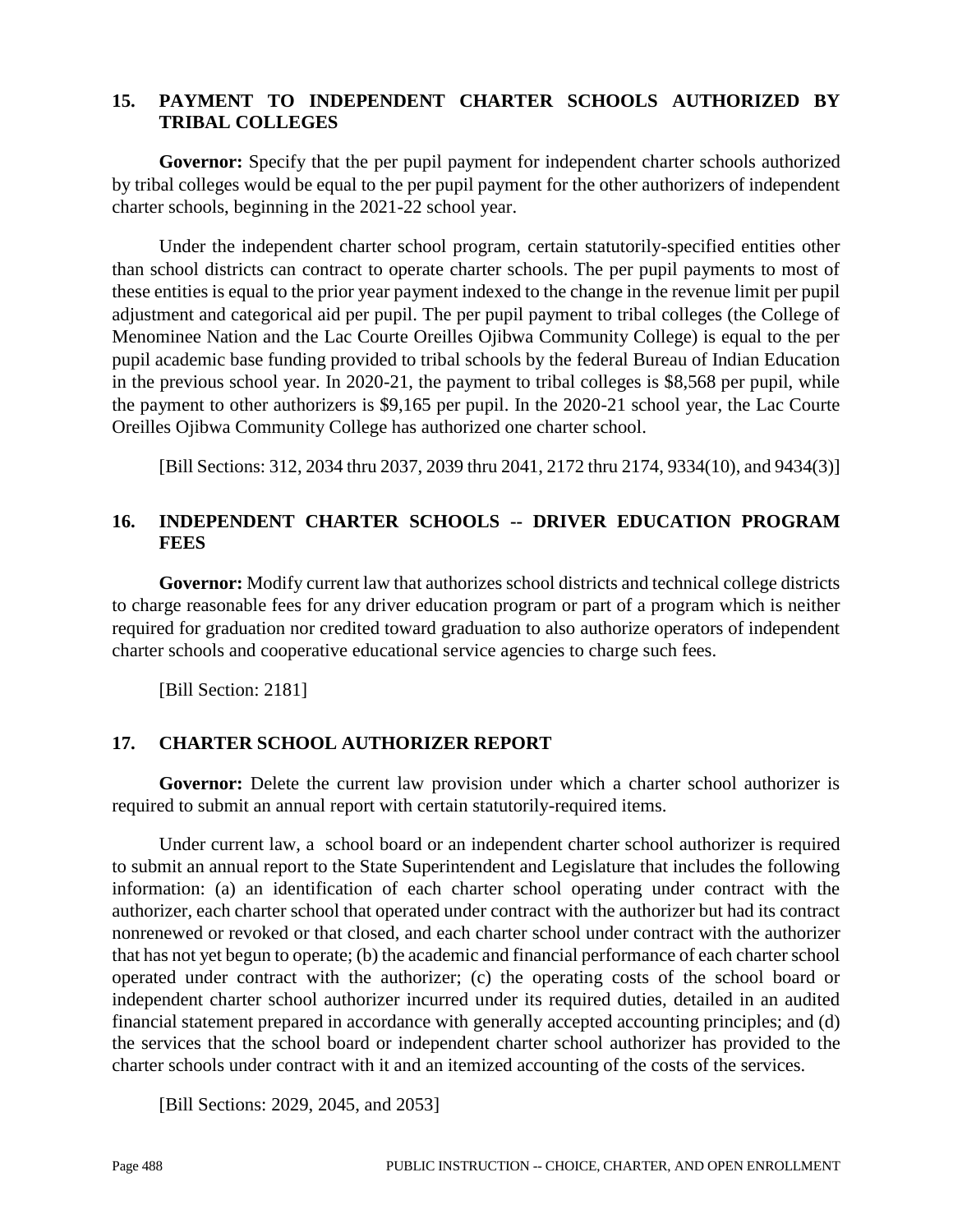## 15. PAYMENT TO INDEPENDENT CHARTER SCHOOLS AUTHORIZED BY TRIBAL COLLEGES

**Governor:** Specify that the per pupil payment for independent charter schools authorized by tribal colleges would be equal to the per pupil payment for the other authorizers of independent charter schools, beginning in the 2021-22 school year.

Under the independent charter school program, certain statutorily-specified entities other than school districts can contract to operate charter schools. The per pupil payments to most of these entities is equal to the prior year payment indexed to the change in the revenue limit per pupil adjustment and categorical aid per pupil. The per pupil payment to tribal colleges (the College of Menominee Nation and the Lac Courte Oreilles Ojibwa Community College) is equal to the per pupil academic base funding provided to tribal schools by the federal Bureau of Indian Education in the previous school year. In 2020-21, the payment to tribal colleges is $8,568 per pupil, while the payment to other authorizers is $9,165 per pupil. In the 2020-21 school year, the Lac Courte Oreilles Ojibwa Community College has authorized one charter school.

[Bill Sections: 312, 2034 thru 2037, 2039 thru 2041, 2172 thru 2174, 9334(10), and 9434(3)]

## 16. INDEPENDENT CHARTER SCHOOLS -- DRIVER EDUCATION PROGRAM FEES

**Governor:** Modify current law that authorizes school districts and technical college districts to charge reasonable fees for any driver education program or part of a program which is neither required for graduation nor credited toward graduation to also authorize operators of independent charter schools and cooperative educational service agencies to charge such fees.

[Bill Section: 2181]

## 17. CHARTER SCHOOL AUTHORIZER REPORT

**Governor:** Delete the current law provision under which a charter school authorizer is required to submit an annual report with certain statutorily-required items.

Under current law, a school board or an independent charter school authorizer is required to submit an annual report to the State Superintendent and Legislature that includes the following information: (a) an identification of each charter school operating under contract with the authorizer, each charter school that operated under contract with the authorizer but had its contract nonrenewed or revoked or that closed, and each charter school under contract with the authorizer that has not yet begun to operate; (b) the academic and financial performance of each charter school operated under contract with the authorizer; (c) the operating costs of the school board or independent charter school authorizer incurred under its required duties, detailed in an audited financial statement prepared in accordance with generally accepted accounting principles; and (d) the services that the school board or independent charter school authorizer has provided to the charter schools under contract with it and an itemized accounting of the costs of the services.

[Bill Sections: 2029, 2045, and 2053]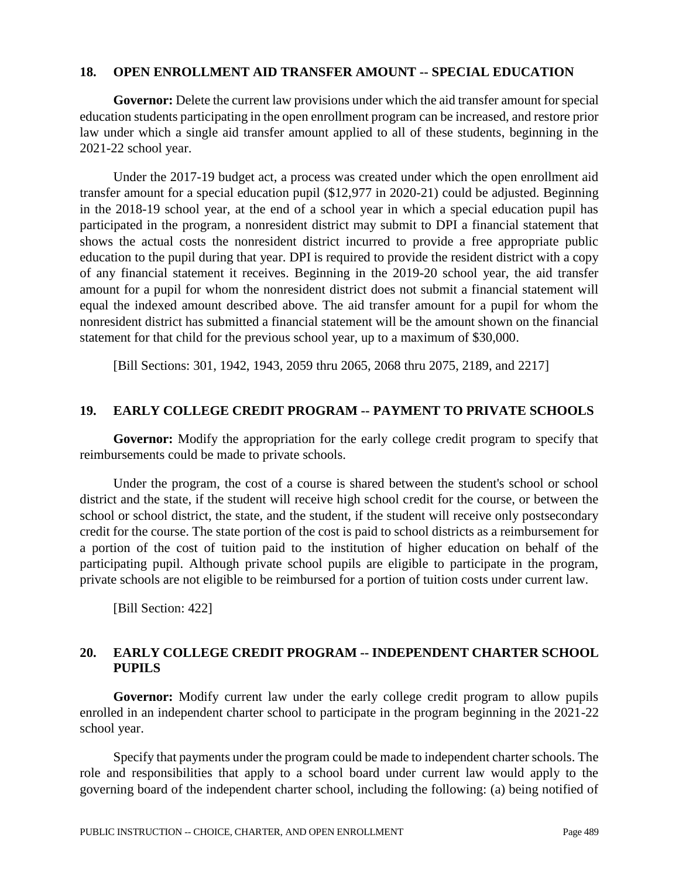## 18. OPEN ENROLLMENT AID TRANSFER AMOUNT -- SPECIAL EDUCATION

**Governor:** Delete the current law provisions under which the aid transfer amount for special education students participating in the open enrollment program can be increased, and restore prior law under which a single aid transfer amount applied to all of these students, beginning in the 2021-22 school year.

Under the 2017-19 budget act, a process was created under which the open enrollment aid transfer amount for a special education pupil ($12,977 in 2020-21) could be adjusted. Beginning in the 2018-19 school year, at the end of a school year in which a special education pupil has participated in the program, a nonresident district may submit to DPI a financial statement that shows the actual costs the nonresident district incurred to provide a free appropriate public education to the pupil during that year. DPI is required to provide the resident district with a copy of any financial statement it receives. Beginning in the 2019-20 school year, the aid transfer amount for a pupil for whom the nonresident district does not submit a financial statement will equal the indexed amount described above. The aid transfer amount for a pupil for whom the nonresident district has submitted a financial statement will be the amount shown on the financial statement for that child for the previous school year, up to a maximum of $30,000.

[Bill Sections: 301, 1942, 1943, 2059 thru 2065, 2068 thru 2075, 2189, and 2217]

## 19. EARLY COLLEGE CREDIT PROGRAM -- PAYMENT TO PRIVATE SCHOOLS

**Governor:** Modify the appropriation for the early college credit program to specify that reimbursements could be made to private schools.

Under the program, the cost of a course is shared between the student's school or school district and the state, if the student will receive high school credit for the course, or between the school or school district, the state, and the student, if the student will receive only postsecondary credit for the course. The state portion of the cost is paid to school districts as a reimbursement for a portion of the cost of tuition paid to the institution of higher education on behalf of the participating pupil. Although private school pupils are eligible to participate in the program, private schools are not eligible to be reimbursed for a portion of tuition costs under current law.

[Bill Section: 422]

## 20. EARLY COLLEGE CREDIT PROGRAM -- INDEPENDENT CHARTER SCHOOL PUPILS

**Governor:** Modify current law under the early college credit program to allow pupils enrolled in an independent charter school to participate in the program beginning in the 2021-22 school year.

Specify that payments under the program could be made to independent charter schools. The role and responsibilities that apply to a school board under current law would apply to the governing board of the independent charter school, including the following: (a) being notified of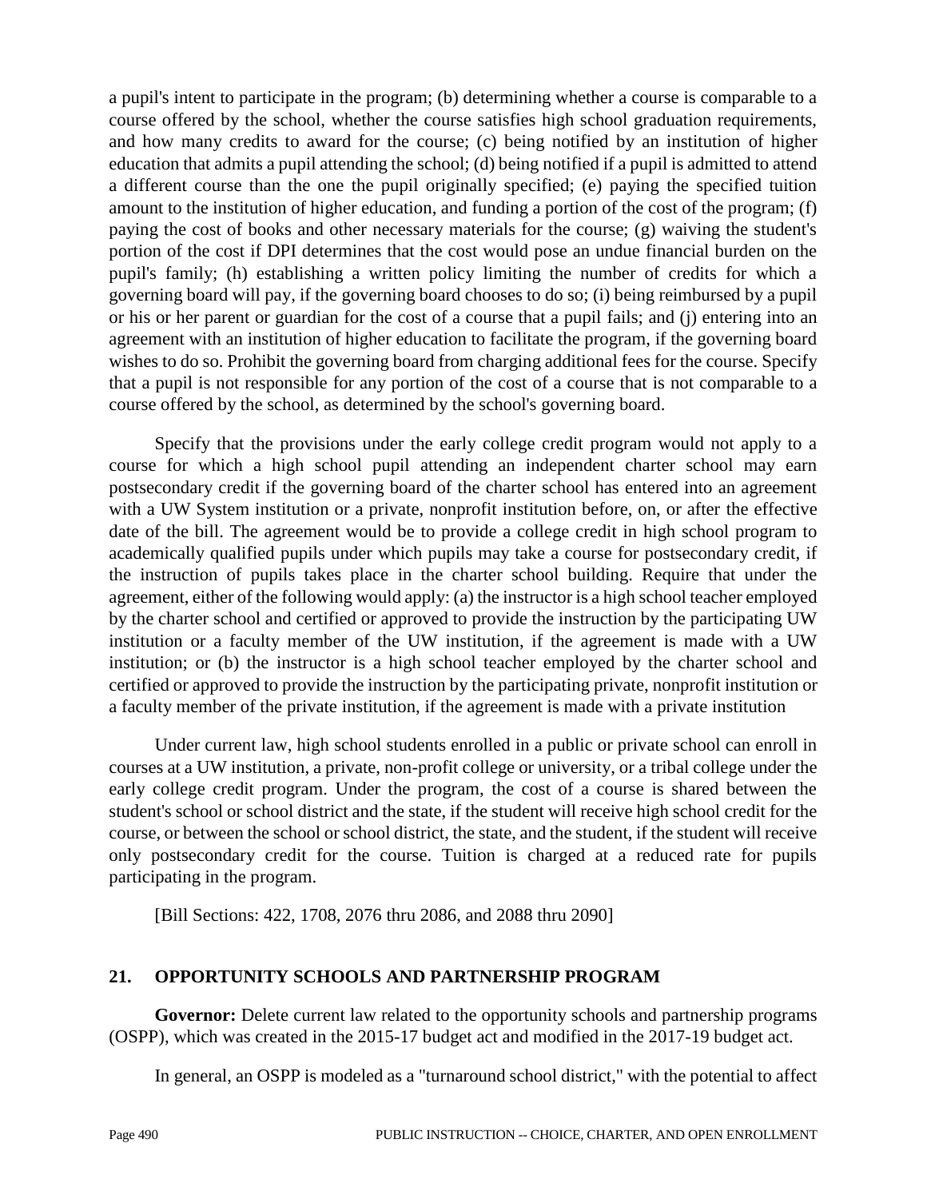a pupil's intent to participate in the program; (b) determining whether a course is comparable to a course offered by the school, whether the course satisfies high school graduation requirements, and how many credits to award for the course; (c) being notified by an institution of higher education that admits a pupil attending the school; (d) being notified if a pupil is admitted to attend a different course than the one the pupil originally specified; (e) paying the specified tuition amount to the institution of higher education, and funding a portion of the cost of the program; (f) paying the cost of books and other necessary materials for the course; (g) waiving the student's portion of the cost if DPI determines that the cost would pose an undue financial burden on the pupil's family; (h) establishing a written policy limiting the number of credits for which a governing board will pay, if the governing board chooses to do so; (i) being reimbursed by a pupil or his or her parent or guardian for the cost of a course that a pupil fails; and (j) entering into an agreement with an institution of higher education to facilitate the program, if the governing board wishes to do so. Prohibit the governing board from charging additional fees for the course. Specify that a pupil is not responsible for any portion of the cost of a course that is not comparable to a course offered by the school, as determined by the school's governing board.

Specify that the provisions under the early college credit program would not apply to a course for which a high school pupil attending an independent charter school may earn postsecondary credit if the governing board of the charter school has entered into an agreement with a UW System institution or a private, nonprofit institution before, on, or after the effective date of the bill. The agreement would be to provide a college credit in high school program to academically qualified pupils under which pupils may take a course for postsecondary credit, if the instruction of pupils takes place in the charter school building. Require that under the agreement, either of the following would apply: (a) the instructor is a high school teacher employed by the charter school and certified or approved to provide the instruction by the participating UW institution or a faculty member of the UW institution, if the agreement is made with a UW institution; or (b) the instructor is a high school teacher employed by the charter school and certified or approved to provide the instruction by the participating private, nonprofit institution or a faculty member of the private institution, if the agreement is made with a private institution

Under current law, high school students enrolled in a public or private school can enroll in courses at a UW institution, a private, non-profit college or university, or a tribal college under the early college credit program. Under the program, the cost of a course is shared between the student's school or school district and the state, if the student will receive high school credit for the course, or between the school or school district, the state, and the student, if the student will receive only postsecondary credit for the course. Tuition is charged at a reduced rate for pupils participating in the program.

[Bill Sections: 422, 1708, 2076 thru 2086, and 2088 thru 2090]

## 21. OPPORTUNITY SCHOOLS AND PARTNERSHIP PROGRAM

**Governor:** Delete current law related to the opportunity schools and partnership programs (OSPP), which was created in the 2015-17 budget act and modified in the 2017-19 budget act.

In general, an OSPP is modeled as a "turnaround school district," with the potential to affect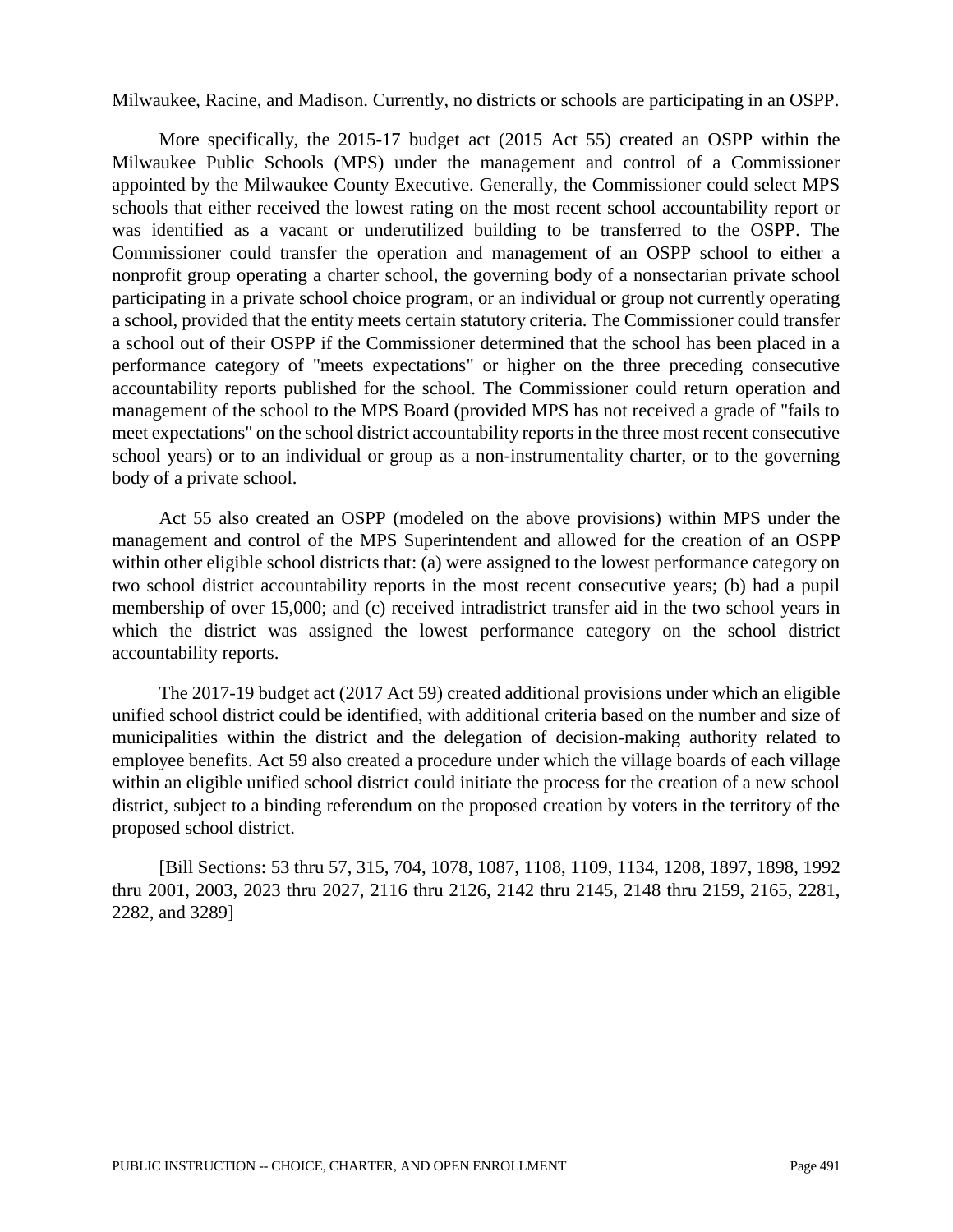Milwaukee, Racine, and Madison. Currently, no districts or schools are participating in an OSPP.

More specifically, the 2015-17 budget act (2015 Act 55) created an OSPP within the Milwaukee Public Schools (MPS) under the management and control of a Commissioner appointed by the Milwaukee County Executive. Generally, the Commissioner could select MPS schools that either received the lowest rating on the most recent school accountability report or was identified as a vacant or underutilized building to be transferred to the OSPP. The Commissioner could transfer the operation and management of an OSPP school to either a nonprofit group operating a charter school, the governing body of a nonsectarian private school participating in a private school choice program, or an individual or group not currently operating a school, provided that the entity meets certain statutory criteria. The Commissioner could transfer a school out of their OSPP if the Commissioner determined that the school has been placed in a performance category of "meets expectations" or higher on the three preceding consecutive accountability reports published for the school. The Commissioner could return operation and management of the school to the MPS Board (provided MPS has not received a grade of "fails to meet expectations" on the school district accountability reports in the three most recent consecutive school years) or to an individual or group as a non-instrumentality charter, or to the governing body of a private school.

Act 55 also created an OSPP (modeled on the above provisions) within MPS under the management and control of the MPS Superintendent and allowed for the creation of an OSPP within other eligible school districts that: (a) were assigned to the lowest performance category on two school district accountability reports in the most recent consecutive years; (b) had a pupil membership of over 15,000; and (c) received intradistrict transfer aid in the two school years in which the district was assigned the lowest performance category on the school district accountability reports.

The 2017-19 budget act (2017 Act 59) created additional provisions under which an eligible unified school district could be identified, with additional criteria based on the number and size of municipalities within the district and the delegation of decision-making authority related to employee benefits. Act 59 also created a procedure under which the village boards of each village within an eligible unified school district could initiate the process for the creation of a new school district, subject to a binding referendum on the proposed creation by voters in the territory of the proposed school district.

[Bill Sections: 53 thru 57, 315, 704, 1078, 1087, 1108, 1109, 1134, 1208, 1897, 1898, 1992 thru 2001, 2003, 2023 thru 2027, 2116 thru 2126, 2142 thru 2145, 2148 thru 2159, 2165, 2281, 2282, and 3289]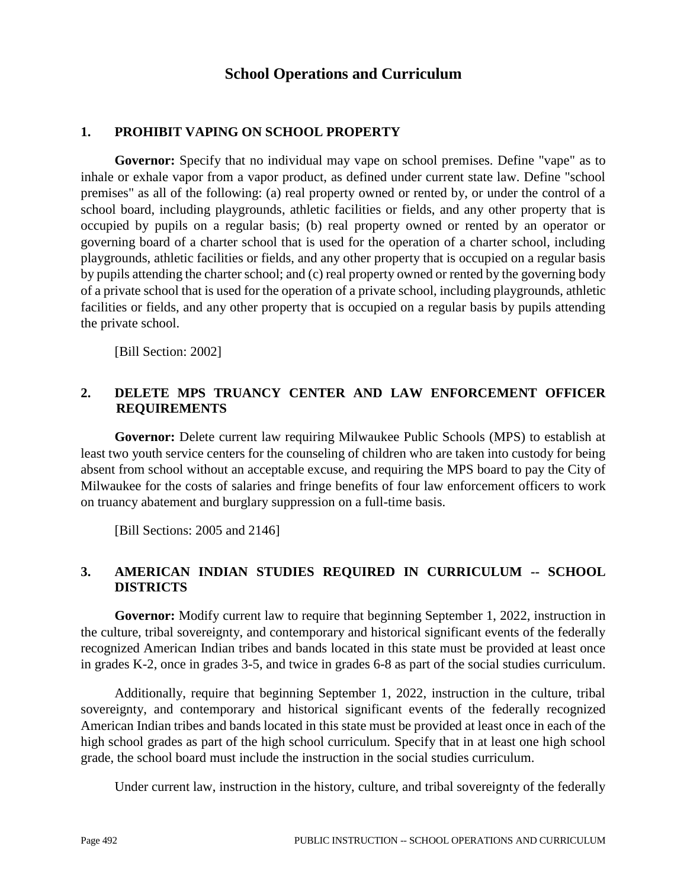# School Operations and Curriculum

## 1. PROHIBIT VAPING ON SCHOOL PROPERTY

**Governor:** Specify that no individual may vape on school premises. Define "vape" as to inhale or exhale vapor from a vapor product, as defined under current state law. Define "school premises" as all of the following: (a) real property owned or rented by, or under the control of a school board, including playgrounds, athletic facilities or fields, and any other property that is occupied by pupils on a regular basis; (b) real property owned or rented by an operator or governing board of a charter school that is used for the operation of a charter school, including playgrounds, athletic facilities or fields, and any other property that is occupied on a regular basis by pupils attending the charter school; and (c) real property owned or rented by the governing body of a private school that is used for the operation of a private school, including playgrounds, athletic facilities or fields, and any other property that is occupied on a regular basis by pupils attending the private school.

[Bill Section: 2002]

## 2. DELETE MPS TRUANCY CENTER AND LAW ENFORCEMENT OFFICER REQUIREMENTS

**Governor:** Delete current law requiring Milwaukee Public Schools (MPS) to establish at least two youth service centers for the counseling of children who are taken into custody for being absent from school without an acceptable excuse, and requiring the MPS board to pay the City of Milwaukee for the costs of salaries and fringe benefits of four law enforcement officers to work on truancy abatement and burglary suppression on a full-time basis.

[Bill Sections: 2005 and 2146]

## 3. AMERICAN INDIAN STUDIES REQUIRED IN CURRICULUM -- SCHOOL DISTRICTS

**Governor:** Modify current law to require that beginning September 1, 2022, instruction in the culture, tribal sovereignty, and contemporary and historical significant events of the federally recognized American Indian tribes and bands located in this state must be provided at least once in grades K-2, once in grades 3-5, and twice in grades 6-8 as part of the social studies curriculum.

Additionally, require that beginning September 1, 2022, instruction in the culture, tribal sovereignty, and contemporary and historical significant events of the federally recognized American Indian tribes and bands located in this state must be provided at least once in each of the high school grades as part of the high school curriculum. Specify that in at least one high school grade, the school board must include the instruction in the social studies curriculum.

Under current law, instruction in the history, culture, and tribal sovereignty of the federally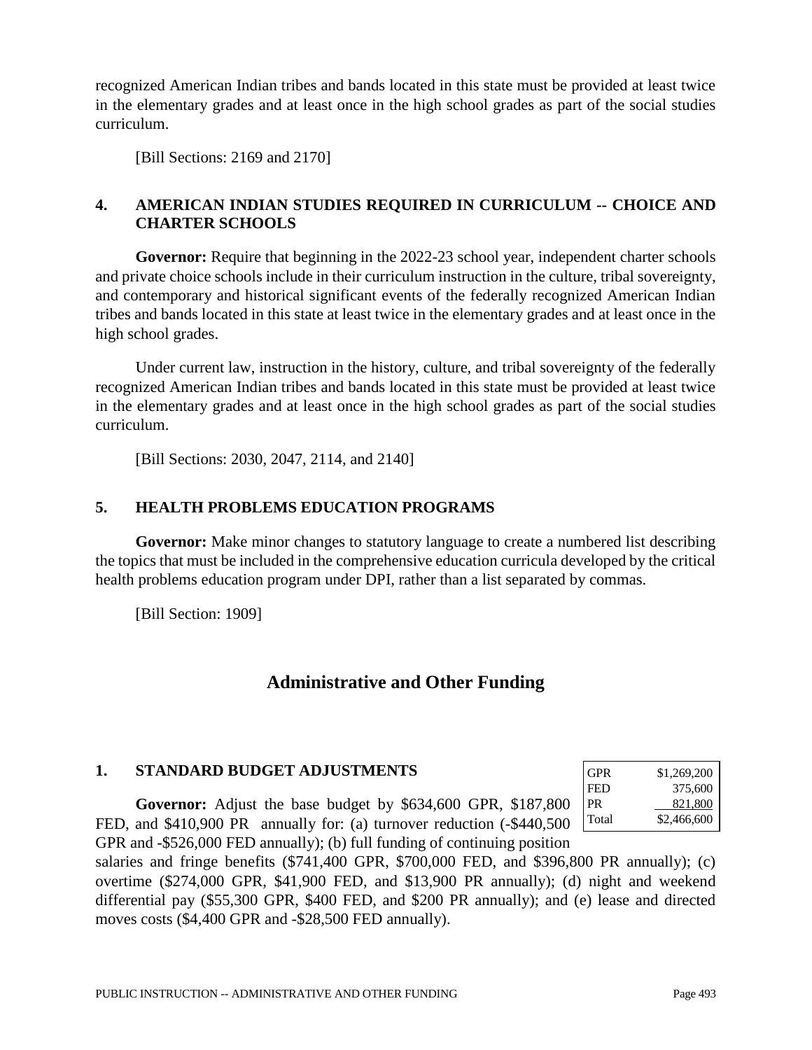recognized American Indian tribes and bands located in this state must be provided at least twice in the elementary grades and at least once in the high school grades as part of the social studies curriculum.

[Bill Sections: 2169 and 2170]

### 4. AMERICAN INDIAN STUDIES REQUIRED IN CURRICULUM -- CHOICE AND CHARTER SCHOOLS

**Governor:** Require that beginning in the 2022-23 school year, independent charter schools and private choice schools include in their curriculum instruction in the culture, tribal sovereignty, and contemporary and historical significant events of the federally recognized American Indian tribes and bands located in this state at least twice in the elementary grades and at least once in the high school grades.

Under current law, instruction in the history, culture, and tribal sovereignty of the federally recognized American Indian tribes and bands located in this state must be provided at least twice in the elementary grades and at least once in the high school grades as part of the social studies curriculum.

[Bill Sections: 2030, 2047, 2114, and 2140]

### 5. HEALTH PROBLEMS EDUCATION PROGRAMS

**Governor:** Make minor changes to statutory language to create a numbered list describing the topics that must be included in the comprehensive education curricula developed by the critical health problems education program under DPI, rather than a list separated by commas.

[Bill Section: 1909]

## Administrative and Other Funding

### 1. STANDARD BUDGET ADJUSTMENTS

| | |
|---|---|
| GPR | $1,269,200 |
| FED | 375,600 |
| PR | 821,800 |
| Total | $2,466,600 |

**Governor:** Adjust the base budget by $634,600 GPR, $187,800 FED, and $410,900 PR annually for: (a) turnover reduction (-$440,500 GPR and -$526,000 FED annually); (b) full funding of continuing position salaries and fringe benefits ($741,400 GPR, $700,000 FED, and $396,800 PR annually); (c) overtime ($274,000 GPR, $41,900 FED, and $13,900 PR annually); (d) night and weekend differential pay ($55,300 GPR, $400 FED, and $200 PR annually); and (e) lease and directed moves costs ($4,400 GPR and -$28,500 FED annually).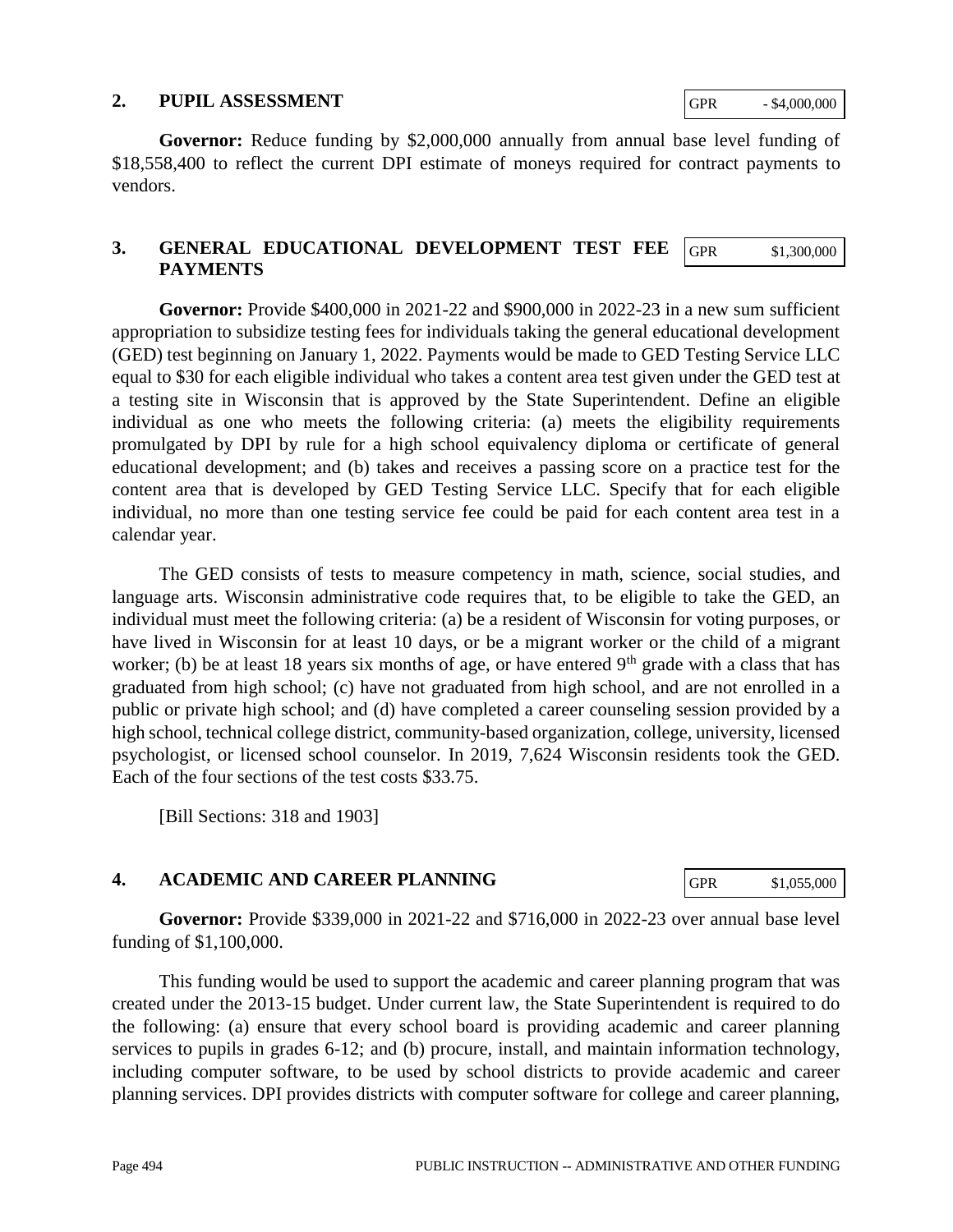## 2. PUPIL ASSESSMENT

| GPR | - $4,000,000 |
|---|---|

**Governor:** Reduce funding by $2,000,000 annually from annual base level funding of $18,558,400 to reflect the current DPI estimate of moneys required for contract payments to vendors.

## 3. GENERAL EDUCATIONAL DEVELOPMENT TEST FEE PAYMENTS

| GPR | $1,300,000 |
|---|---|

**Governor:** Provide $400,000 in 2021-22 and $900,000 in 2022-23 in a new sum sufficient appropriation to subsidize testing fees for individuals taking the general educational development (GED) test beginning on January 1, 2022. Payments would be made to GED Testing Service LLC equal to $30 for each eligible individual who takes a content area test given under the GED test at a testing site in Wisconsin that is approved by the State Superintendent. Define an eligible individual as one who meets the following criteria: (a) meets the eligibility requirements promulgated by DPI by rule for a high school equivalency diploma or certificate of general educational development; and (b) takes and receives a passing score on a practice test for the content area that is developed by GED Testing Service LLC. Specify that for each eligible individual, no more than one testing service fee could be paid for each content area test in a calendar year.

The GED consists of tests to measure competency in math, science, social studies, and language arts. Wisconsin administrative code requires that, to be eligible to take the GED, an individual must meet the following criteria: (a) be a resident of Wisconsin for voting purposes, or have lived in Wisconsin for at least 10 days, or be a migrant worker or the child of a migrant worker; (b) be at least 18 years six months of age, or have entered 9th grade with a class that has graduated from high school; (c) have not graduated from high school, and are not enrolled in a public or private high school; and (d) have completed a career counseling session provided by a high school, technical college district, community-based organization, college, university, licensed psychologist, or licensed school counselor. In 2019, 7,624 Wisconsin residents took the GED. Each of the four sections of the test costs $33.75.

[Bill Sections: 318 and 1903]

## 4. ACADEMIC AND CAREER PLANNING

| GPR | $1,055,000 |
|---|---|

**Governor:** Provide $339,000 in 2021-22 and $716,000 in 2022-23 over annual base level funding of $1,100,000.

This funding would be used to support the academic and career planning program that was created under the 2013-15 budget. Under current law, the State Superintendent is required to do the following: (a) ensure that every school board is providing academic and career planning services to pupils in grades 6-12; and (b) procure, install, and maintain information technology, including computer software, to be used by school districts to provide academic and career planning services. DPI provides districts with computer software for college and career planning,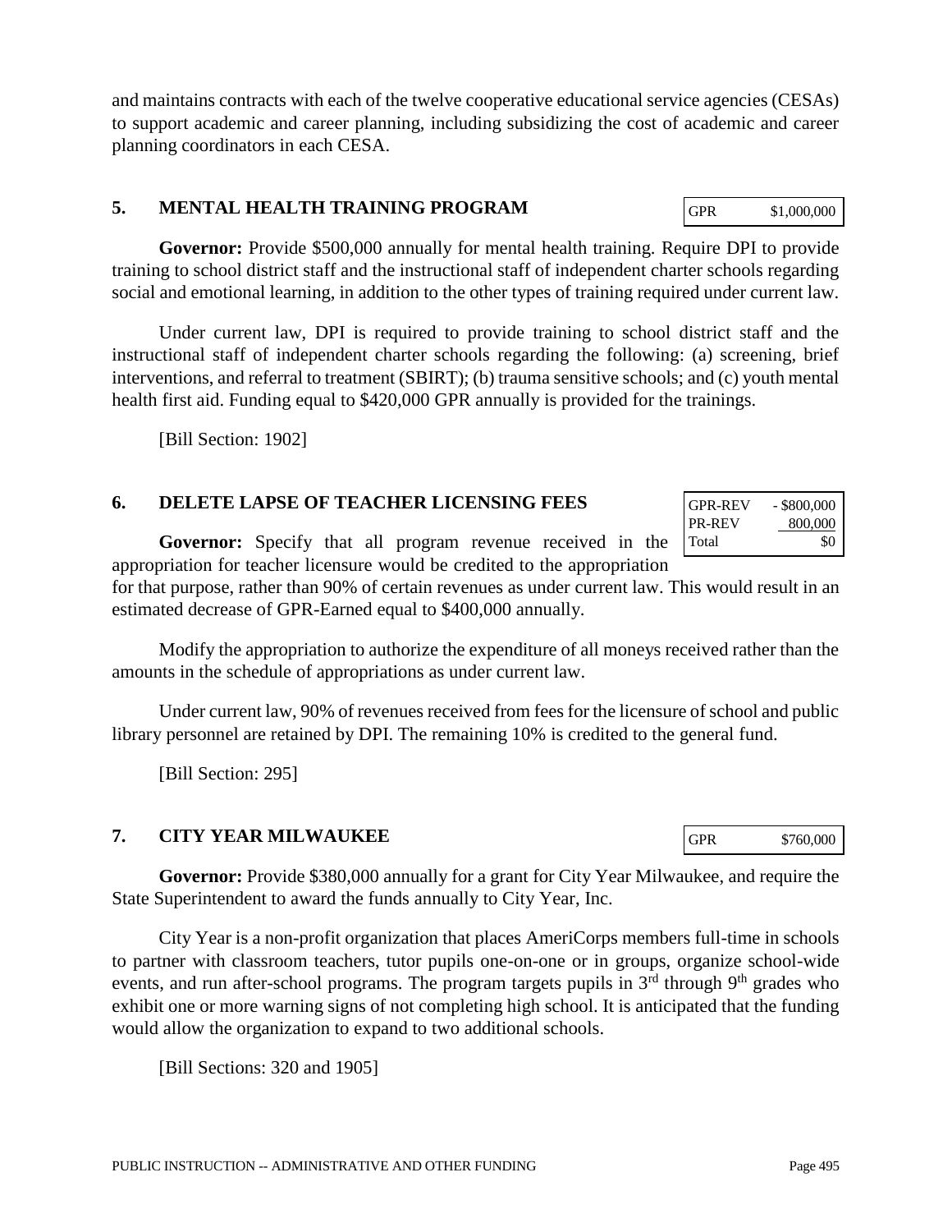and maintains contracts with each of the twelve cooperative educational service agencies (CESAs) to support academic and career planning, including subsidizing the cost of academic and career planning coordinators in each CESA.

## 5. MENTAL HEALTH TRAINING PROGRAM

| GPR | $1,000,000 |
|---|---|

**Governor:** Provide $500,000 annually for mental health training. Require DPI to provide training to school district staff and the instructional staff of independent charter schools regarding social and emotional learning, in addition to the other types of training required under current law.

Under current law, DPI is required to provide training to school district staff and the instructional staff of independent charter schools regarding the following: (a) screening, brief interventions, and referral to treatment (SBIRT); (b) trauma sensitive schools; and (c) youth mental health first aid. Funding equal to $420,000 GPR annually is provided for the trainings.

[Bill Section: 1902]

## 6. DELETE LAPSE OF TEACHER LICENSING FEES

| GPR-REV | - $800,000 |
|---|---|
| PR-REV | 800,000 |
| Total | $0 |

**Governor:** Specify that all program revenue received in the appropriation for teacher licensure would be credited to the appropriation for that purpose, rather than 90% of certain revenues as under current law. This would result in an estimated decrease of GPR-Earned equal to $400,000 annually.

Modify the appropriation to authorize the expenditure of all moneys received rather than the amounts in the schedule of appropriations as under current law.

Under current law, 90% of revenues received from fees for the licensure of school and public library personnel are retained by DPI. The remaining 10% is credited to the general fund.

[Bill Section: 295]

## 7. CITY YEAR MILWAUKEE

| GPR | $760,000 |
|---|---|

**Governor:** Provide $380,000 annually for a grant for City Year Milwaukee, and require the State Superintendent to award the funds annually to City Year, Inc.

City Year is a non-profit organization that places AmeriCorps members full-time in schools to partner with classroom teachers, tutor pupils one-on-one or in groups, organize school-wide events, and run after-school programs. The program targets pupils in 3rd through 9th grades who exhibit one or more warning signs of not completing high school. It is anticipated that the funding would allow the organization to expand to two additional schools.

[Bill Sections: 320 and 1905]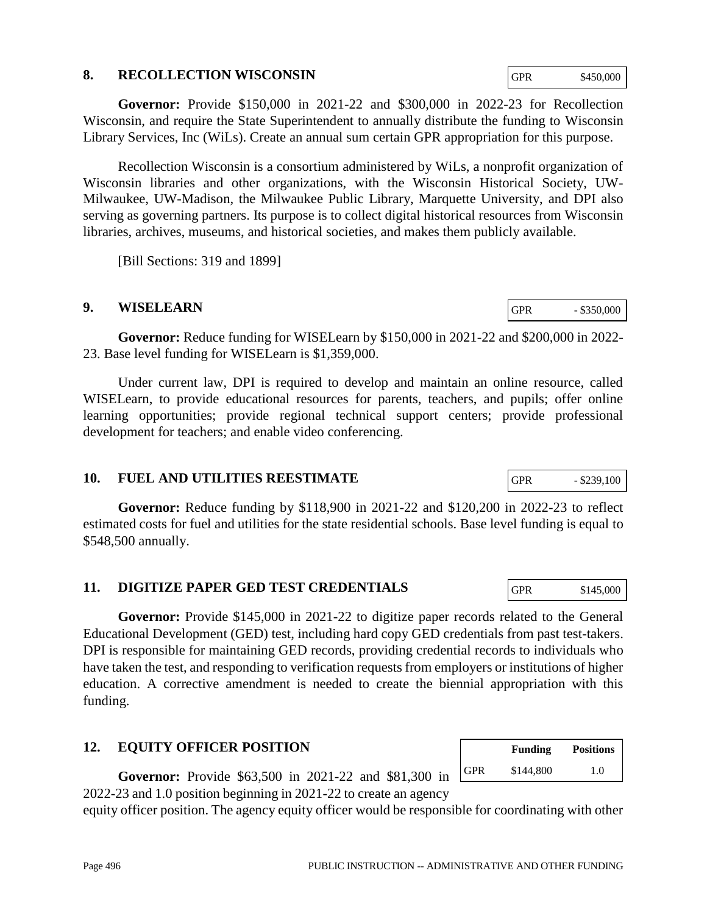## 8. RECOLLECTION WISCONSIN

| GPR | $450,000 |
|---|---|

**Governor:** Provide $150,000 in 2021-22 and $300,000 in 2022-23 for Recollection Wisconsin, and require the State Superintendent to annually distribute the funding to Wisconsin Library Services, Inc (WiLs). Create an annual sum certain GPR appropriation for this purpose.

Recollection Wisconsin is a consortium administered by WiLs, a nonprofit organization of Wisconsin libraries and other organizations, with the Wisconsin Historical Society, UW-Milwaukee, UW-Madison, the Milwaukee Public Library, Marquette University, and DPI also serving as governing partners. Its purpose is to collect digital historical resources from Wisconsin libraries, archives, museums, and historical societies, and makes them publicly available.

[Bill Sections: 319 and 1899]

## 9. WISELEARN

| GPR | - $350,000 |
|---|---|

**Governor:** Reduce funding for WISELearn by $150,000 in 2021-22 and $200,000 in 2022-23. Base level funding for WISELearn is $1,359,000.

Under current law, DPI is required to develop and maintain an online resource, called WISELearn, to provide educational resources for parents, teachers, and pupils; offer online learning opportunities; provide regional technical support centers; provide professional development for teachers; and enable video conferencing.

## 10. FUEL AND UTILITIES REESTIMATE

| GPR | - $239,100 |
|---|---|

**Governor:** Reduce funding by $118,900 in 2021-22 and $120,200 in 2022-23 to reflect estimated costs for fuel and utilities for the state residential schools. Base level funding is equal to $548,500 annually.

## 11. DIGITIZE PAPER GED TEST CREDENTIALS

| GPR | $145,000 |
|---|---|

**Governor:** Provide $145,000 in 2021-22 to digitize paper records related to the General Educational Development (GED) test, including hard copy GED credentials from past test-takers. DPI is responsible for maintaining GED records, providing credential records to individuals who have taken the test, and responding to verification requests from employers or institutions of higher education. A corrective amendment is needed to create the biennial appropriation with this funding.

## 12. EQUITY OFFICER POSITION

| | Funding | Positions |
|---|---|---|
| GPR | $144,800 | 1.0 |

**Governor:** Provide $63,500 in 2021-22 and $81,300 in 2022-23 and 1.0 position beginning in 2021-22 to create an agency equity officer position. The agency equity officer would be responsible for coordinating with other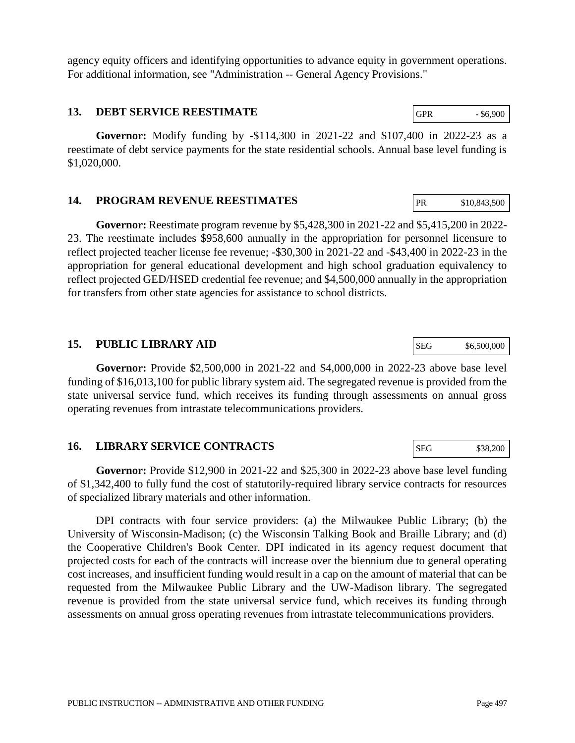agency equity officers and identifying opportunities to advance equity in government operations. For additional information, see "Administration -- General Agency Provisions."

## 13. DEBT SERVICE REESTIMATE

| GPR | - $6,900 |
|---|---|

**Governor:** Modify funding by -$114,300 in 2021-22 and $107,400 in 2022-23 as a reestimate of debt service payments for the state residential schools. Annual base level funding is $1,020,000.

## 14. PROGRAM REVENUE REESTIMATES

| PR | $10,843,500 |
|---|---|

**Governor:** Reestimate program revenue by $5,428,300 in 2021-22 and $5,415,200 in 2022-23. The reestimate includes $958,600 annually in the appropriation for personnel licensure to reflect projected teacher license fee revenue; -$30,300 in 2021-22 and -$43,400 in 2022-23 in the appropriation for general educational development and high school graduation equivalency to reflect projected GED/HSED credential fee revenue; and $4,500,000 annually in the appropriation for transfers from other state agencies for assistance to school districts.

## 15. PUBLIC LIBRARY AID

| SEG | $6,500,000 |
|---|---|

**Governor:** Provide $2,500,000 in 2021-22 and $4,000,000 in 2022-23 above base level funding of $16,013,100 for public library system aid. The segregated revenue is provided from the state universal service fund, which receives its funding through assessments on annual gross operating revenues from intrastate telecommunications providers.

## 16. LIBRARY SERVICE CONTRACTS

| SEG | $38,200 |
|---|---|

**Governor:** Provide $12,900 in 2021-22 and $25,300 in 2022-23 above base level funding of $1,342,400 to fully fund the cost of statutorily-required library service contracts for resources of specialized library materials and other information.

DPI contracts with four service providers: (a) the Milwaukee Public Library; (b) the University of Wisconsin-Madison; (c) the Wisconsin Talking Book and Braille Library; and (d) the Cooperative Children's Book Center. DPI indicated in its agency request document that projected costs for each of the contracts will increase over the biennium due to general operating cost increases, and insufficient funding would result in a cap on the amount of material that can be requested from the Milwaukee Public Library and the UW-Madison library. The segregated revenue is provided from the state universal service fund, which receives its funding through assessments on annual gross operating revenues from intrastate telecommunications providers.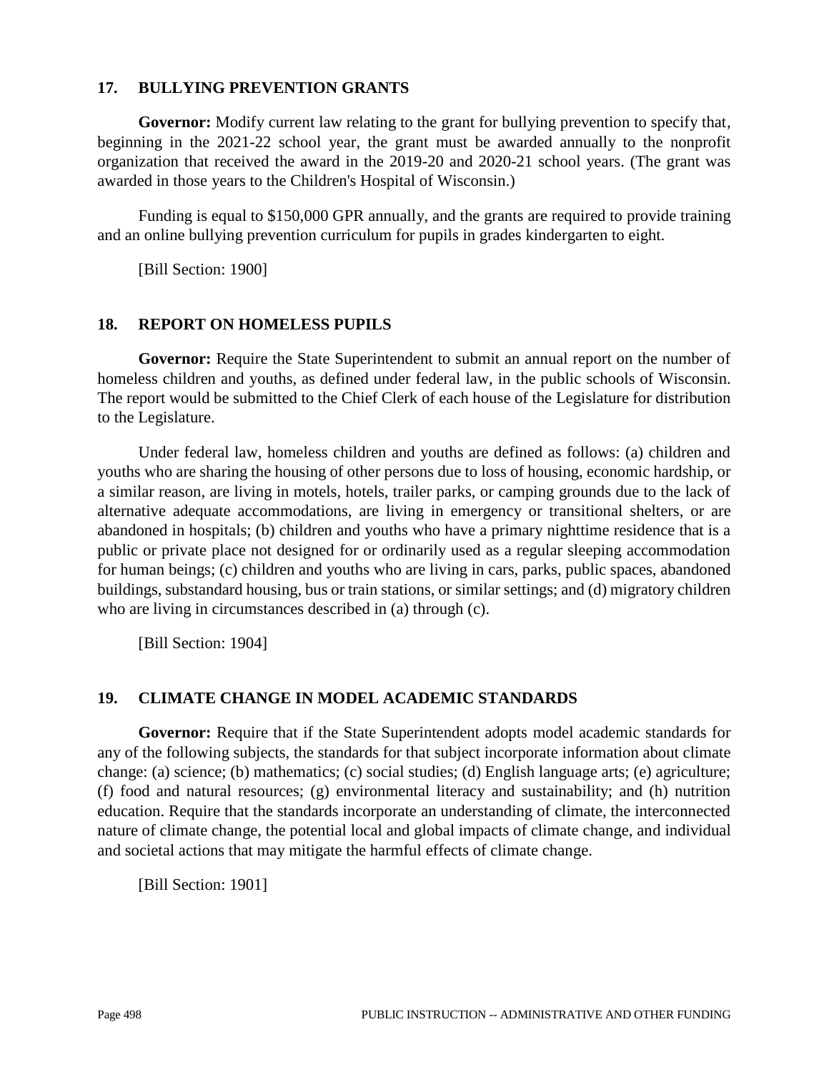## 17. BULLYING PREVENTION GRANTS

**Governor:** Modify current law relating to the grant for bullying prevention to specify that, beginning in the 2021-22 school year, the grant must be awarded annually to the nonprofit organization that received the award in the 2019-20 and 2020-21 school years. (The grant was awarded in those years to the Children's Hospital of Wisconsin.)

Funding is equal to $150,000 GPR annually, and the grants are required to provide training and an online bullying prevention curriculum for pupils in grades kindergarten to eight.

[Bill Section: 1900]

## 18. REPORT ON HOMELESS PUPILS

**Governor:** Require the State Superintendent to submit an annual report on the number of homeless children and youths, as defined under federal law, in the public schools of Wisconsin. The report would be submitted to the Chief Clerk of each house of the Legislature for distribution to the Legislature.

Under federal law, homeless children and youths are defined as follows: (a) children and youths who are sharing the housing of other persons due to loss of housing, economic hardship, or a similar reason, are living in motels, hotels, trailer parks, or camping grounds due to the lack of alternative adequate accommodations, are living in emergency or transitional shelters, or are abandoned in hospitals; (b) children and youths who have a primary nighttime residence that is a public or private place not designed for or ordinarily used as a regular sleeping accommodation for human beings; (c) children and youths who are living in cars, parks, public spaces, abandoned buildings, substandard housing, bus or train stations, or similar settings; and (d) migratory children who are living in circumstances described in (a) through (c).

[Bill Section: 1904]

## 19. CLIMATE CHANGE IN MODEL ACADEMIC STANDARDS

**Governor:** Require that if the State Superintendent adopts model academic standards for any of the following subjects, the standards for that subject incorporate information about climate change: (a) science; (b) mathematics; (c) social studies; (d) English language arts; (e) agriculture; (f) food and natural resources; (g) environmental literacy and sustainability; and (h) nutrition education. Require that the standards incorporate an understanding of climate, the interconnected nature of climate change, the potential local and global impacts of climate change, and individual and societal actions that may mitigate the harmful effects of climate change.

[Bill Section: 1901]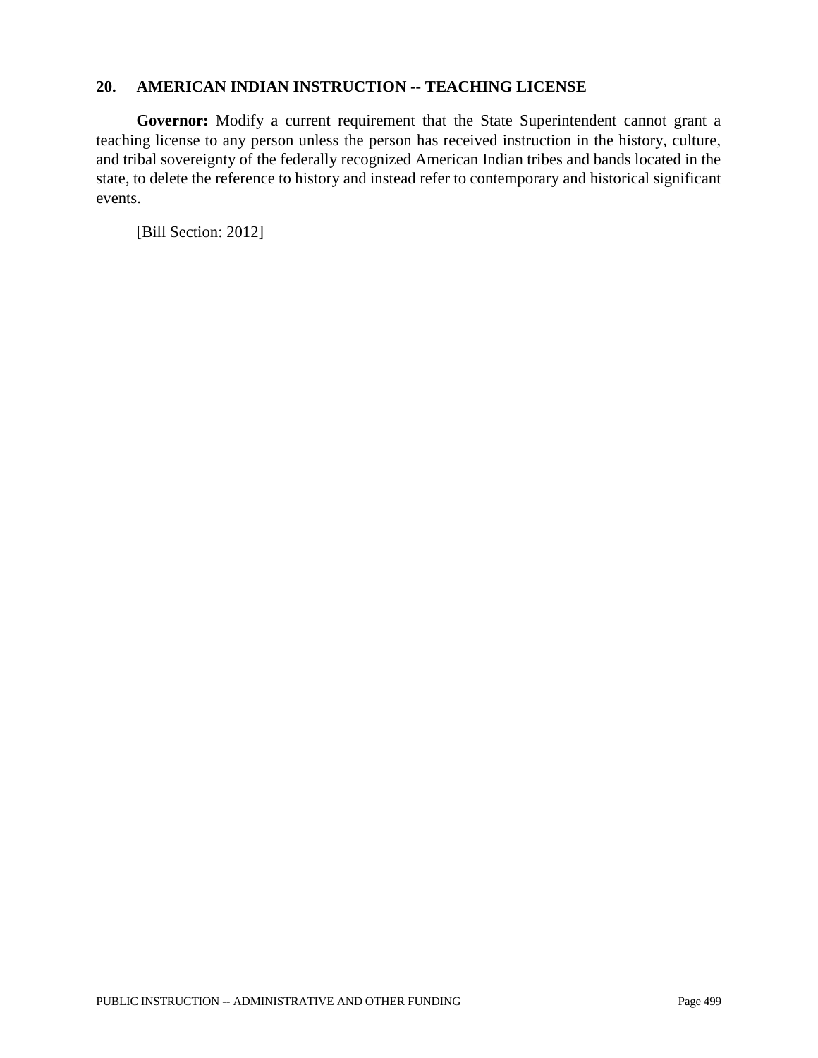## 20. AMERICAN INDIAN INSTRUCTION -- TEACHING LICENSE

**Governor:** Modify a current requirement that the State Superintendent cannot grant a teaching license to any person unless the person has received instruction in the history, culture, and tribal sovereignty of the federally recognized American Indian tribes and bands located in the state, to delete the reference to history and instead refer to contemporary and historical significant events.

[Bill Section: 2012]